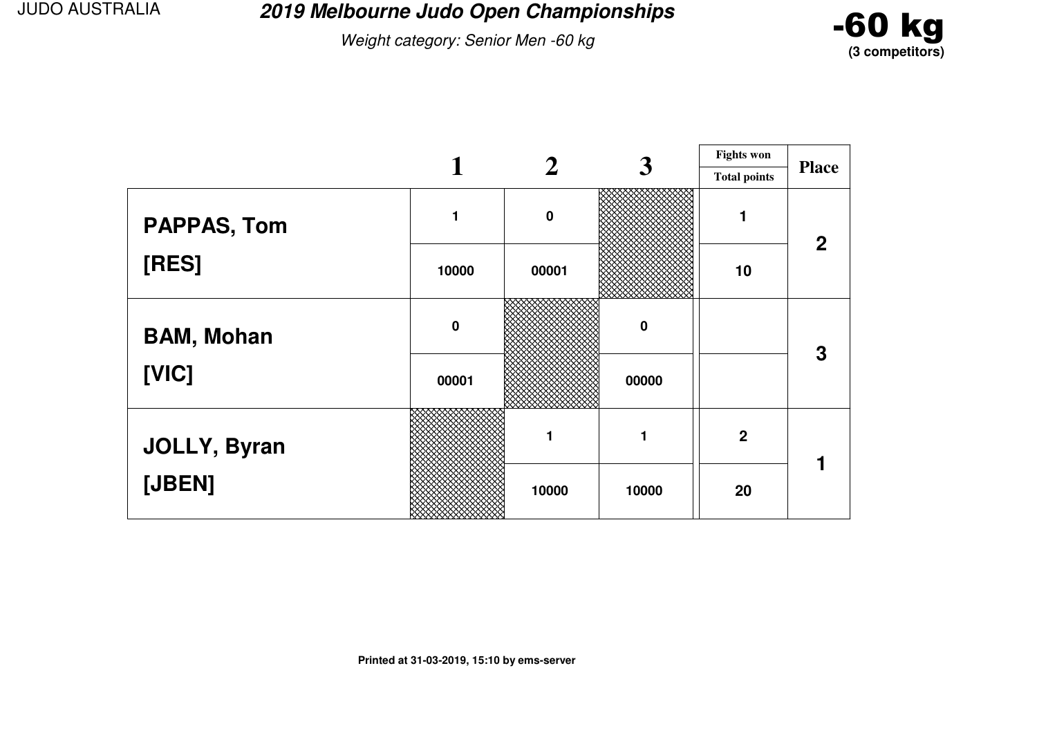JUDO AUSTRALIA

# 2019 Melbourne Judo Open Championships

*Weight category: Senior Men -60 kg*

**-60 kg**
**(3 competitors)**

| | 1 | 2 | 3 | Fights won / Total points | Place |
|---|---|---|---|---|---|
| **PAPPAS, Tom** | 1 | 0 | | 1 | 2 |
| **[RES]** | 10000 | 00001 | | 10 | |
| **BAM, Mohan** | 0 | | 0 | | 3 |
| **[VIC]** | 00001 | | 00000 | | |
| **JOLLY, Byran** | | 1 | 1 | 2 | 1 |
| **[JBEN]** | | 10000 | 10000 | 20 | |

Printed at 31-03-2019, 15:10 by ems-server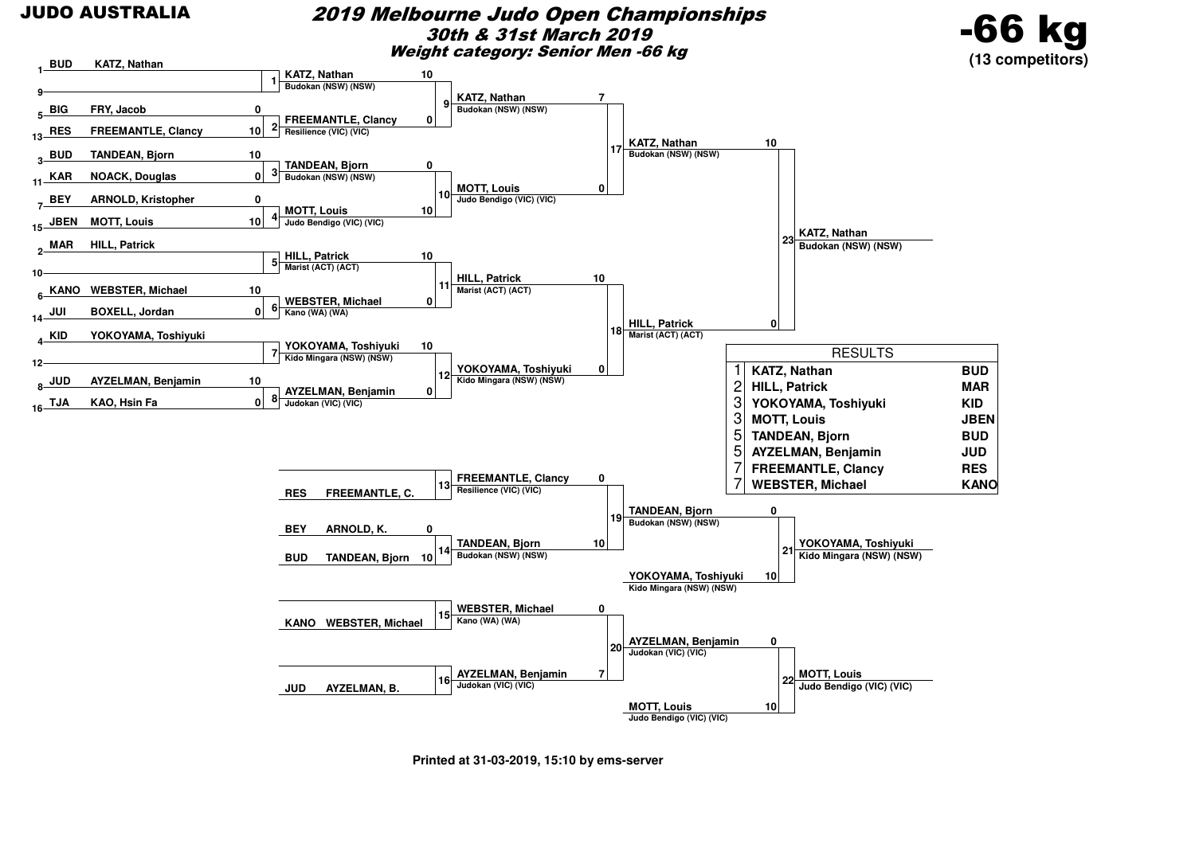**JUDO AUSTRALIA**

# *2019 Melbourne Judo Open Championships*

## *30th & 31st March 2019*

### *Weight category: Senior Men -66 kg*

**-66 kg**
**(13 competitors)**

## Main Draw

### Round 1

| Contest | Competitor A | Score | Competitor B | Score | Winner | Score |
|---|---|---|---|---|---|---|
| 1 | 1 BUD KATZ, Nathan | | 9 — | | KATZ, Nathan — Budokan (NSW) (NSW) | 10 |
| 2 | 5 BIG FRY, Jacob | 0 | 13 RES FREEMANTLE, Clancy | 10 | FREEMANTLE, Clancy — Resilience (VIC) (VIC) | 0 |
| 3 | 3 BUD TANDEAN, Bjorn | 10 | 11 KAR NOACK, Douglas | 0 | TANDEAN, Bjorn — Budokan (NSW) (NSW) | 0 |
| 4 | 7 BEY ARNOLD, Kristopher | 0 | 15 JBEN MOTT, Louis | 10 | MOTT, Louis — Judo Bendigo (VIC) (VIC) | 10 |
| 5 | 2 MAR HILL, Patrick | | 10 — | | HILL, Patrick — Marist (ACT) (ACT) | 10 |
| 6 | 6 KANO WEBSTER, Michael | 10 | 14 JUI BOXELL, Jordan | 0 | WEBSTER, Michael — Kano (WA) (WA) | 0 |
| 7 | 4 KID YOKOYAMA, Toshiyuki | | 12 — | | YOKOYAMA, Toshiyuki — Kido Mingara (NSW) (NSW) | 10 |
| 8 | 8 JUD AYZELMAN, Benjamin | 10 | 16 TJA KAO, Hsin Fa | 0 | AYZELMAN, Benjamin — Judokan (VIC) (VIC) | 0 |

### Quarter-finals

| Contest | Winner | Score |
|---|---|---|
| 9 | KATZ, Nathan — Budokan (NSW) (NSW) | 7 |
| 10 | MOTT, Louis — Judo Bendigo (VIC) (VIC) | 0 |
| 11 | HILL, Patrick — Marist (ACT) (ACT) | 10 |
| 12 | YOKOYAMA, Toshiyuki — Kido Mingara (NSW) (NSW) | 0 |

### Semi-finals

| Contest | Winner | Score |
|---|---|---|
| 17 | KATZ, Nathan — Budokan (NSW) (NSW) | 10 |
| 18 | HILL, Patrick — Marist (ACT) (ACT) | 0 |

### Final

| Contest | Winner |
|---|---|
| 23 | KATZ, Nathan — Budokan (NSW) (NSW) |

## Repechage

| Contest | Competitor | Score | Competitor | Score | Winner | Score |
|---|---|---|---|---|---|---|
| 13 | RES FREEMANTLE, C. | | | | FREEMANTLE, Clancy — Resilience (VIC) (VIC) | 0 |
| 14 | BEY ARNOLD, K. | 0 | BUD TANDEAN, Bjorn | 10 | TANDEAN, Bjorn — Budokan (NSW) (NSW) | 10 |
| 15 | KANO WEBSTER, Michael | | | | WEBSTER, Michael — Kano (WA) (WA) | 0 |
| 16 | JUD AYZELMAN, B. | | | | AYZELMAN, Benjamin — Judokan (VIC) (VIC) | 7 |

| Contest | Competitor | Score | Competitor | Score | Winner |
|---|---|---|---|---|---|
| 19 | FREEMANTLE, Clancy | 0 | TANDEAN, Bjorn — Budokan (NSW) (NSW) | 10 | TANDEAN, Bjorn |
| 20 | WEBSTER, Michael | 0 | AYZELMAN, Benjamin — Judokan (VIC) (VIC) | 7 | AYZELMAN, Benjamin |
| 21 | TANDEAN, Bjorn — Budokan (NSW) (NSW) | 0 | YOKOYAMA, Toshiyuki — Kido Mingara (NSW) (NSW) | 10 | YOKOYAMA, Toshiyuki — Kido Mingara (NSW) (NSW) |
| 22 | AYZELMAN, Benjamin — Judokan (VIC) (VIC) | 0 | MOTT, Louis — Judo Bendigo (VIC) (VIC) | 10 | MOTT, Louis — Judo Bendigo (VIC) (VIC) |

## RESULTS

| Place | Name | Club |
|---|---|---|
| 1 | KATZ, Nathan | BUD |
| 2 | HILL, Patrick | MAR |
| 3 | YOKOYAMA, Toshiyuki | KID |
| 3 | MOTT, Louis | JBEN |
| 5 | TANDEAN, Bjorn | BUD |
| 5 | AYZELMAN, Benjamin | JUD |
| 7 | FREEMANTLE, Clancy | RES |
| 7 | WEBSTER, Michael | KANO |

Printed at 31-03-2019, 15:10 by ems-server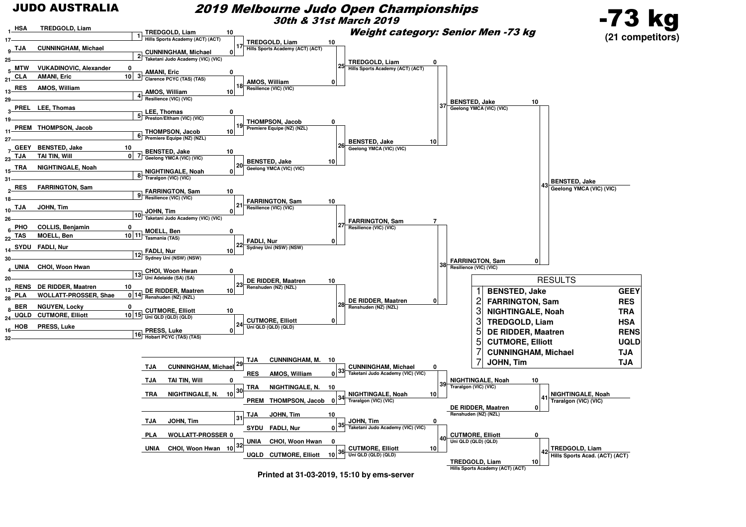# JUDO AUSTRALIA

## 2019 Melbourne Judo Open Championships

*30th & 31st March 2019*

*Weight category: Senior Men -73 kg*

# -73 kg

**(21 competitors)**

### Main Draw – Round 1

| Contest | Competitor | Club | Score |
|---|---|---|---|
| 1 | TREDGOLD, Liam | HSA | |
| 1 | (17 – bye) | | |
| 2 | CUNNINGHAM, Michael | TJA | |
| 2 | (25 – bye) | | |
| 3 | VUKADINOVIC, Alexander | MTW | 0 |
| 3 | AMANI, Eric | CLA | 10 |
| 4 | AMOS, William | RES | |
| 4 | (29 – bye) | | |
| 5 | LEE, Thomas | PREL | |
| 5 | (19 – bye) | | |
| 6 | THOMPSON, Jacob | PREM | |
| 6 | (27 – bye) | | |
| 7 | BENSTED, Jake | GEEY | 10 |
| 7 | TAI TIN, Will | TJA | 0 |
| 8 | NIGHTINGALE, Noah | TRA | |
| 8 | (31 – bye) | | |
| 9 | FARRINGTON, Sam | RES | |
| 9 | (18 – bye) | | |
| 10 | JOHN, Tim | TJA | |
| 10 | (26 – bye) | | |
| 11 | COLLIS, Benjamin | PHO | 0 |
| 11 | MOELL, Ben | TAS | 10 |
| 12 | FADLI, Nur | SYDU | |
| 12 | (30 – bye) | | |
| 13 | CHOI, Woon Hwan | UNIA | |
| 13 | (20 – bye) | | |
| 14 | DE RIDDER, Maatren | RENS | 10 |
| 14 | WOLLATT-PROSSER, Shae | PLA | 0 |
| 15 | NGUYEN, Locky | BER | 0 |
| 15 | CUTMORE, Elliott | UQLD | 10 |
| 16 | PRESS, Luke | HOB | |
| 16 | (32 – bye) | | |

### Main Draw – Round 2

| Contest | Competitor | Club | Score |
|---|---|---|---|
| 17 | TREDGOLD, Liam | Hills Sports Academy (ACT) (ACT) | 10 |
| 17 | CUNNINGHAM, Michael | Taketani Judo Academy (VIC) (VIC) | 0 |
| 18 | AMANI, Eric | Clarence PCYC (TAS) (TAS) | 0 |
| 18 | AMOS, William | Resilience (VIC) (VIC) | 10 |
| 19 | LEE, Thomas | Preston/Eltham (VIC) (VIC) | 0 |
| 19 | THOMPSON, Jacob | Premiere Equipe (NZ) (NZL) | 10 |
| 20 | BENSTED, Jake | Geelong YMCA (VIC) (VIC) | 10 |
| 20 | NIGHTINGALE, Noah | Traralgon (VIC) (VIC) | 0 |
| 21 | FARRINGTON, Sam | Resilience (VIC) (VIC) | 10 |
| 21 | JOHN, Tim | Taketani Judo Academy (VIC) (VIC) | 0 |
| 22 | MOELL, Ben | Tasmania (TAS) | 0 |
| 22 | FADLI, Nur | Sydney Uni (NSW) (NSW) | 10 |
| 23 | CHOI, Woon Hwan | Uni Adelaide (SA) (SA) | 0 |
| 23 | DE RIDDER, Maatren | Renshuden (NZ) (NZL) | 10 |
| 24 | CUTMORE, Elliott | Uni QLD (QLD) (QLD) | 10 |
| 24 | PRESS, Luke | Hobart PCYC (TAS) (TAS) | 0 |

### Main Draw – Quarter-finals

| Contest | Competitor | Club | Score |
|---|---|---|---|
| 25 | TREDGOLD, Liam | Hills Sports Academy (ACT) (ACT) | 10 |
| 25 | AMOS, William | Resilience (VIC) (VIC) | 0 |
| 26 | THOMPSON, Jacob | Premiere Equipe (NZ) (NZL) | 0 |
| 26 | BENSTED, Jake | Geelong YMCA (VIC) (VIC) | 10 |
| 27 | FARRINGTON, Sam | Resilience (VIC) (VIC) | 10 |
| 27 | FADLI, Nur | Sydney Uni (NSW) (NSW) | 0 |
| 28 | DE RIDDER, Maatren | Renshuden (NZ) (NZL) | 10 |
| 28 | CUTMORE, Elliott | Uni QLD (QLD) (QLD) | 0 |

### Main Draw – Semi-finals

| Contest | Competitor | Club | Score |
|---|---|---|---|
| 37 | TREDGOLD, Liam | Hills Sports Academy (ACT) (ACT) | 0 |
| 37 | BENSTED, Jake | Geelong YMCA (VIC) (VIC) | 10 |
| 38 | FARRINGTON, Sam | Resilience (VIC) (VIC) | 7 |
| 38 | DE RIDDER, Maatren | Renshuden (NZ) (NZL) | 0 |

### Final

| Contest | Competitor | Club | Score |
|---|---|---|---|
| 43 | BENSTED, Jake | Geelong YMCA (VIC) (VIC) | 10 |
| 43 | FARRINGTON, Sam | Resilience (VIC) (VIC) | 0 |

**Winner (43): BENSTED, Jake – Geelong YMCA (VIC) (VIC)**

### Repechage

| Contest | Club | Competitor | Score |
|---|---|---|---|
| 29 | TJA | CUNNINGHAM, Michael | |
| 30 | TJA | TAI TIN, Will | 0 |
| 30 | TRA | NIGHTINGALE, N. | 10 |
| 31 | TJA | JOHN, Tim | |
| 32 | PLA | WOLLATT-PROSSER | 0 |
| 32 | UNIA | CHOI, Woon Hwan | 10 |
| 33 | TJA | CUNNINGHAM, M. | 10 |
| 33 | RES | AMOS, William | 0 |
| 34 | TRA | NIGHTINGALE, N. | 10 |
| 34 | PREM | THOMPSON, Jacob | 0 |
| 35 | TJA | JOHN, Tim | 10 |
| 35 | SYDU | FADLI, Nur | 0 |
| 36 | UNIA | CHOI, Woon Hwan | 0 |
| 36 | UQLD | CUTMORE, Elliott | 10 |
| 39 | | CUNNINGHAM, Michael – Taketani Judo Academy (VIC) (VIC) | 0 |
| 39 | | NIGHTINGALE, Noah – Traralgon (VIC) (VIC) | 10 |
| 40 | | JOHN, Tim – Taketani Judo Academy (VIC) (VIC) | 0 |
| 40 | | CUTMORE, Elliott – Uni QLD (QLD) (QLD) | 10 |

### Bronze Medal Contests

| Contest | Competitor | Club | Score |
|---|---|---|---|
| 41 | NIGHTINGALE, Noah | Traralgon (VIC) (VIC) | 10 |
| 41 | DE RIDDER, Maatren | Renshuden (NZ) (NZL) | 0 |
| 42 | CUTMORE, Elliott | Uni QLD (QLD) (QLD) | 0 |
| 42 | TREDGOLD, Liam | Hills Sports Academy (ACT) (ACT) | 10 |

**Winner (41): NIGHTINGALE, Noah – Traralgon (VIC) (VIC)**

**Winner (42): TREDGOLD, Liam – Hills Sports Acad. (ACT) (ACT)**

### RESULTS

| Place | Name | Club |
|---|---|---|
| 1 | BENSTED, Jake | GEEY |
| 2 | FARRINGTON, Sam | RES |
| 3 | NIGHTINGALE, Noah | TRA |
| 3 | TREDGOLD, Liam | HSA |
| 5 | DE RIDDER, Maatren | RENS |
| 5 | CUTMORE, Elliott | UQLD |
| 7 | CUNNINGHAM, Michael | TJA |
| 7 | JOHN, Tim | TJA |

**Printed at 31-03-2019, 15:10 by ems-server**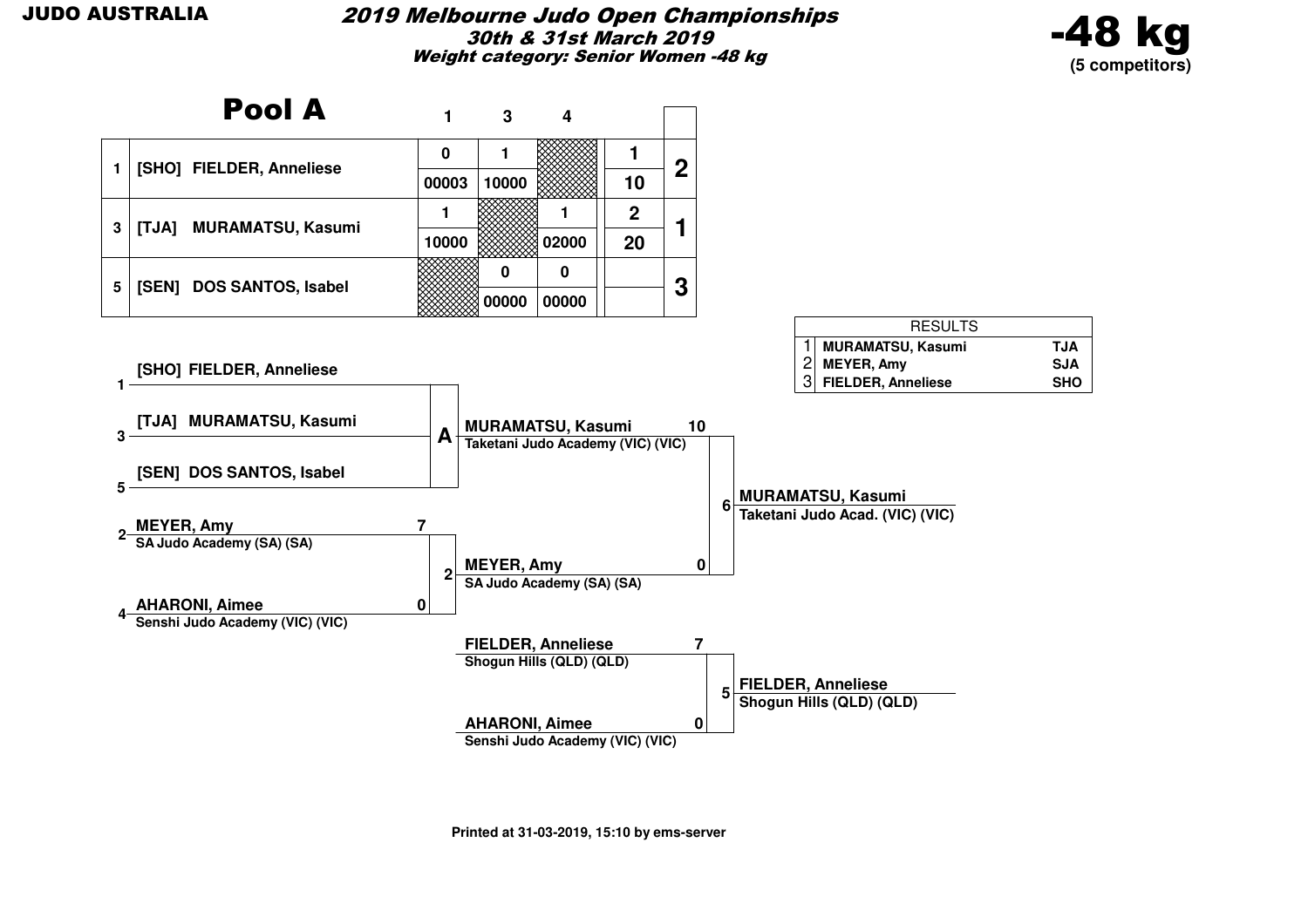JUDO AUSTRALIA

# 2019 Melbourne Judo Open Championships

**30th & 31st March 2019**

**Weight category: Senior Women -48 kg**

**-48 kg**
**(5 competitors)**

## Pool A

| | | 1 | 3 | 4 | | |
|---|---|---|---|---|---|---|
| 1 | [SHO] FIELDER, Anneliese | 0 / 00003 | 1 / 10000 | | 1 / 10 | 2 |
| 3 | [TJA] MURAMATSU, Kasumi | 1 / 10000 | | 1 / 02000 | 2 / 20 | 1 |
| 5 | [SEN] DOS SANTOS, Isabel | | 0 / 00000 | 0 / 00000 | | 3 |

| RESULTS | | |
|---|---|---|
| 1 | MURAMATSU, Kasumi | TJA |
| 2 | MEYER, Amy | SJA |
| 3 | FIELDER, Anneliese | SHO |

**Pool A:**
- 1 [SHO] FIELDER, Anneliese
- 3 [TJA] MURAMATSU, Kasumi
- 5 [SEN] DOS SANTOS, Isabel

Winner A: MURAMATSU, Kasumi — Taketani Judo Academy (VIC) (VIC) — 10

**Contest 2:**
- 2 MEYER, Amy — SA Judo Academy (SA) (SA) — 7
- 4 AHARONI, Aimee — Senshi Judo Academy (VIC) (VIC) — 0

Winner: MEYER, Amy — SA Judo Academy (SA) (SA)

**Contest 6:**
- MURAMATSU, Kasumi — Taketani Judo Academy (VIC) (VIC) — 10
- MEYER, Amy — SA Judo Academy (SA) (SA) — 0

Winner: MURAMATSU, Kasumi — Taketani Judo Acad. (VIC) (VIC)

**Contest 5:**
- FIELDER, Anneliese — Shogun Hills (QLD) (QLD) — 7
- AHARONI, Aimee — Senshi Judo Academy (VIC) (VIC) — 0

Winner: FIELDER, Anneliese — Shogun Hills (QLD) (QLD)

Printed at 31-03-2019, 15:10 by ems-server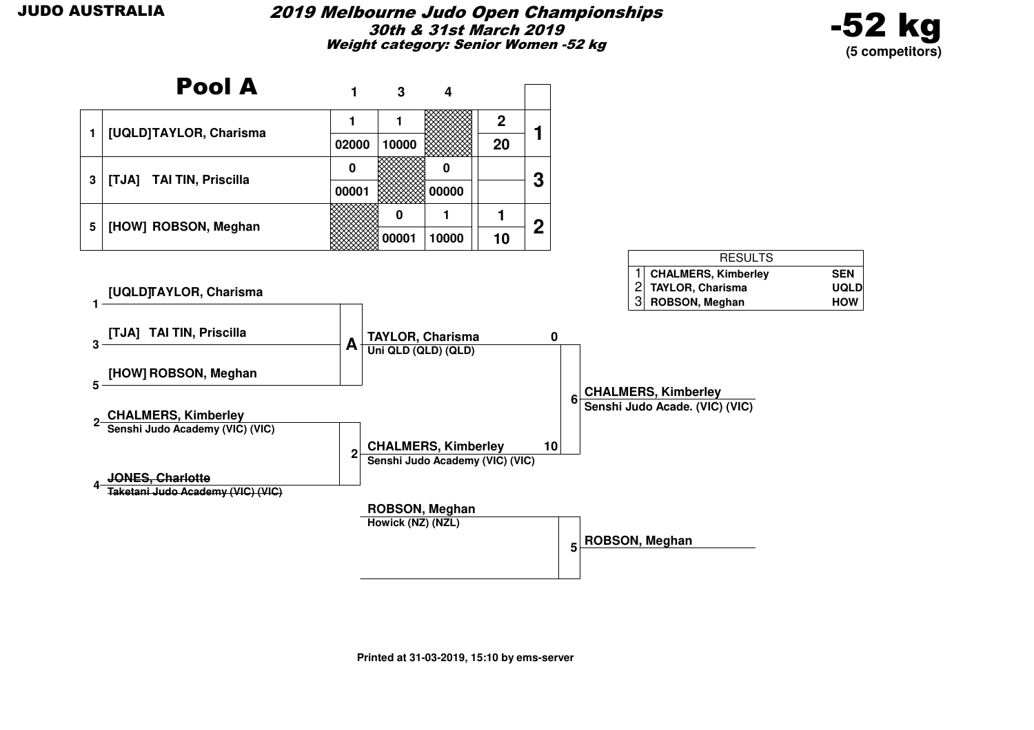JUDO AUSTRALIA

# 2019 Melbourne Judo Open Championships

**30th & 31st March 2019**

**Weight category: Senior Women -52 kg**

**-52 kg**
**(5 competitors)**

## Pool A

| | | 1 | 3 | 4 | | |
|---|---|---|---|---|---|---|
| 1 | [UQLD]TAYLOR, Charisma | 1 / 02000 | 1 / 10000 | | 2 / 20 | 1 |
| 3 | [TJA] TAI TIN, Priscilla | 0 / 00001 | | 0 / 00000 | | 3 |
| 5 | [HOW] ROBSON, Meghan | | 0 / 00001 | 1 / 10000 | 1 / 10 | 2 |

| RESULTS | | |
|---|---|---|
| 1 | CHALMERS, Kimberley | SEN |
| 2 | TAYLOR, Charisma | UQLD |
| 3 | ROBSON, Meghan | HOW |

1 [UQLD]TAYLOR, Charisma
3 [TJA] TAI TIN, Priscilla
5 [HOW] ROBSON, Meghan

A: TAYLOR, Charisma — Uni QLD (QLD) (QLD) — 0

2 CHALMERS, Kimberley — Senshi Judo Academy (VIC) (VIC)
4 ~~JONES, Charlotte~~ — ~~Taketani Judo Academy (VIC) (VIC)~~

2: CHALMERS, Kimberley — Senshi Judo Academy (VIC) (VIC) — 10

6: CHALMERS, Kimberley — Senshi Judo Acade. (VIC) (VIC)

ROBSON, Meghan — Howick (NZ) (NZL)

5: ROBSON, Meghan

Printed at 31-03-2019, 15:10 by ems-server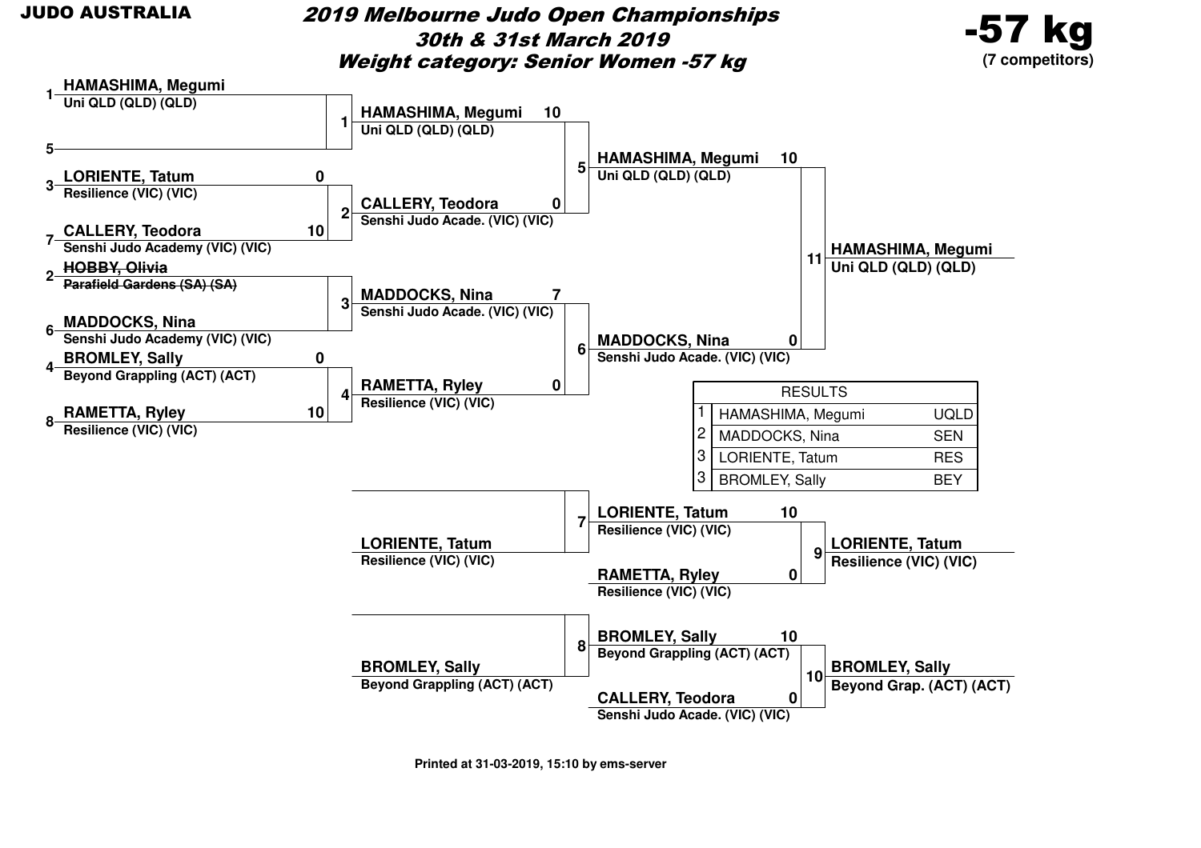JUDO AUSTRALIA

# 2019 Melbourne Judo Open Championships

## 30th & 31st March 2019

## Weight category: Senior Women -57 kg

**-57 kg**
**(7 competitors)**

### Main Draw

**Round 1**

| Match | Seed | Competitor | Club | Score |
|---|---|---|---|---|
| 1 | 1 | HAMASHIMA, Megumi | Uni QLD (QLD) (QLD) | |
| 1 | 5 | | | |
| 2 | 3 | LORIENTE, Tatum | Resilience (VIC) (VIC) | 0 |
| 2 | 7 | CALLERY, Teodora | Senshi Judo Academy (VIC) (VIC) | 10 |
| 3 | 2 | ~~HOBBY, Olivia~~ | ~~Parafield Gardens (SA) (SA)~~ | |
| 3 | 6 | MADDOCKS, Nina | Senshi Judo Academy (VIC) (VIC) | |
| 4 | 4 | BROMLEY, Sally | Beyond Grappling (ACT) (ACT) | 0 |
| 4 | 8 | RAMETTA, Ryley | Resilience (VIC) (VIC) | 10 |

**Round 2**

| Match | Competitor | Club | Score |
|---|---|---|---|
| 5 | HAMASHIMA, Megumi | Uni QLD (QLD) (QLD) | 10 |
| 5 | CALLERY, Teodora | Senshi Judo Acade. (VIC) (VIC) | 0 |
| 6 | MADDOCKS, Nina | Senshi Judo Acade. (VIC) (VIC) | 7 |
| 6 | RAMETTA, Ryley | Resilience (VIC) (VIC) | 0 |

**Final**

| Match | Competitor | Club | Score |
|---|---|---|---|
| 11 | HAMASHIMA, Megumi | Uni QLD (QLD) (QLD) | 10 |
| 11 | MADDOCKS, Nina | Senshi Judo Acade. (VIC) (VIC) | 0 |

Winner: HAMASHIMA, Megumi — Uni QLD (QLD) (QLD)

### Repechage

| Match | Competitor | Club | Score |
|---|---|---|---|
| 7 | | | |
| 7 | LORIENTE, Tatum | Resilience (VIC) (VIC) | |
| 8 | | | |
| 8 | BROMLEY, Sally | Beyond Grappling (ACT) (ACT) | |

### Bronze Medal Matches

| Match | Competitor | Club | Score |
|---|---|---|---|
| 9 | LORIENTE, Tatum | Resilience (VIC) (VIC) | 10 |
| 9 | RAMETTA, Ryley | Resilience (VIC) (VIC) | 0 |
| 10 | BROMLEY, Sally | Beyond Grappling (ACT) (ACT) | 10 |
| 10 | CALLERY, Teodora | Senshi Judo Acade. (VIC) (VIC) | 0 |

Winner match 9: LORIENTE, Tatum — Resilience (VIC) (VIC)

Winner match 10: BROMLEY, Sally — Beyond Grap. (ACT) (ACT)

### RESULTS

| Place | Name | Club |
|---|---|---|
| 1 | HAMASHIMA, Megumi | UQLD |
| 2 | MADDOCKS, Nina | SEN |
| 3 | LORIENTE, Tatum | RES |
| 3 | BROMLEY, Sally | BEY |

Printed at 31-03-2019, 15:10 by ems-server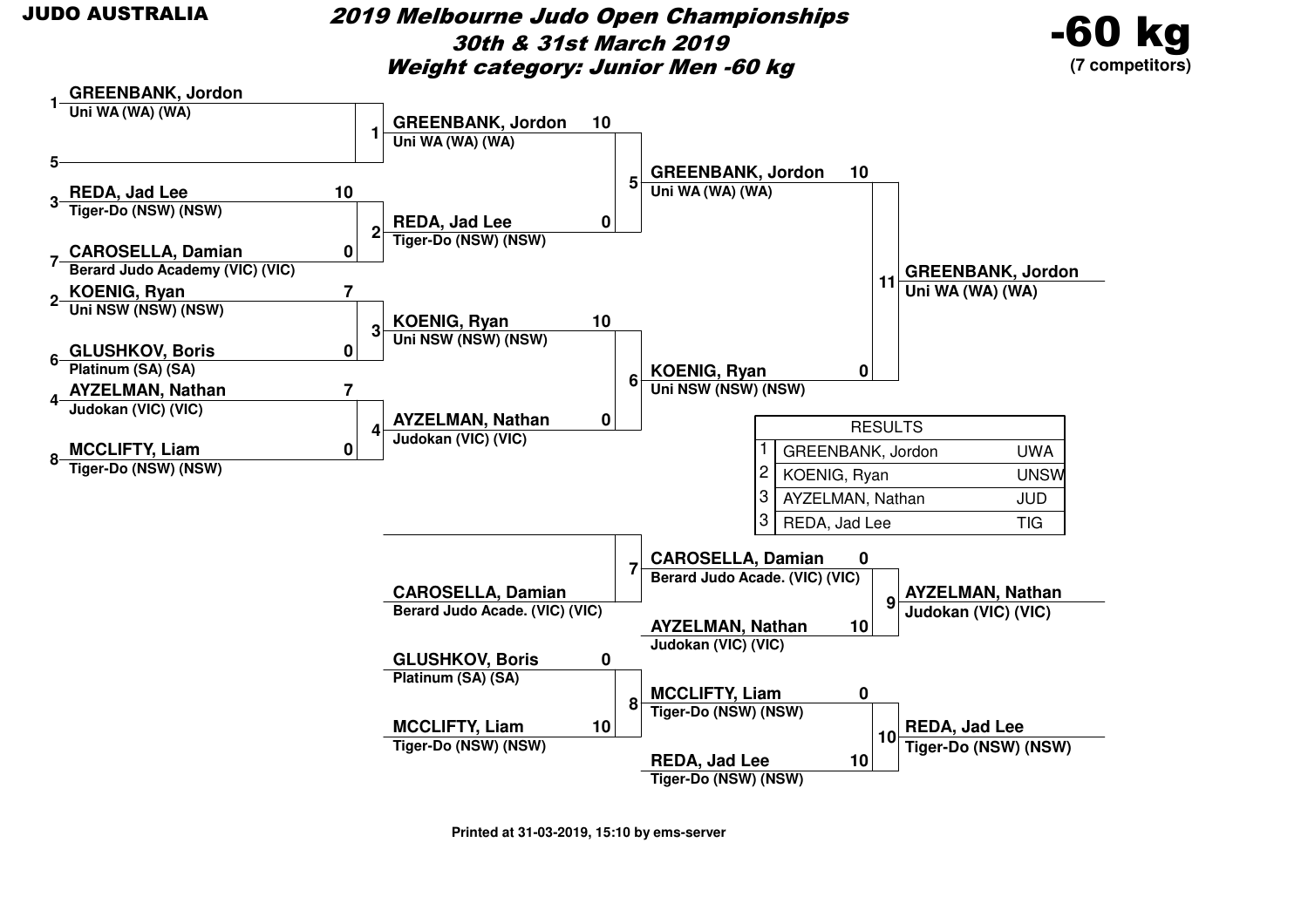**JUDO AUSTRALIA**

# *2019 Melbourne Judo Open Championships*

## *30th & 31st March 2019*

## *Weight category: Junior Men -60 kg*

**-60 kg**
**(7 competitors)**

### Main Draw

**Round 1**

| Contest | Seed | Competitor | Club | Score |
|---|---|---|---|---|
| 1 | 1 | GREENBANK, Jordon | Uni WA (WA) (WA) | |
| | 5 | | | |
| 2 | 3 | REDA, Jad Lee | Tiger-Do (NSW) (NSW) | 10 |
| | 7 | CAROSELLA, Damian | Berard Judo Academy (VIC) (VIC) | 0 |
| 3 | 2 | KOENIG, Ryan | Uni NSW (NSW) (NSW) | 7 |
| | 6 | GLUSHKOV, Boris | Platinum (SA) (SA) | 0 |
| 4 | 4 | AYZELMAN, Nathan | Judokan (VIC) (VIC) | 7 |
| | 8 | MCCLIFTY, Liam | Tiger-Do (NSW) (NSW) | 0 |

**Semi-finals**

| Contest | Competitor | Club | Score |
|---|---|---|---|
| 5 | GREENBANK, Jordon | Uni WA (WA) (WA) | 10 |
| | REDA, Jad Lee | Tiger-Do (NSW) (NSW) | 0 |
| 6 | KOENIG, Ryan | Uni NSW (NSW) (NSW) | 10 |
| | AYZELMAN, Nathan | Judokan (VIC) (VIC) | 0 |

**Final**

| Contest | Competitor | Club | Score |
|---|---|---|---|
| 11 | GREENBANK, Jordon | Uni WA (WA) (WA) | 10 |
| | KOENIG, Ryan | Uni NSW (NSW) (NSW) | 0 |

Winner: **GREENBANK, Jordon** – Uni WA (WA) (WA)

### Repechage

| Contest | Competitor | Club | Score |
|---|---|---|---|
| 7 | | | |
| | CAROSELLA, Damian | Berard Judo Acade. (VIC) (VIC) | |
| 8 | GLUSHKOV, Boris | Platinum (SA) (SA) | 0 |
| | MCCLIFTY, Liam | Tiger-Do (NSW) (NSW) | 10 |

### Bronze Medal Contests

| Contest | Competitor | Club | Score |
|---|---|---|---|
| 9 | CAROSELLA, Damian | Berard Judo Acade. (VIC) (VIC) | 0 |
| | AYZELMAN, Nathan | Judokan (VIC) (VIC) | 10 |
| 10 | MCCLIFTY, Liam | Tiger-Do (NSW) (NSW) | 0 |
| | REDA, Jad Lee | Tiger-Do (NSW) (NSW) | 10 |

Contest 9 winner: **AYZELMAN, Nathan** – Judokan (VIC) (VIC)

Contest 10 winner: **REDA, Jad Lee** – Tiger-Do (NSW) (NSW)

### RESULTS

| Place | Name | Club |
|---|---|---|
| 1 | GREENBANK, Jordon | UWA |
| 2 | KOENIG, Ryan | UNSW |
| 3 | AYZELMAN, Nathan | JUD |
| 3 | REDA, Jad Lee | TIG |

**Printed at 31-03-2019, 15:10 by ems-server**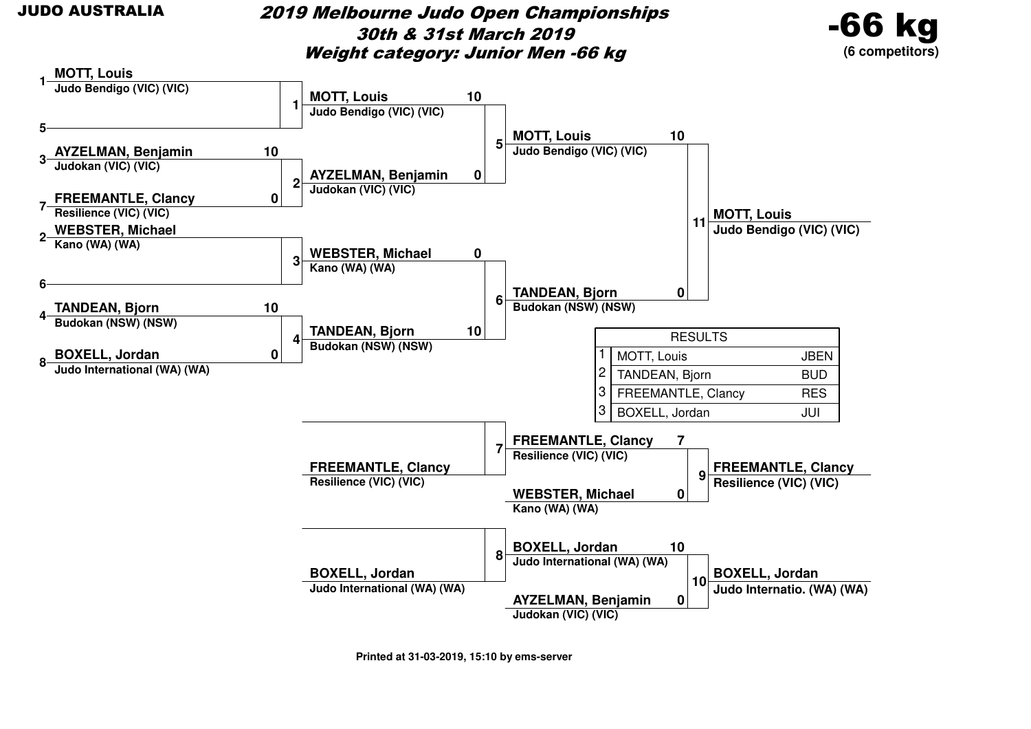JUDO AUSTRALIA

# 2019 Melbourne Judo Open Championships

## 30th & 31st March 2019

## Weight category: Junior Men -66 kg

**-66 kg**
(6 competitors)

### Round 1

| Contest | Seed | Competitor | Club | Score |
|---|---|---|---|---|
| 1 | 1 | MOTT, Louis | Judo Bendigo (VIC) (VIC) | |
| 1 | 5 | | | |
| 2 | 3 | AYZELMAN, Benjamin | Judokan (VIC) (VIC) | 10 |
| 2 | 7 | FREEMANTLE, Clancy | Resilience (VIC) (VIC) | 0 |
| 3 | 2 | WEBSTER, Michael | Kano (WA) (WA) | |
| 3 | 6 | | | |
| 4 | 4 | TANDEAN, Bjorn | Budokan (NSW) (NSW) | 10 |
| 4 | 8 | BOXELL, Jordan | Judo International (WA) (WA) | 0 |

### Semi-finals

| Contest | Competitor | Club | Score |
|---|---|---|---|
| 5 | MOTT, Louis | Judo Bendigo (VIC) (VIC) | 10 |
| 5 | AYZELMAN, Benjamin | Judokan (VIC) (VIC) | 0 |
| 6 | WEBSTER, Michael | Kano (WA) (WA) | 0 |
| 6 | TANDEAN, Bjorn | Budokan (NSW) (NSW) | 10 |

### Final

| Contest | Competitor | Club | Score |
|---|---|---|---|
| 11 | MOTT, Louis | Judo Bendigo (VIC) (VIC) | 10 |
| 11 | TANDEAN, Bjorn | Budokan (NSW) (NSW) | 0 |

Winner: **MOTT, Louis** – Judo Bendigo (VIC) (VIC)

### Repechage

| Contest | Competitor | Club | Score |
|---|---|---|---|
| 7 | | | |
| 7 | FREEMANTLE, Clancy | Resilience (VIC) (VIC) | |
| 8 | | | |
| 8 | BOXELL, Jordan | Judo International (WA) (WA) | |

### Bronze Medal Contests

| Contest | Competitor | Club | Score |
|---|---|---|---|
| 9 | FREEMANTLE, Clancy | Resilience (VIC) (VIC) | 7 |
| 9 | WEBSTER, Michael | Kano (WA) (WA) | 0 |
| 10 | BOXELL, Jordan | Judo International (WA) (WA) | 10 |
| 10 | AYZELMAN, Benjamin | Judokan (VIC) (VIC) | 0 |

Contest 9 winner: **FREEMANTLE, Clancy** – Resilience (VIC) (VIC)

Contest 10 winner: **BOXELL, Jordan** – Judo Internatio. (WA) (WA)

### RESULTS

| Place | Name | Club |
|---|---|---|
| 1 | MOTT, Louis | JBEN |
| 2 | TANDEAN, Bjorn | BUD |
| 3 | FREEMANTLE, Clancy | RES |
| 3 | BOXELL, Jordan | JUI |

Printed at 31-03-2019, 15:10 by ems-server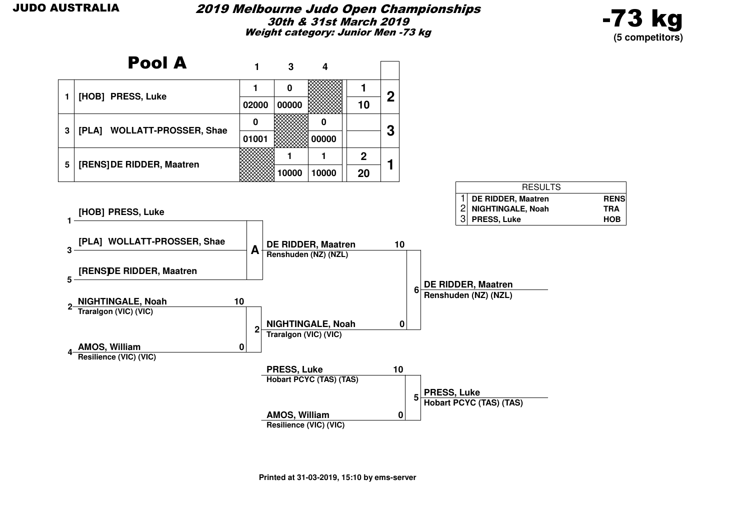JUDO AUSTRALIA

# 2019 Melbourne Judo Open Championships

**30th & 31st March 2019**

**Weight category: Junior Men -73 kg**

**-73 kg**
**(5 competitors)**

## Pool A

| | | 1 | 3 | 4 | | |
|---|---|---|---|---|---|---|
| 1 | [HOB] PRESS, Luke | 1 | 0 | | 1 | 2 |
| | | 02000 | 00000 | | 10 | |
| 3 | [PLA] WOLLATT-PROSSER, Shae | 0 | | 0 | | 3 |
| | | 01001 | | 00000 | | |
| 5 | [RENS] DE RIDDER, Maatren | | 1 | 1 | 2 | 1 |
| | | | 10000 | 10000 | 20 | |

| RESULTS | | |
|---|---|---|
| 1 | DE RIDDER, Maatren | RENS |
| 2 | NIGHTINGALE, Noah | TRA |
| 3 | PRESS, Luke | HOB |

**Bracket**

Pool A:
- 1 [HOB] PRESS, Luke
- 3 [PLA] WOLLATT-PROSSER, Shae
- 5 [RENS] DE RIDDER, Maatren

Winner A: DE RIDDER, Maatren — Renshuden (NZ) (NZL) — 10

Match 2:
- 2 NIGHTINGALE, Noah — Traralgon (VIC) (VIC) — 10
- 4 AMOS, William — Resilience (VIC) (VIC) — 0

Winner 2: NIGHTINGALE, Noah — Traralgon (VIC) (VIC) — 0

Match 6 (Final): DE RIDDER, Maatren — Renshuden (NZ) (NZL)

Match 5:
- PRESS, Luke — Hobart PCYC (TAS) (TAS) — 10
- AMOS, William — Resilience (VIC) (VIC) — 0

Winner 5: PRESS, Luke — Hobart PCYC (TAS) (TAS)

Printed at 31-03-2019, 15:10 by ems-server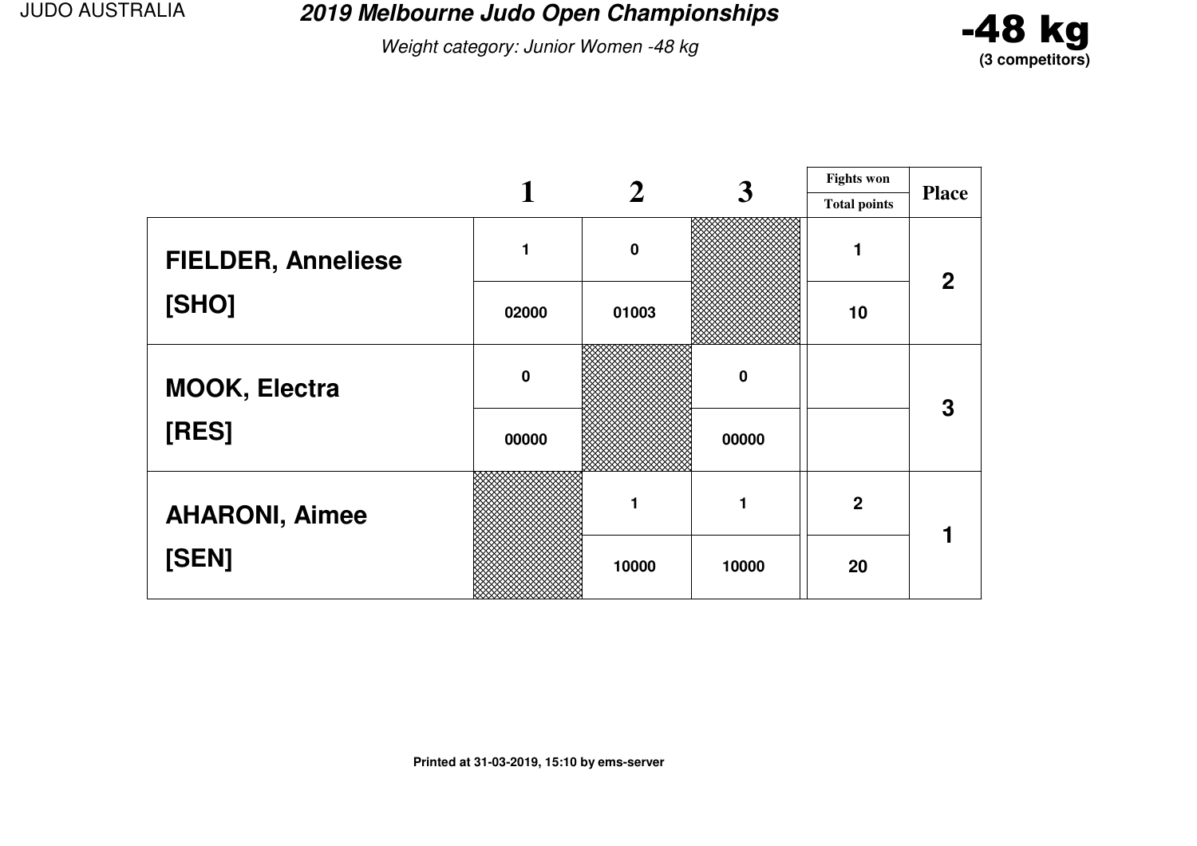# 2019 Melbourne Judo Open Championships

*Weight category: Junior Women -48 kg*

**-48 kg**
**(3 competitors)**

| | 1 | 2 | 3 | Fights won / Total points | Place |
|---|---|---|---|---|---|
| **FIELDER, Anneliese** | 1 | 0 | | 1 | 2 |
| **[SHO]** | 02000 | 01003 | | 10 | |
| **MOOK, Electra** | 0 | | 0 | | 3 |
| **[RES]** | 00000 | | 00000 | | |
| **AHARONI, Aimee** | | 1 | 1 | 2 | 1 |
| **[SEN]** | | 10000 | 10000 | 20 | |

Printed at 31-03-2019, 15:10 by ems-server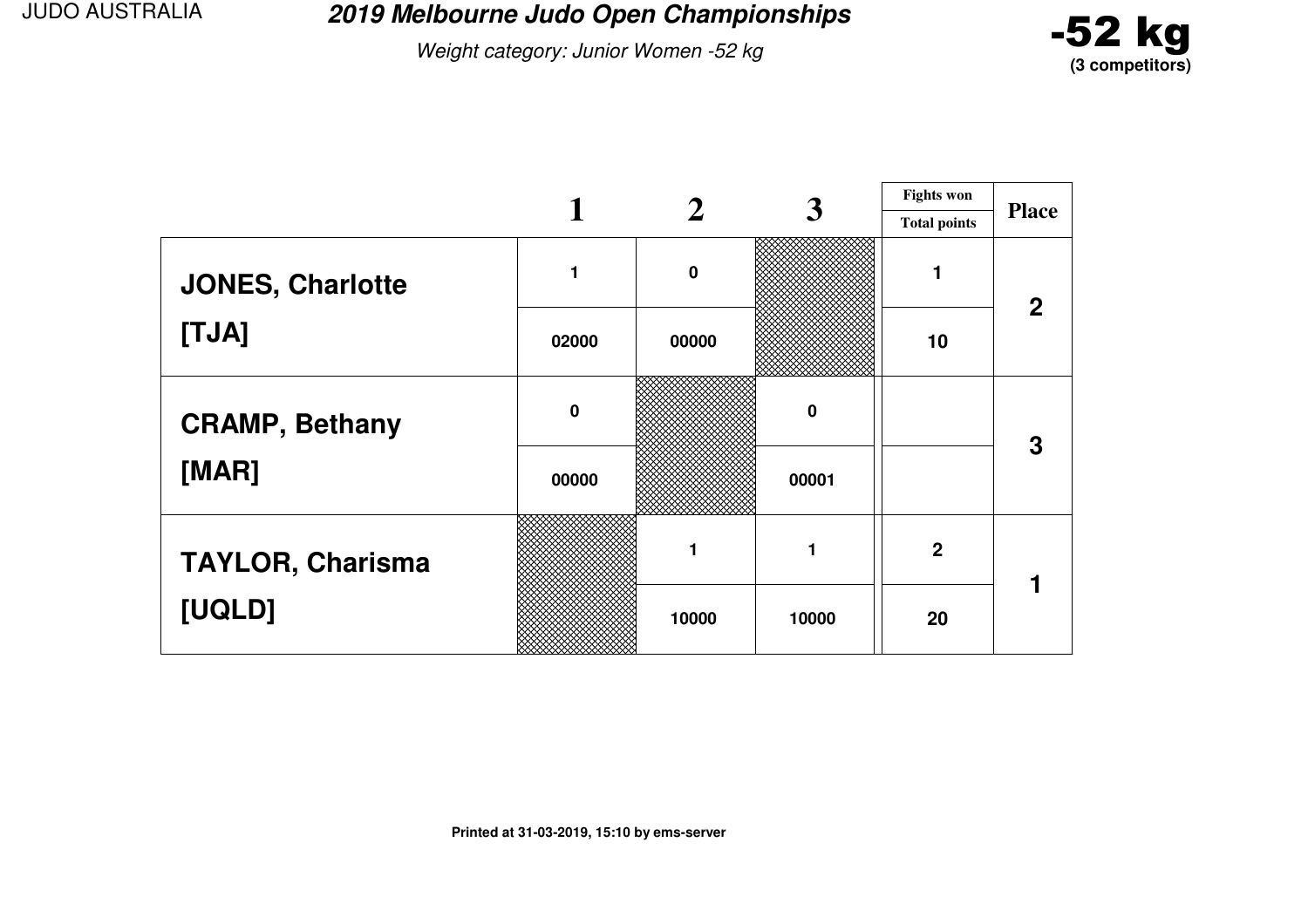JUDO AUSTRALIA

# 2019 Melbourne Judo Open Championships

*Weight category: Junior Women -52 kg*

**-52 kg**
**(3 competitors)**

| | 1 | 2 | 3 | Fights won / Total points | Place |
|---|---|---|---|---|---|
| **JONES, Charlotte** | 1 | 0 | | 1 | 2 |
| **[TJA]** | 02000 | 00000 | | 10 | |
| **CRAMP, Bethany** | 0 | | 0 | | 3 |
| **[MAR]** | 00000 | | 00001 | | |
| **TAYLOR, Charisma** | | 1 | 1 | 2 | 1 |
| **[UQLD]** | | 10000 | 10000 | 20 | |

**Printed at 31-03-2019, 15:10 by ems-server**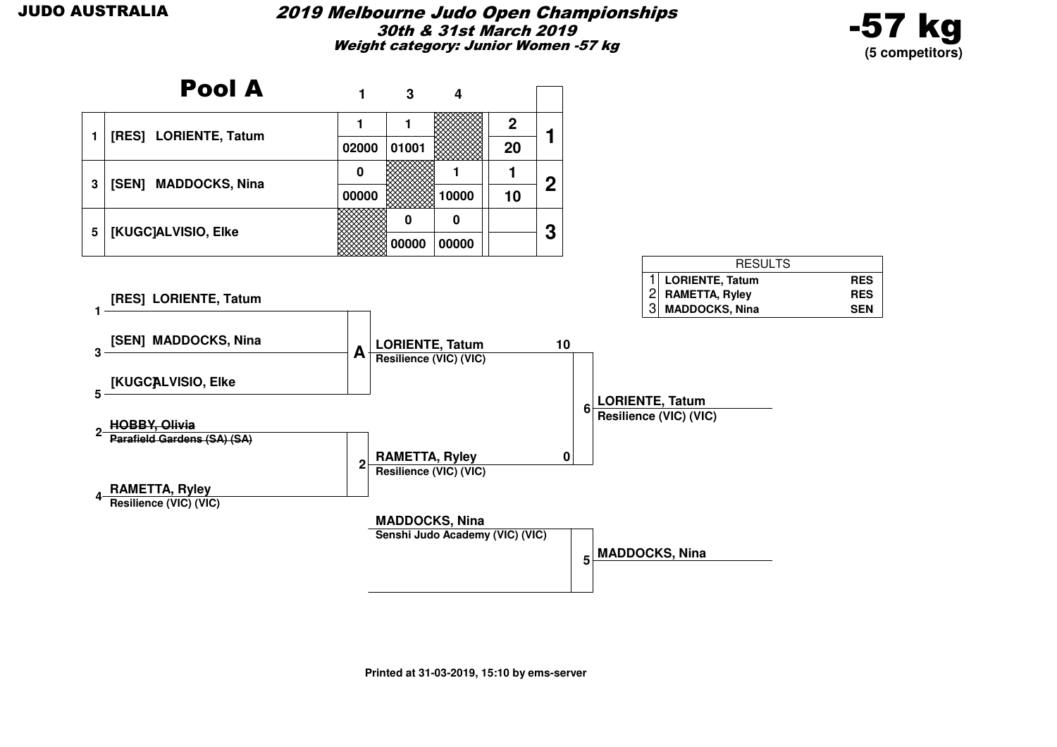**JUDO AUSTRALIA**

# 2019 Melbourne Judo Open Championships

**30th & 31st March 2019**

**Weight category: Junior Women -57 kg**

**-57 kg**
**(5 competitors)**

## Pool A

| | | 1 | 3 | 4 | | |
|---|---|---|---|---|---|---|
| 1 | [RES] LORIENTE, Tatum | 1 / 02000 | 1 / 01001 | | 2 / 20 | 1 |
| 3 | [SEN] MADDOCKS, Nina | 0 / 00000 | | 1 / 10000 | 1 / 10 | 2 |
| 5 | [KUGC]ALVISIO, Elke | | 0 / 00000 | 0 / 00000 | | 3 |

| RESULTS | | |
|---|---|---|
| 1 | LORIENTE, Tatum | RES |
| 2 | RAMETTA, Ryley | RES |
| 3 | MADDOCKS, Nina | SEN |

1 [RES] LORIENTE, Tatum
3 [SEN] MADDOCKS, Nina
5 [KUGC]ALVISIO, Elke

**A** → LORIENTE, Tatum – Resilience (VIC) (VIC) — 10

2 ~~HOBBY, Olivia~~ – ~~Parafield Gardens (SA) (SA)~~
4 RAMETTA, Ryley – Resilience (VIC) (VIC)

**2** → RAMETTA, Ryley – Resilience (VIC) (VIC) — 0

**6** → LORIENTE, Tatum – Resilience (VIC) (VIC)

MADDOCKS, Nina – Senshi Judo Academy (VIC) (VIC)

**5** → MADDOCKS, Nina

Printed at 31-03-2019, 15:10 by ems-server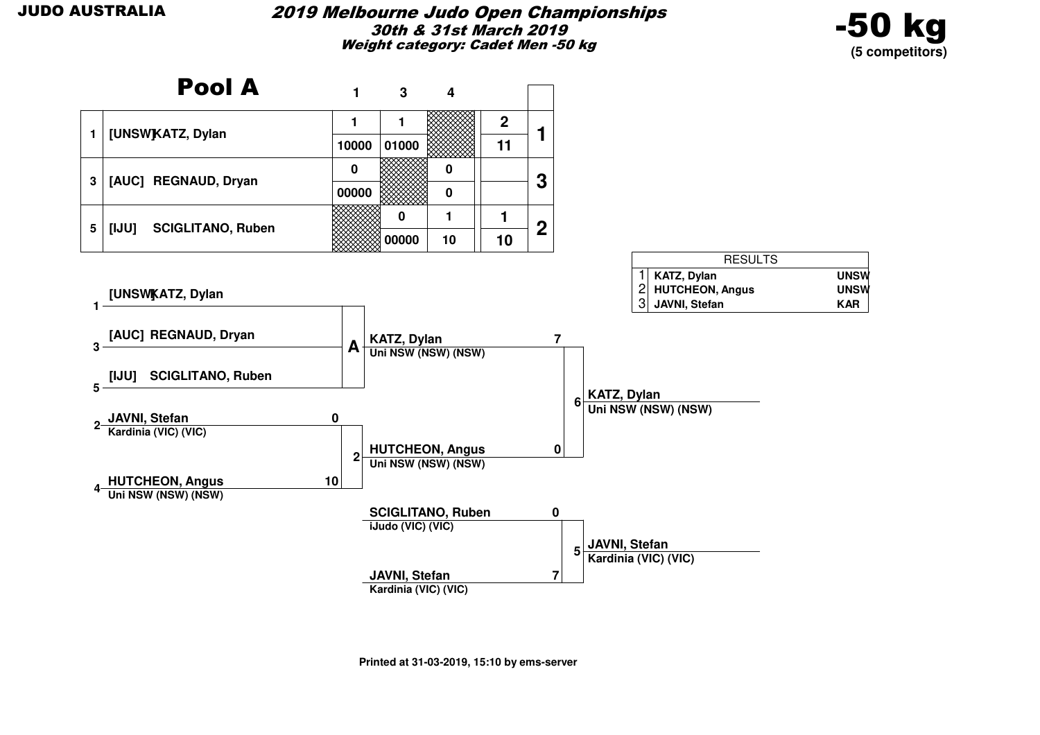**JUDO AUSTRALIA**

## *2019 Melbourne Judo Open Championships*

***30th & 31st March 2019***

***Weight category: Cadet Men -50 kg***

# -50 kg

**(5 competitors)**

## Pool A

| | | 1 | 3 | 4 | | |
|---|---|---|---|---|---|---|
| 1 | [UNSW] KATZ, Dylan | 1 | 1 | | 2 | 1 |
| | | 10000 | 01000 | | 11 | |
| 3 | [AUC] REGNAUD, Dryan | 0 | | 0 | | 3 |
| | | 00000 | | 0 | | |
| 5 | [IJU] SCIGLITANO, Ruben | | 0 | 1 | 1 | 2 |
| | | | 00000 | 10 | 10 | |

| RESULTS | | |
|---|---|---|
| 1 | KATZ, Dylan | UNSW |
| 2 | HUTCHEON, Angus | UNSW |
| 3 | JAVNI, Stefan | KAR |

**Pool A:**
- 1 [UNSW] KATZ, Dylan
- 3 [AUC] REGNAUD, Dryan
- 5 [IJU] SCIGLITANO, Ruben

Pool A winner: **KATZ, Dylan** — Uni NSW (NSW) (NSW)

**Contest 2:**
- 2 JAVNI, Stefan — Kardinia (VIC) (VIC) — 0
- 4 HUTCHEON, Angus — Uni NSW (NSW) (NSW) — 10

Winner: **HUTCHEON, Angus** — Uni NSW (NSW) (NSW)

**Contest 6:**
- KATZ, Dylan — Uni NSW (NSW) (NSW) — 7
- HUTCHEON, Angus — Uni NSW (NSW) (NSW) — 0

Winner: **KATZ, Dylan** — Uni NSW (NSW) (NSW)

**Contest 5:**
- SCIGLITANO, Ruben — iJudo (VIC) (VIC) — 0
- JAVNI, Stefan — Kardinia (VIC) (VIC) — 7

Winner: **JAVNI, Stefan** — Kardinia (VIC) (VIC)

**Printed at 31-03-2019, 15:10 by ems-server**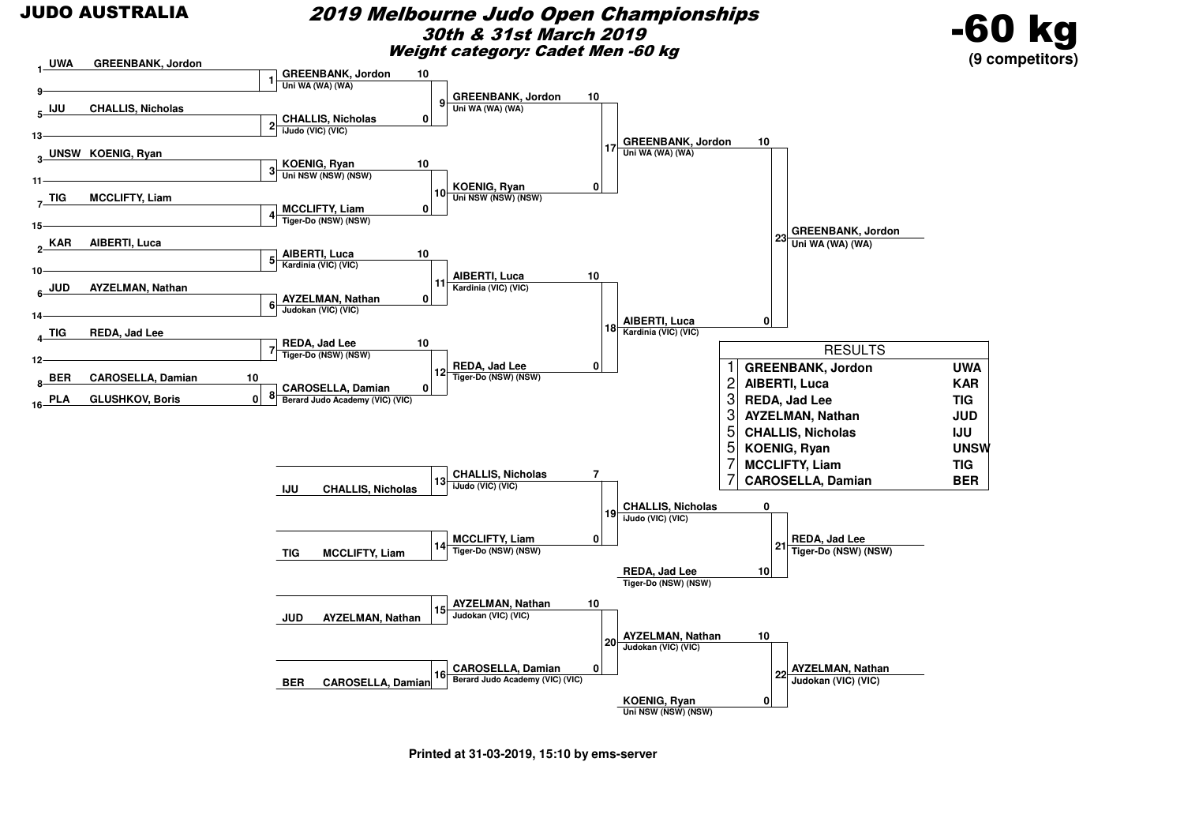**JUDO AUSTRALIA**

# 2019 Melbourne Judo Open Championships

## 30th & 31st March 2019

### Weight category: Cadet Men -60 kg

**-60 kg**
**(9 competitors)**

## Draw

| Seed | Club | Name |
|---|---|---|
| 1 | UWA | GREENBANK, Jordon |
| 9 | | |
| 5 | IJU | CHALLIS, Nicholas |
| 13 | | |
| 3 | UNSW | KOENIG, Ryan |
| 11 | | |
| 7 | TIG | MCCLIFTY, Liam |
| 15 | | |
| 2 | KAR | AIBERTI, Luca |
| 10 | | |
| 6 | JUD | AYZELMAN, Nathan |
| 14 | | |
| 4 | TIG | REDA, Jad Lee |
| 12 | | |
| 8 | BER | CAROSELLA, Damian |
| 16 | PLA | GLUSHKOV, Boris |

## Main Draw

| Contest | Competitor | Score | Opponent | Score |
|---|---|---|---|---|
| 1 | GREENBANK, Jordon — Uni WA (WA) (WA) | 10 | — | |
| 2 | CHALLIS, Nicholas — iJudo (VIC) (VIC) | 0 | — | |
| 3 | KOENIG, Ryan — Uni NSW (NSW) (NSW) | 10 | — | |
| 4 | MCCLIFTY, Liam — Tiger-Do (NSW) (NSW) | 0 | — | |
| 5 | AIBERTI, Luca — Kardinia (VIC) (VIC) | 10 | — | |
| 6 | AYZELMAN, Nathan — Judokan (VIC) (VIC) | 0 | — | |
| 7 | REDA, Jad Lee — Tiger-Do (NSW) (NSW) | 10 | — | |
| 8 | CAROSELLA, Damian — Berard Judo Academy (VIC) (VIC) | 10 | GLUSHKOV, Boris | 0 |
| 9 | GREENBANK, Jordon — Uni WA (WA) (WA) | 10 | CHALLIS, Nicholas — iJudo (VIC) (VIC) | 0 |
| 10 | KOENIG, Ryan — Uni NSW (NSW) (NSW) | 10 | MCCLIFTY, Liam — Tiger-Do (NSW) (NSW) | 0 |
| 11 | AIBERTI, Luca — Kardinia (VIC) (VIC) | 10 | AYZELMAN, Nathan — Judokan (VIC) (VIC) | 0 |
| 12 | REDA, Jad Lee — Tiger-Do (NSW) (NSW) | 10 | CAROSELLA, Damian — Berard Judo Academy (VIC) (VIC) | 0 |
| 17 | GREENBANK, Jordon — Uni WA (WA) (WA) | 10 | KOENIG, Ryan — Uni NSW (NSW) (NSW) | 0 |
| 18 | AIBERTI, Luca — Kardinia (VIC) (VIC) | 10 | REDA, Jad Lee — Tiger-Do (NSW) (NSW) | 0 |
| 23 | GREENBANK, Jordon — Uni WA (WA) (WA) | 10 | AIBERTI, Luca — Kardinia (VIC) (VIC) | 0 |

## Repechage

| Contest | Competitor | Score | Opponent | Score |
|---|---|---|---|---|
| 13 | CHALLIS, Nicholas — iJudo (VIC) (VIC) (IJU) | | — | |
| 14 | MCCLIFTY, Liam — Tiger-Do (NSW) (NSW) (TIG) | | — | |
| 15 | AYZELMAN, Nathan — Judokan (VIC) (VIC) (JUD) | | — | |
| 16 | CAROSELLA, Damian — Berard Judo Academy (VIC) (VIC) (BER) | | — | |
| 19 | CHALLIS, Nicholas — iJudo (VIC) (VIC) | 7 | MCCLIFTY, Liam — Tiger-Do (NSW) (NSW) | 0 |
| 20 | AYZELMAN, Nathan — Judokan (VIC) (VIC) | 10 | CAROSELLA, Damian — Berard Judo Academy (VIC) (VIC) | 0 |
| 21 | REDA, Jad Lee — Tiger-Do (NSW) (NSW) | 10 | CHALLIS, Nicholas — iJudo (VIC) (VIC) | 0 |
| 22 | AYZELMAN, Nathan — Judokan (VIC) (VIC) | 10 | KOENIG, Ryan — Uni NSW (NSW) (NSW) | 0 |

## RESULTS

| Place | Name | Club |
|---|---|---|
| 1 | GREENBANK, Jordon | UWA |
| 2 | AIBERTI, Luca | KAR |
| 3 | REDA, Jad Lee | TIG |
| 3 | AYZELMAN, Nathan | JUD |
| 5 | CHALLIS, Nicholas | IJU |
| 5 | KOENIG, Ryan | UNSW |
| 7 | MCCLIFTY, Liam | TIG |
| 7 | CAROSELLA, Damian | BER |

Printed at 31-03-2019, 15:10 by ems-server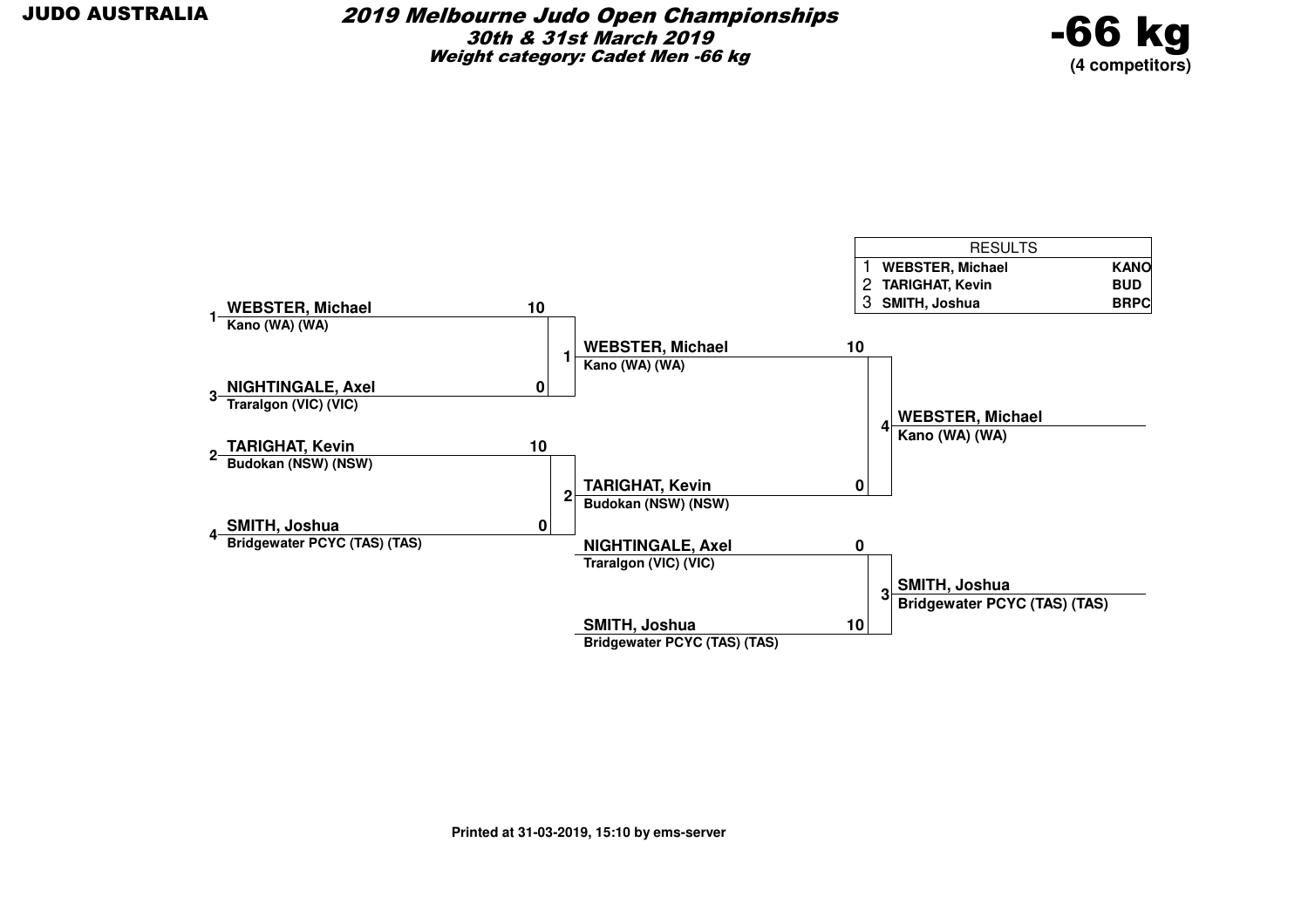# 2019 Melbourne Judo Open Championships

**30th & 31st March 2019**

**Weight category: Cadet Men -66 kg**

**-66 kg**
**(4 competitors)**

| RESULTS | | |
|---|---|---|
| 1 | WEBSTER, Michael | KANO |
| 2 | TARIGHAT, Kevin | BUD |
| 3 | SMITH, Joshua | BRPC |

**Round 1**

| # | Competitor | Club | Score |
|---|---|---|---|
| 1 | WEBSTER, Michael | Kano (WA) (WA) | 10 |
| 3 | NIGHTINGALE, Axel | Traralgon (VIC) (VIC) | 0 |
| 2 | TARIGHAT, Kevin | Budokan (NSW) (NSW) | 10 |
| 4 | SMITH, Joshua | Bridgewater PCYC (TAS) (TAS) | 0 |

**Final (Contest 4)**

| Competitor | Club | Score |
|---|---|---|
| WEBSTER, Michael | Kano (WA) (WA) | 10 |
| TARIGHAT, Kevin | Budokan (NSW) (NSW) | 0 |

Winner: WEBSTER, Michael — Kano (WA) (WA)

**Contest 3**

| Competitor | Club | Score |
|---|---|---|
| NIGHTINGALE, Axel | Traralgon (VIC) (VIC) | 0 |
| SMITH, Joshua | Bridgewater PCYC (TAS) (TAS) | 10 |

Winner: SMITH, Joshua — Bridgewater PCYC (TAS) (TAS)

Printed at 31-03-2019, 15:10 by ems-server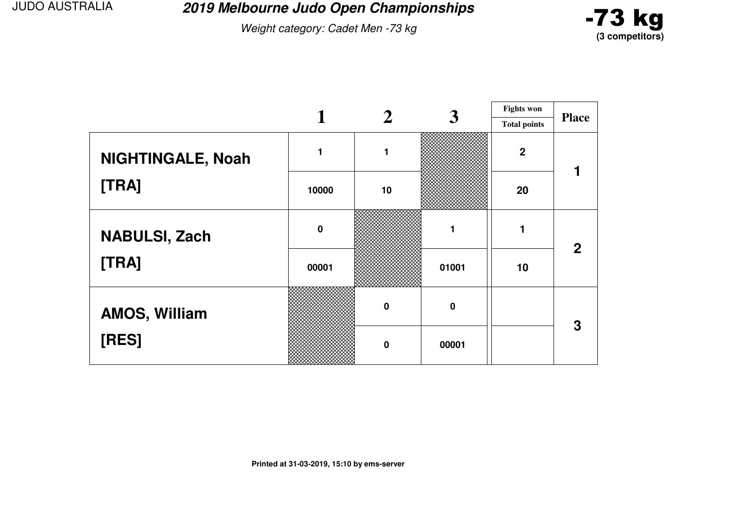JUDO AUSTRALIA

# 2019 Melbourne Judo Open Championships

*Weight category: Cadet Men -73 kg*

**-73 kg**
**(3 competitors)**

| | 1 | 2 | 3 | Fights won / Total points | Place |
|---|---|---|---|---|---|
| **NIGHTINGALE, Noah** [TRA] | 1 | 1 | | 2 | 1 |
| | 10000 | 10 | | 20 | |
| **NABULSI, Zach** [TRA] | 0 | | 1 | 1 | 2 |
| | 00001 | | 01001 | 10 | |
| **AMOS, William** [RES] | | 0 | 0 | | 3 |
| | | 0 | 00001 | | |

Printed at 31-03-2019, 15:10 by ems-server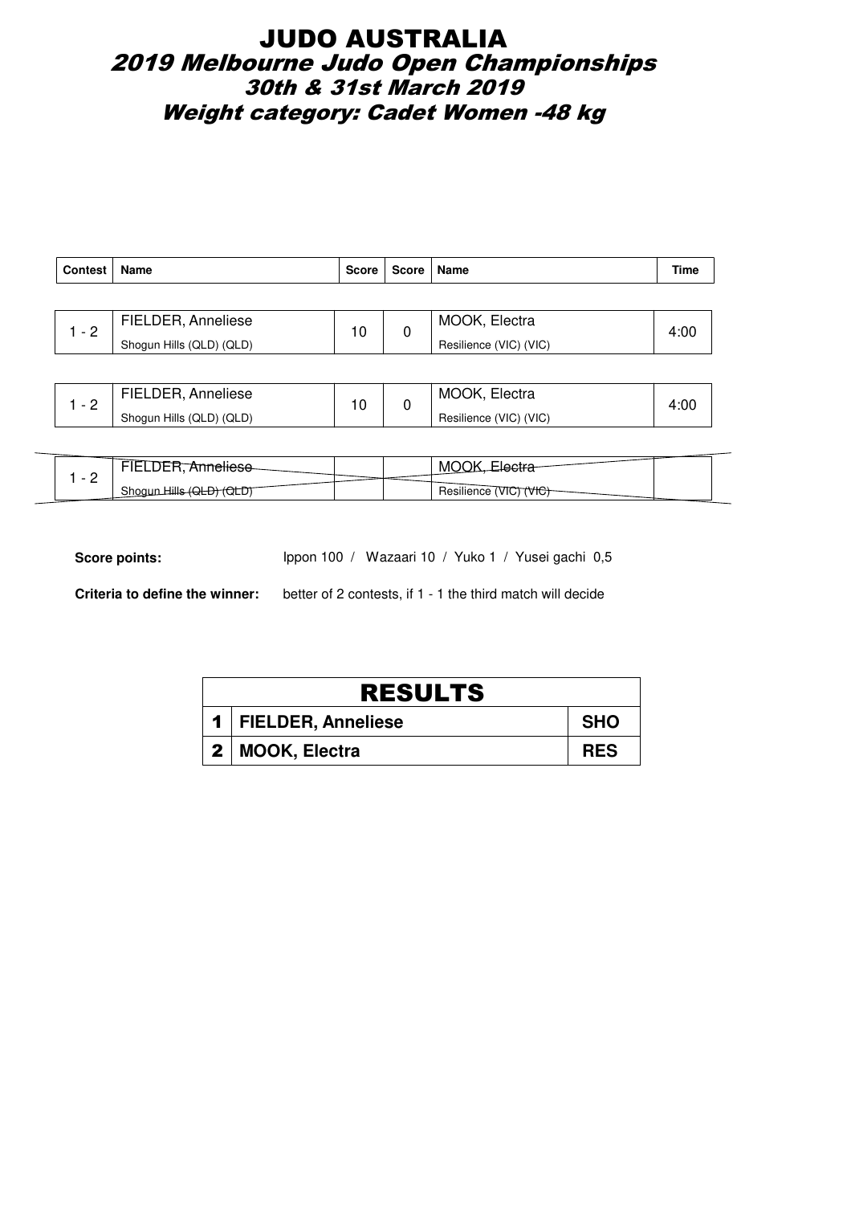# JUDO AUSTRALIA

## *2019 Melbourne Judo Open Championships*

### *30th & 31st March 2019*

### *Weight category: Cadet Women -48 kg*

| Contest | Name | Score | Score | Name | Time |
|---|---|---|---|---|---|
| 1 - 2 | FIELDER, Anneliese<br>Shogun Hills (QLD) (QLD) | 10 | 0 | MOOK, Electra<br>Resilience (VIC) (VIC) | 4:00 |
| 1 - 2 | FIELDER, Anneliese<br>Shogun Hills (QLD) (QLD) | 10 | 0 | MOOK, Electra<br>Resilience (VIC) (VIC) | 4:00 |
| 1 - 2 | ~~FIELDER, Anneliese~~<br>~~Shogun Hills (QLD) (QLD)~~ | | | ~~MOOK, Electra~~<br>~~Resilience (VIC) (VIC)~~ | |

**Score points:** Ippon 100 / Wazaari 10 / Yuko 1 / Yusei gachi 0,5

**Criteria to define the winner:** better of 2 contests, if 1 - 1 the third match will decide

| RESULTS | | |
|---|---|---|
| 1 | FIELDER, Anneliese | SHO |
| 2 | MOOK, Electra | RES |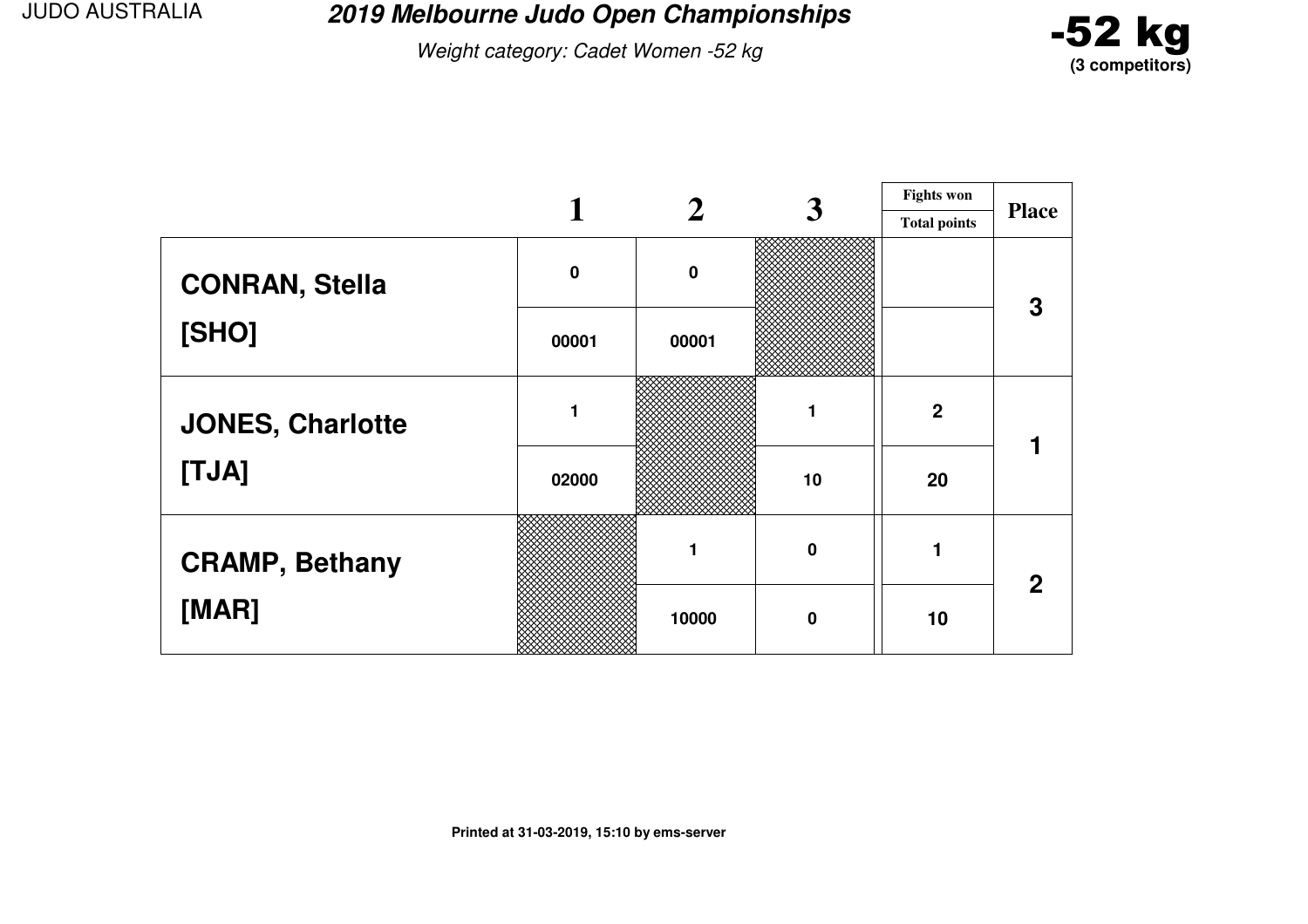# 2019 Melbourne Judo Open Championships

*Weight category: Cadet Women -52 kg*

**-52 kg**
**(3 competitors)**

| | 1 | 2 | 3 | Fights won / Total points | Place |
|---|---|---|---|---|---|
| **CONRAN, Stella** | 0 | 0 | | | 3 |
| **[SHO]** | 00001 | 00001 | | | |
| **JONES, Charlotte** | 1 | | 1 | 2 | 1 |
| **[TJA]** | 02000 | | 10 | 20 | |
| **CRAMP, Bethany** | | 1 | 0 | 1 | 2 |
| **[MAR]** | | 10000 | 0 | 10 | |

Printed at 31-03-2019, 15:10 by ems-server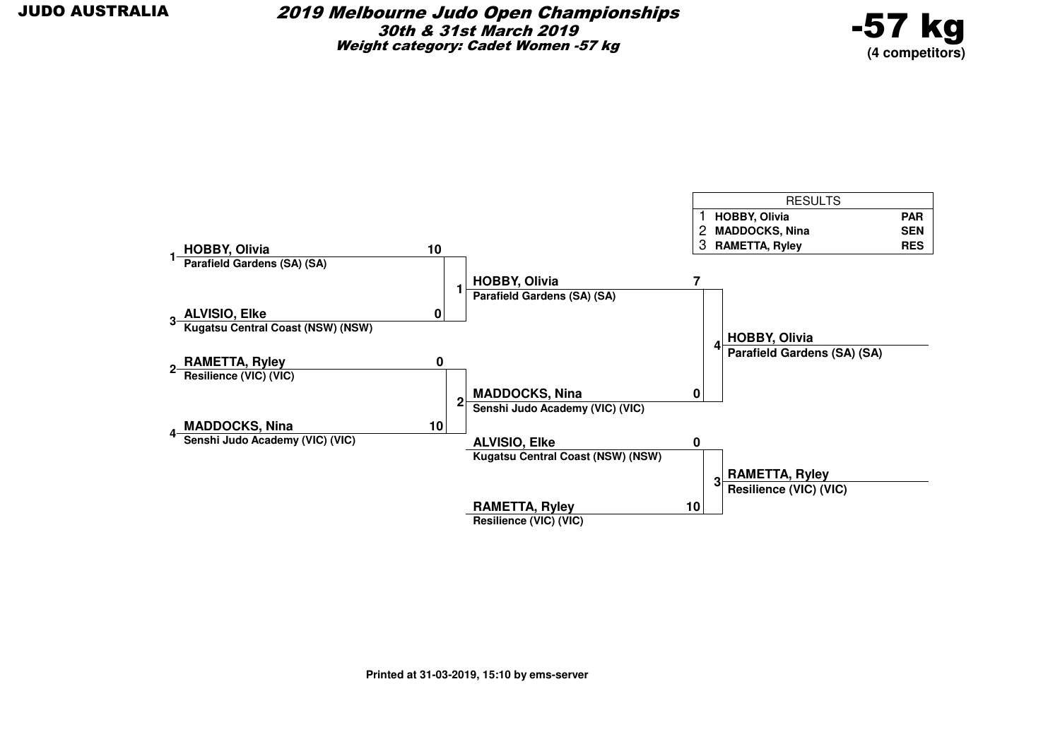JUDO AUSTRALIA

# 2019 Melbourne Judo Open Championships

**30th & 31st March 2019**

**Weight category: Cadet Women -57 kg**

**-57 kg**
**(4 competitors)**

| RESULTS | | |
|---|---|---|
| 1 | HOBBY, Olivia | PAR |
| 2 | MADDOCKS, Nina | SEN |
| 3 | RAMETTA, Ryley | RES |

## Round 1

| Contest | Competitor | Club | Score |
|---|---|---|---|
| 1 | 1 HOBBY, Olivia | Parafield Gardens (SA) (SA) | 10 |
| | 3 ALVISIO, Elke | Kugatsu Central Coast (NSW) (NSW) | 0 |
| 2 | 2 RAMETTA, Ryley | Resilience (VIC) (VIC) | 0 |
| | 4 MADDOCKS, Nina | Senshi Judo Academy (VIC) (VIC) | 10 |

## Final

| Contest | Competitor | Club | Score |
|---|---|---|---|
| 4 | HOBBY, Olivia | Parafield Gardens (SA) (SA) | 7 |
| | MADDOCKS, Nina | Senshi Judo Academy (VIC) (VIC) | 0 |

Winner: **HOBBY, Olivia** – Parafield Gardens (SA) (SA)

## Contest for 3rd place

| Contest | Competitor | Club | Score |
|---|---|---|---|
| 3 | ALVISIO, Elke | Kugatsu Central Coast (NSW) (NSW) | 0 |
| | RAMETTA, Ryley | Resilience (VIC) (VIC) | 10 |

Winner: **RAMETTA, Ryley** – Resilience (VIC) (VIC)

Printed at 31-03-2019, 15:10 by ems-server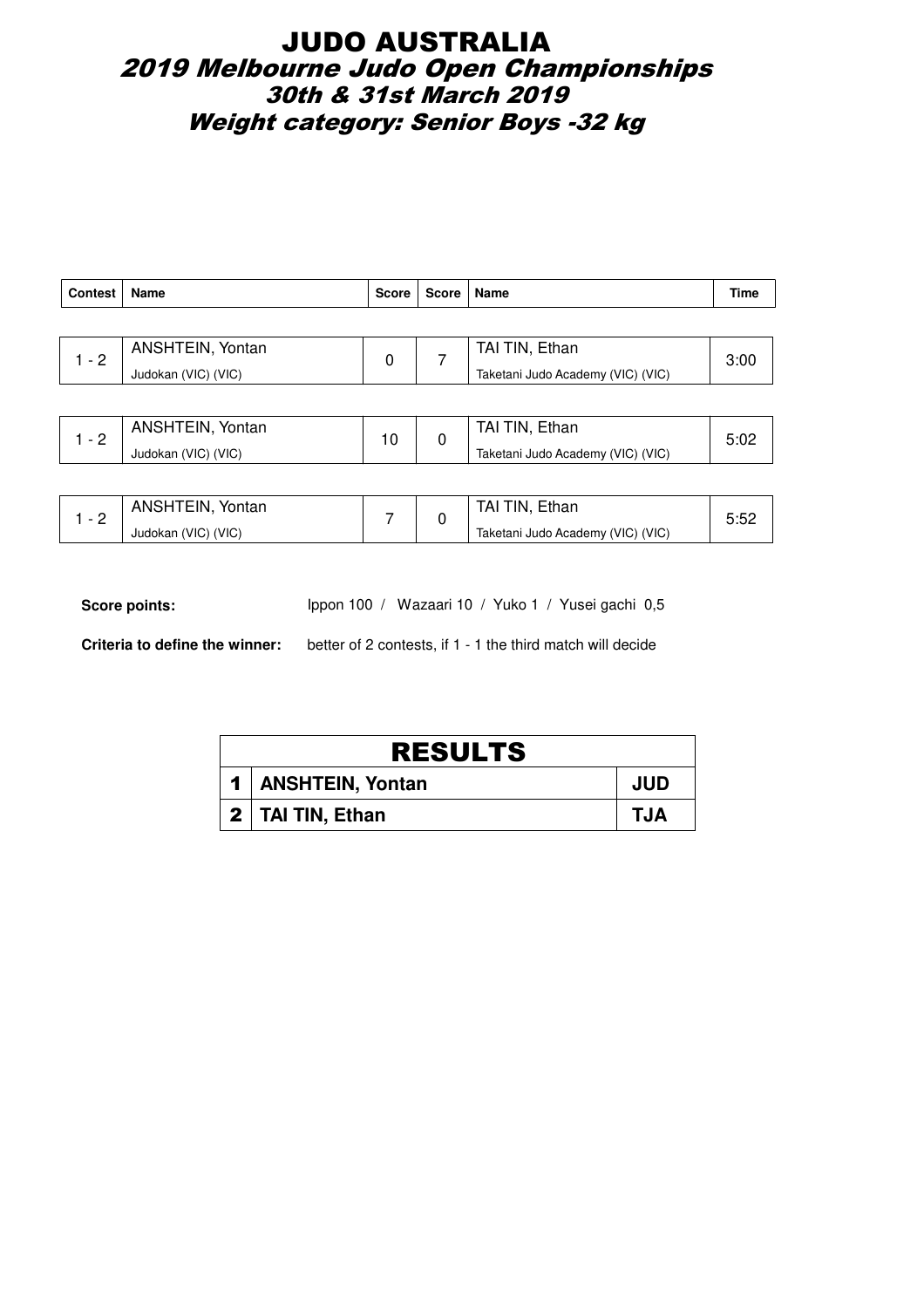# JUDO AUSTRALIA

## 2019 Melbourne Judo Open Championships

### 30th & 31st March 2019

### Weight category: Senior Boys -32 kg

| Contest | Name | Score | Score | Name | Time |
|---|---|---|---|---|---|
| 1 - 2 | ANSHTEIN, Yontan<br>Judokan (VIC) (VIC) | 0 | 7 | TAI TIN, Ethan<br>Taketani Judo Academy (VIC) (VIC) | 3:00 |
| 1 - 2 | ANSHTEIN, Yontan<br>Judokan (VIC) (VIC) | 10 | 0 | TAI TIN, Ethan<br>Taketani Judo Academy (VIC) (VIC) | 5:02 |
| 1 - 2 | ANSHTEIN, Yontan<br>Judokan (VIC) (VIC) | 7 | 0 | TAI TIN, Ethan<br>Taketani Judo Academy (VIC) (VIC) | 5:52 |

**Score points:** Ippon 100 / Wazaari 10 / Yuko 1 / Yusei gachi 0,5

**Criteria to define the winner:** better of 2 contests, if 1 - 1 the third match will decide

| RESULTS | | |
|---|---|---|
| **1** | **ANSHTEIN, Yontan** | **JUD** |
| **2** | **TAI TIN, Ethan** | **TJA** |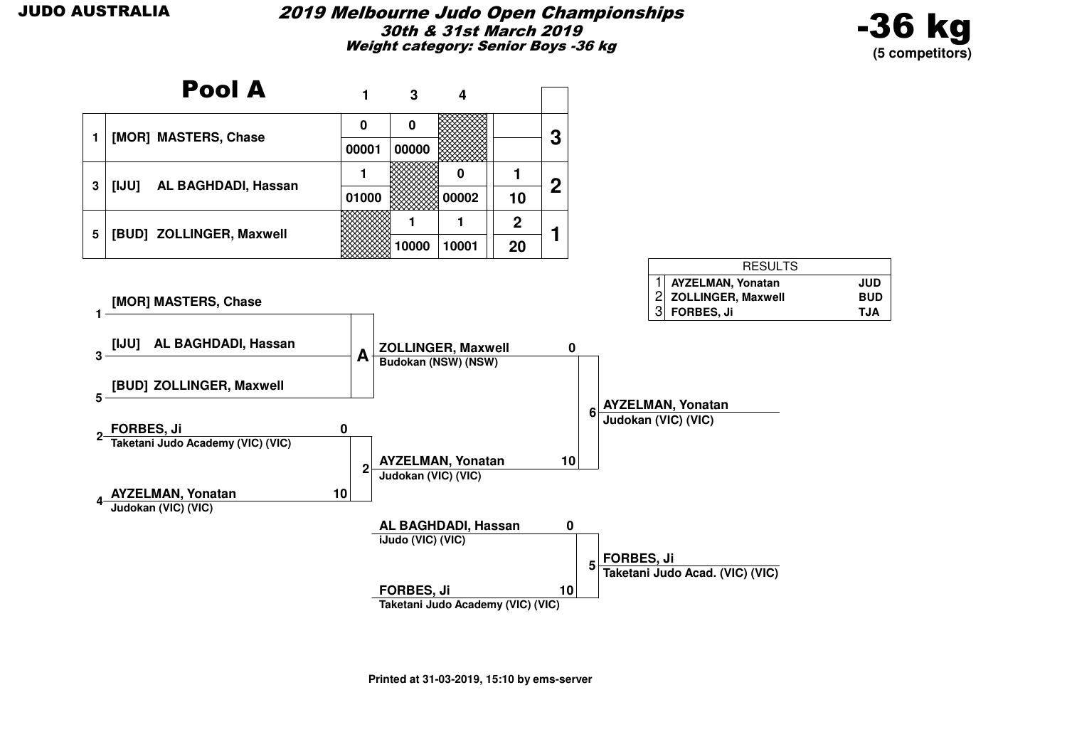JUDO AUSTRALIA

# *2019 Melbourne Judo Open Championships*

***30th & 31st March 2019***

***Weight category: Senior Boys -36 kg***

**-36 kg**
**(5 competitors)**

## Pool A

| | | 1 | | 3 | | 4 | | | | |
|---|---|---|---|---|---|---|---|---|---|---|
| 1 | [MOR] MASTERS, Chase | 0 | 00001 | 0 | 00000 | | | | | 3 |
| 3 | [IJU] AL BAGHDADI, Hassan | 1 | 01000 | | | 0 | 00002 | 1 | 10 | 2 |
| 5 | [BUD] ZOLLINGER, Maxwell | | | 1 | 10000 | 1 | 10001 | 2 | 20 | 1 |

| RESULTS | | |
|---|---|---|
| 1 | AYZELMAN, Yonatan | JUD |
| 2 | ZOLLINGER, Maxwell | BUD |
| 3 | FORBES, Ji | TJA |

**Pool A**
- 1 [MOR] MASTERS, Chase
- 3 [IJU] AL BAGHDADI, Hassan
- 5 [BUD] ZOLLINGER, Maxwell

Pool A winner: ZOLLINGER, Maxwell – Budokan (NSW) (NSW)

**Contest 2**
- 2 FORBES, Ji – Taketani Judo Academy (VIC) (VIC) – 0
- 4 AYZELMAN, Yonatan – Judokan (VIC) (VIC) – 10

Winner: AYZELMAN, Yonatan – Judokan (VIC) (VIC)

**Contest 6 (Final)**
- ZOLLINGER, Maxwell – Budokan (NSW) (NSW) – 0
- AYZELMAN, Yonatan – Judokan (VIC) (VIC) – 10

Winner: AYZELMAN, Yonatan – Judokan (VIC) (VIC)

**Contest 5**
- AL BAGHDADI, Hassan – iJudo (VIC) (VIC) – 0
- FORBES, Ji – Taketani Judo Academy (VIC) (VIC) – 10

Winner: FORBES, Ji – Taketani Judo Acad. (VIC) (VIC)

Printed at 31-03-2019, 15:10 by ems-server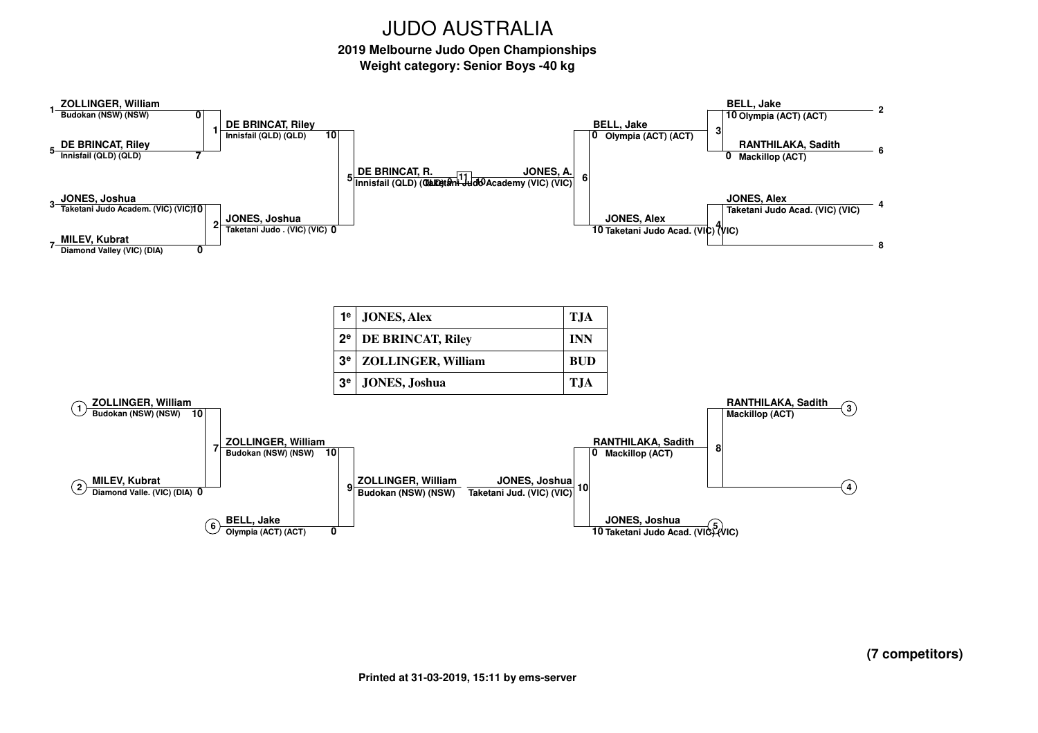# JUDO AUSTRALIA

**2019 Melbourne Judo Open Championships**
**Weight category: Senior Boys -40 kg**

## Main Bracket

| Match | Competitor | Club | Score |
|---|---|---|---|
| 1 | 1 ZOLLINGER, William | Budokan (NSW) (NSW) | 0 |
| 1 | 5 DE BRINCAT, Riley | Innisfail (QLD) (QLD) | 7 |
| 2 | 3 JONES, Joshua | Taketani Judo Academ. (VIC) (VIC) | 10 |
| 2 | 7 MILEV, Kubrat | Diamond Valley (VIC) (DIA) | 0 |
| 3 | 2 BELL, Jake | Olympia (ACT) (ACT) | 10 |
| 3 | 6 RANTHILAKA, Sadith | Mackillop (ACT) | 0 |
| 4 | 4 JONES, Alex | Taketani Judo Acad. (VIC) (VIC) | |
| 4 | 8 | | |
| 5 | DE BRINCAT, Riley | Innisfail (QLD) (QLD) | 10 |
| 5 | JONES, Joshua | Taketani Judo . (VIC) (VIC) | 0 |
| 6 | BELL, Jake | Olympia (ACT) (ACT) | 0 |
| 6 | JONES, Alex | Taketani Judo Acad. (VIC) (VIC) | 10 |
| 11 | DE BRINCAT, R. | Innisfail (QLD) (QLD) | 0 |
| 11 | JONES, A. | Taketani Judo Academy (VIC) (VIC) | 10 |

## Results

| | | |
|---|---|---|
| 1e | JONES, Alex | TJA |
| 2e | DE BRINCAT, Riley | INN |
| 3e | ZOLLINGER, William | BUD |
| 3e | JONES, Joshua | TJA |

## Repechage

| Match | Competitor | Club | Score |
|---|---|---|---|
| 7 | (1) ZOLLINGER, William | Budokan (NSW) (NSW) | 10 |
| 7 | (2) MILEV, Kubrat | Diamond Valle. (VIC) (DIA) | 0 |
| 8 | (3) RANTHILAKA, Sadith | Mackillop (ACT) | |
| 8 | (4) | | |
| 9 | ZOLLINGER, William | Budokan (NSW) (NSW) | 10 |
| 9 | (6) BELL, Jake | Olympia (ACT) (ACT) | 0 |
| 10 | RANTHILAKA, Sadith | Mackillop (ACT) | 0 |
| 10 | (5) JONES, Joshua | Taketani Judo Acad. (VIC) (VIC) | 10 |

ZOLLINGER, William — Budokan (NSW) (NSW)
JONES, Joshua — Taketani Jud. (VIC) (VIC)

**(7 competitors)**

**Printed at 31-03-2019, 15:11 by ems-server**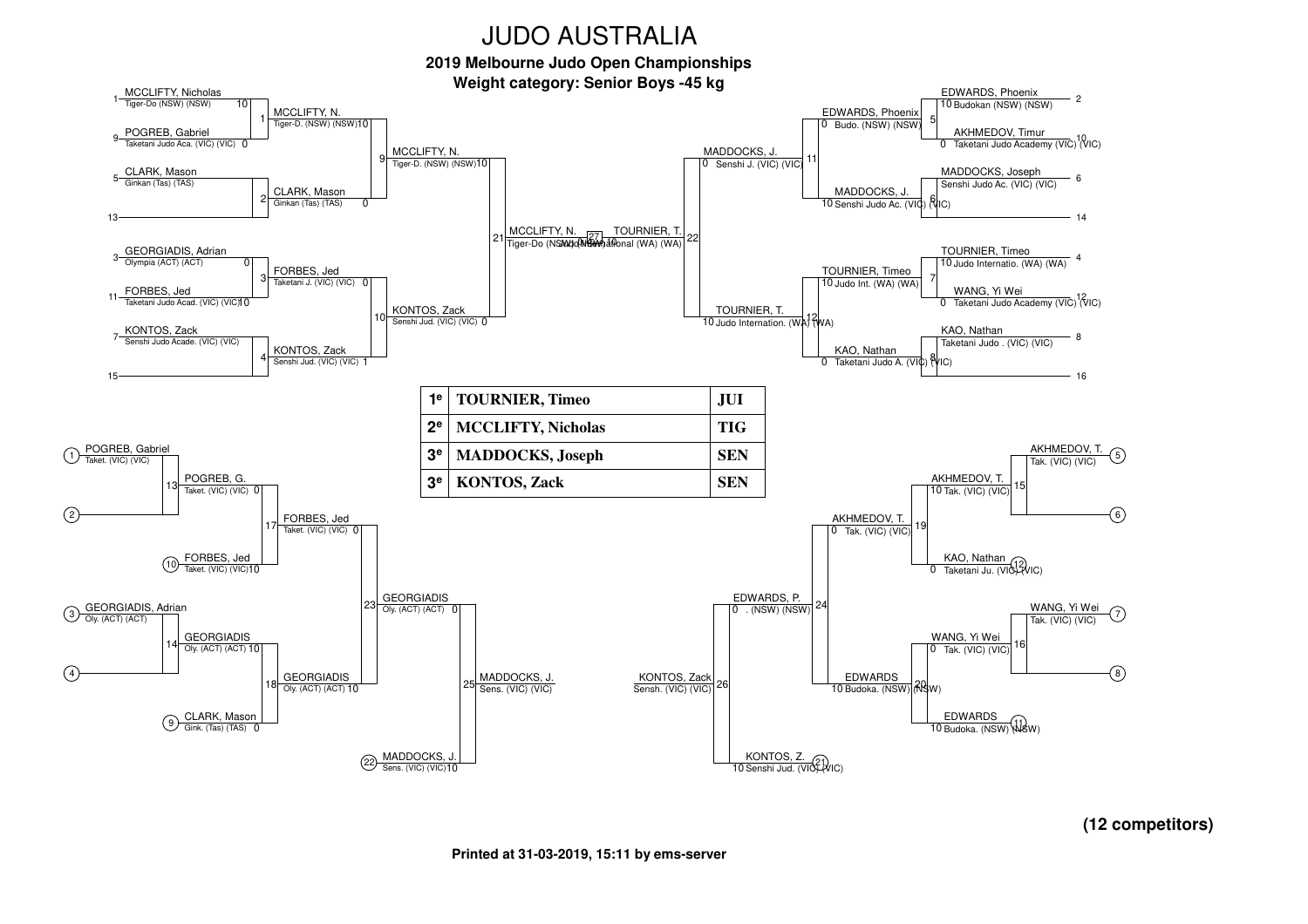# JUDO AUSTRALIA

**2019 Melbourne Judo Open Championships**

**Weight category: Senior Boys -45 kg**

## Main bracket

**Pool A (left, top)**

- 1 MCCLIFTY, Nicholas – Tiger-Do (NSW) (NSW) 10
- 9 POGREB, Gabriel – Taketani Judo Aca. (VIC) (VIC) 0
- Match 1: MCCLIFTY, N. – Tiger-D. (NSW) (NSW) 10
- 5 CLARK, Mason – Ginkan (Tas) (TAS)
- 13 —
- Match 2: CLARK, Mason – Ginkan (Tas) (TAS) 0
- Match 9: MCCLIFTY, N. – Tiger-D. (NSW) (NSW) 10

**Pool B (left, bottom)**

- 3 GEORGIADIS, Adrian – Olympia (ACT) (ACT) 0
- 11 FORBES, Jed – Taketani Judo Acad. (VIC) (VIC) 10
- Match 3: FORBES, Jed – Taketani J. (VIC) (VIC) 0
- 7 KONTOS, Zack – Senshi Judo Acade. (VIC) (VIC)
- 15 —
- Match 4: KONTOS, Zack – Senshi Jud. (VIC) (VIC) 1
- Match 10: KONTOS, Zack – Senshi Jud. (VIC) (VIC) 0

**Match 21:** MCCLIFTY, N. – Tiger-Do (NSW) (NSW) 0

**Final (Match 27):** MCCLIFTY, N. – Tiger-Do (NSW) (NSW) 0 vs TOURNIER, T. – Judo International (WA) (WA) 10

**Match 22:** TOURNIER, T.

**Pool C (right, top)**

- 2 EDWARDS, Phoenix – Budokan (NSW) (NSW) 10
- 10 AKHMEDOV, Timur – Taketani Judo Academy (VIC) (VIC) 0
- Match 5: EDWARDS, Phoenix – Budo. (NSW) (NSW) 0
- 6 MADDOCKS, Joseph – Senshi Judo Ac. (VIC) (VIC)
- 14 —
- Match 6: MADDOCKS, J. – Senshi Judo Ac. (VIC) (VIC) 10
- Match 11: MADDOCKS, J. – Senshi J. (VIC) (VIC) 0

**Pool D (right, bottom)**

- 4 TOURNIER, Timeo – Judo Internatio. (WA) (WA) 10
- 12 WANG, Yi Wei – Taketani Judo Academy (VIC) (VIC) 0
- Match 7: TOURNIER, Timeo – Judo Int. (WA) (WA) 10
- 8 KAO, Nathan – Taketani Judo . (VIC) (VIC)
- 16 —
- Match 8: KAO, Nathan – Taketani Judo A. (VIC) (VIC) 0
- Match 12: TOURNIER, T. – Judo Internation. (WA) (WA) 10

## Results

| | | |
|---|---|---|
| 1e | **TOURNIER, Timeo** | **JUI** |
| 2e | **MCCLIFTY, Nicholas** | **TIG** |
| 3e | **MADDOCKS, Joseph** | **SEN** |
| 3e | **KONTOS, Zack** | **SEN** |

## Repechage

**Left side**

- (1) POGREB, Gabriel – Taket. (VIC) (VIC)
- (2) —
- Match 13: POGREB, G. – Taket. (VIC) (VIC) 0
- (10) FORBES, Jed – Taket. (VIC) (VIC) 10
- Match 17: FORBES, Jed – Taket. (VIC) (VIC) 0
- (3) GEORGIADIS, Adrian – Oly. (ACT) (ACT)
- (4) —
- Match 14: GEORGIADIS – Oly. (ACT) (ACT) 10
- (9) CLARK, Mason – Gink. (Tas) (TAS) 0
- Match 18: GEORGIADIS – Oly. (ACT) (ACT) 10
- Match 23: GEORGIADIS – Oly. (ACT) (ACT) 0
- (22) MADDOCKS, J. – Sens. (VIC) (VIC) 10
- Match 25: MADDOCKS, J. – Sens. (VIC) (VIC)

**Right side**

- (5) AKHMEDOV, T. – Tak. (VIC) (VIC)
- (6) —
- Match 15: AKHMEDOV, T. – Tak. (VIC) (VIC) 10
- (12) KAO, Nathan – Taketani Ju. (VIC) (VIC) 0
- Match 19: AKHMEDOV, T. – Tak. (VIC) (VIC) 0
- (7) WANG, Yi Wei – Tak. (VIC) (VIC)
- (8) —
- Match 16: WANG, Yi Wei – Tak. (VIC) (VIC) 0
- (11) EDWARDS – Budoka. (NSW) (NSW) 10
- Match 20: EDWARDS – Budoka. (NSW) (NSW) 10
- Match 24: EDWARDS, P. – . (NSW) (NSW) 0
- (21) KONTOS, Z. – Senshi Jud. (VIC) (VIC) 10
- Match 26: KONTOS, Zack – Sensh. (VIC) (VIC)

**(12 competitors)**

Printed at 31-03-2019, 15:11 by ems-server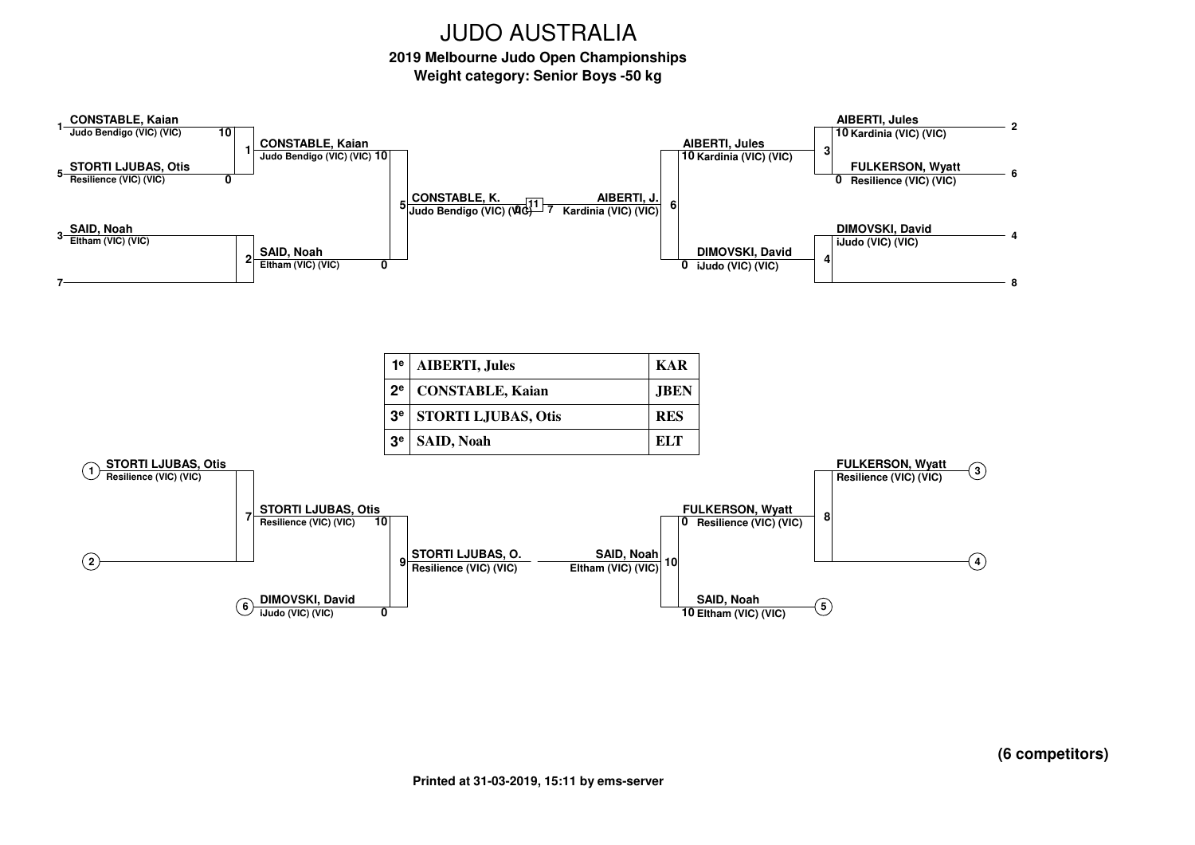# JUDO AUSTRALIA

**2019 Melbourne Judo Open Championships**
**Weight category: Senior Boys -50 kg**

## Main bracket

| Seed | Competitor | Club | Score |
|---|---|---|---|
| 1 | CONSTABLE, Kaian | Judo Bendigo (VIC) (VIC) | 10 |
| 5 | STORTI LJUBAS, Otis | Resilience (VIC) (VIC) | 0 |
| 3 | SAID, Noah | Eltham (VIC) (VIC) | |
| 7 | | | |
| 2 | AIBERTI, Jules | Kardinia (VIC) (VIC) | 10 |
| 6 | FULKERSON, Wyatt | Resilience (VIC) (VIC) | 0 |
| 4 | DIMOVSKI, David | iJudo (VIC) (VIC) | |
| 8 | | | |

**Contest 1:** CONSTABLE, Kaian – Judo Bendigo (VIC) (VIC) 10

**Contest 2:** SAID, Noah – Eltham (VIC) (VIC) 0

**Contest 3:** AIBERTI, Jules – Kardinia (VIC) (VIC) 10

**Contest 4:** DIMOVSKI, David – iJudo (VIC) (VIC) 0

**Contest 5:** CONSTABLE, K. – Judo Bendigo (VIC) (VIC) 0

**Contest 6:** AIBERTI, J. – Kardinia (VIC) (VIC) 7

**Final (11):** CONSTABLE, K. 0 – AIBERTI, J. 7

## Results

| | | |
|---|---|---|
| 1e | AIBERTI, Jules | KAR |
| 2e | CONSTABLE, Kaian | JBEN |
| 3e | STORTI LJUBAS, Otis | RES |
| 3e | SAID, Noah | ELT |

## Repechage

| Pos | Competitor | Club |
|---|---|---|
| 1 | STORTI LJUBAS, Otis | Resilience (VIC) (VIC) |
| 2 | | |
| 6 | DIMOVSKI, David | iJudo (VIC) (VIC) |
| 3 | FULKERSON, Wyatt | Resilience (VIC) (VIC) |
| 4 | | |
| 5 | SAID, Noah | Eltham (VIC) (VIC) |

**Contest 7:** STORTI LJUBAS, Otis – Resilience (VIC) (VIC) 10

**Contest 8:** FULKERSON, Wyatt – Resilience (VIC) (VIC) 0

**Contest 9:** STORTI LJUBAS, Otis 10 – DIMOVSKI, David 0 → STORTI LJUBAS, O. – Resilience (VIC) (VIC)

**Contest 10:** FULKERSON, Wyatt 0 – SAID, Noah 10 → SAID, Noah – Eltham (VIC) (VIC)

**(6 competitors)**

Printed at 31-03-2019, 15:11 by ems-server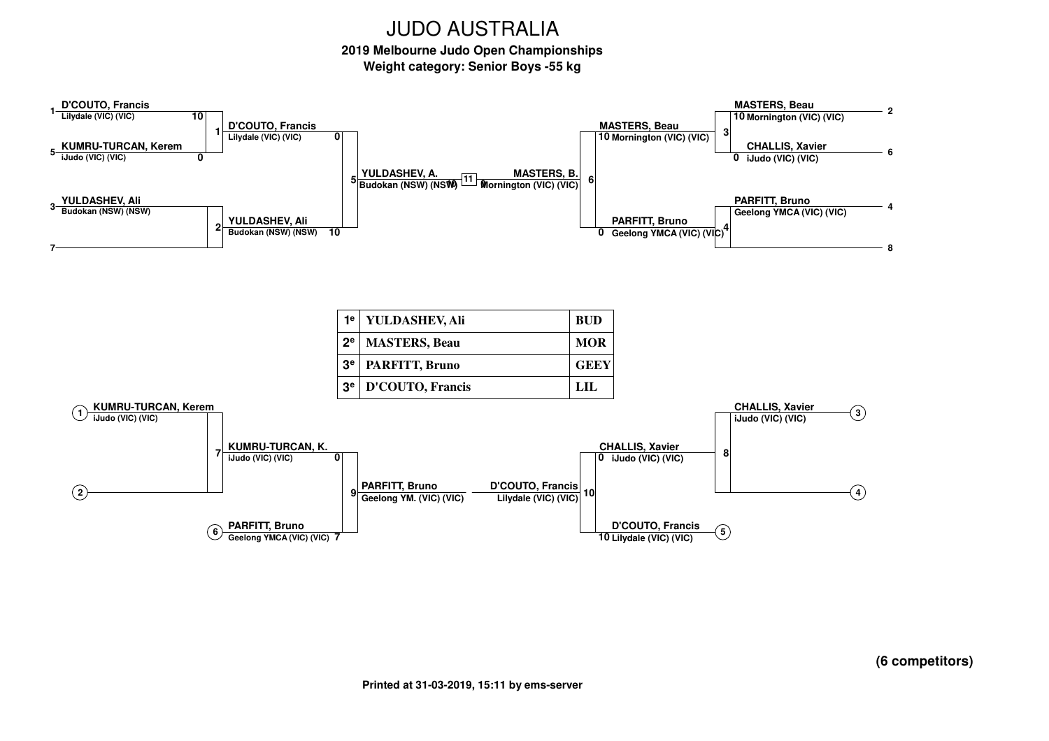# JUDO AUSTRALIA

**2019 Melbourne Judo Open Championships**

**Weight category: Senior Boys -55 kg**

## Main bracket

**Round 1**

- Contest 1: 1 D'COUTO, Francis – Lilydale (VIC) (VIC) **10** vs 5 KUMRU-TURCAN, Kerem – iJudo (VIC) (VIC) **0**
- Contest 2: 3 YULDASHEV, Ali – Budokan (NSW) (NSW) vs 7 (bye)
- Contest 3: 2 MASTERS, Beau – Mornington (VIC) (VIC) **10** vs 6 CHALLIS, Xavier – iJudo (VIC) (VIC) **0**
- Contest 4: 4 PARFITT, Bruno – Geelong YMCA (VIC) (VIC) vs 8 (bye)

**Semi-finals**

- Contest 5: D'COUTO, Francis – Lilydale (VIC) (VIC) **0** vs YULDASHEV, Ali – Budokan (NSW) (NSW) **10**
- Contest 6: MASTERS, Beau – Mornington (VIC) (VIC) **10** vs PARFITT, Bruno – Geelong YMCA (VIC) (VIC) **0**

**Final**

- Contest 11: YULDASHEV, A. – Budokan (NSW) (NSW) **10** vs MASTERS, B. – Mornington (VIC) (VIC) **0**

## Results

| | | |
|---|---|---|
| 1e | YULDASHEV, Ali | BUD |
| 2e | MASTERS, Beau | MOR |
| 3e | PARFITT, Bruno | GEEY |
| 3e | D'COUTO, Francis | LIL |

## Repechage

- Contest 7: (1) KUMRU-TURCAN, Kerem – iJudo (VIC) (VIC) vs (2)
- Contest 9: KUMRU-TURCAN, K. – iJudo (VIC) (VIC) **0** vs (6) PARFITT, Bruno – Geelong YMCA (VIC) (VIC) **7** → PARFITT, Bruno – Geelong YM. (VIC) (VIC)
- Contest 8: (3) CHALLIS, Xavier – iJudo (VIC) (VIC) vs (4)
- Contest 10: CHALLIS, Xavier – iJudo (VIC) (VIC) **0** vs (5) D'COUTO, Francis – Lilydale (VIC) (VIC) **10** → D'COUTO, Francis – Lilydale (VIC) (VIC)

**(6 competitors)**

Printed at 31-03-2019, 15:11 by ems-server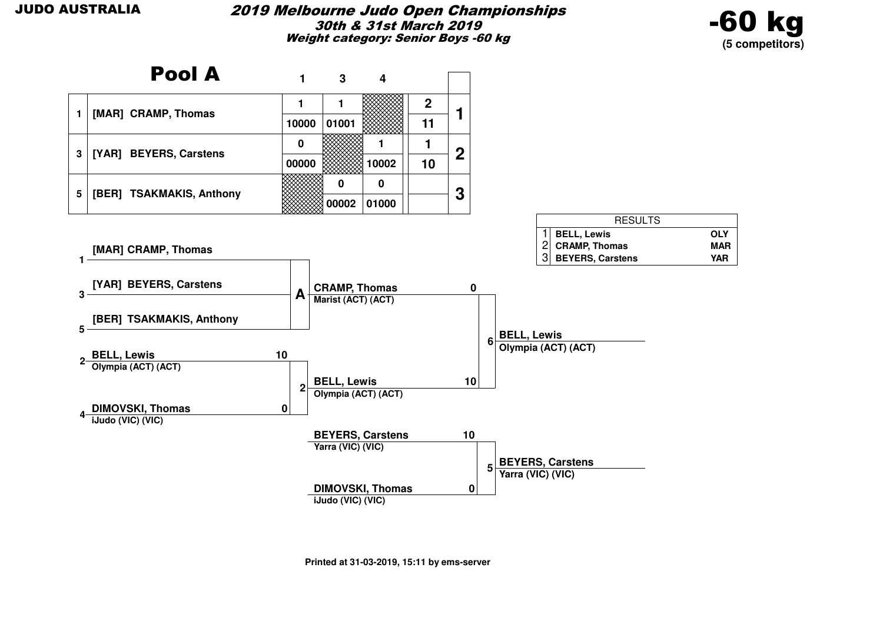JUDO AUSTRALIA

# 2019 Melbourne Judo Open Championships

**30th & 31st March 2019**

**Weight category: Senior Boys -60 kg**

**-60 kg**
**(5 competitors)**

## Pool A

| # | Competitor | 1 | 3 | 4 | Total | Place |
|---|---|---|---|---|---|---|
| 1 | [MAR] CRAMP, Thomas | 1 / 10000 | 1 / 01001 | | 2 / 11 | 1 |
| 3 | [YAR] BEYERS, Carstens | 0 / 00000 | | 1 / 10002 | 1 / 10 | 2 |
| 5 | [BER] TSAKMAKIS, Anthony | | 0 / 00002 | 0 / 01000 | | 3 |

| RESULTS | | |
|---|---|---|
| 1 | BELL, Lewis | OLY |
| 2 | CRAMP, Thomas | MAR |
| 3 | BEYERS, Carstens | YAR |

### Bracket

Pool A:
- 1 [MAR] CRAMP, Thomas
- 3 [YAR] BEYERS, Carstens
- 5 [BER] TSAKMAKIS, Anthony

Winner A: CRAMP, Thomas – Marist (ACT) (ACT)

Contest 2:
- 2 BELL, Lewis – Olympia (ACT) (ACT) – 10
- 4 DIMOVSKI, Thomas – iJudo (VIC) (VIC) – 0

Winner: BELL, Lewis – Olympia (ACT) (ACT)

Contest 6 (Final):
- CRAMP, Thomas – Marist (ACT) (ACT) – 0
- BELL, Lewis – Olympia (ACT) (ACT) – 10

Winner: BELL, Lewis – Olympia (ACT) (ACT)

Contest 5:
- BEYERS, Carstens – Yarra (VIC) (VIC) – 10
- DIMOVSKI, Thomas – iJudo (VIC) (VIC) – 0

Winner: BEYERS, Carstens – Yarra (VIC) (VIC)

Printed at 31-03-2019, 15:11 by ems-server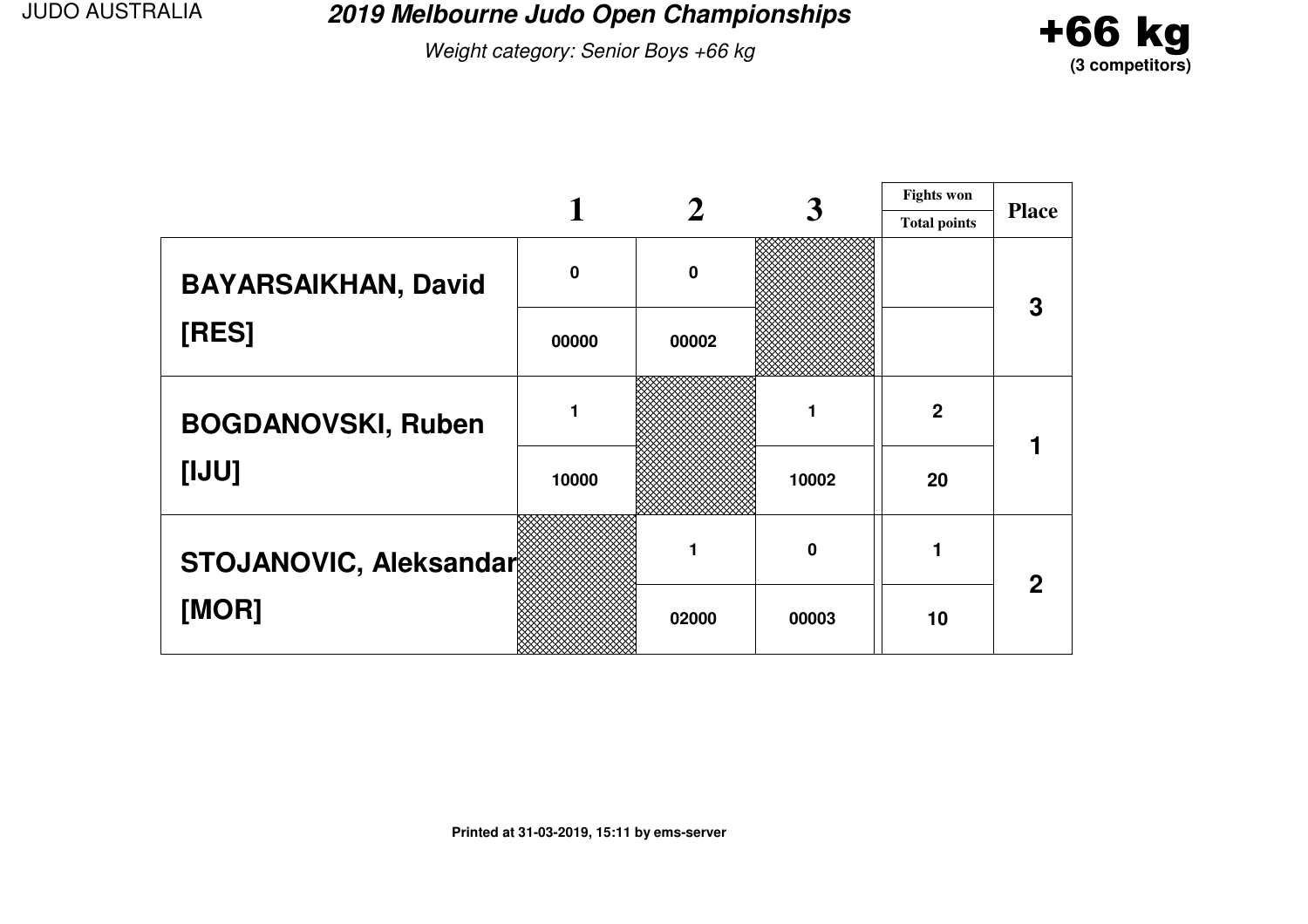JUDO AUSTRALIA

# 2019 Melbourne Judo Open Championships

*Weight category: Senior Boys +66 kg*

**+66 kg**
**(3 competitors)**

| | 1 | 2 | 3 | Fights won / Total points | Place |
|---|---|---|---|---|---|
| **BAYARSAIKHAN, David** | 0 | 0 | | | 3 |
| **[RES]** | 00000 | 00002 | | | |
| **BOGDANOVSKI, Ruben** | 1 | | 1 | 2 | 1 |
| **[IJU]** | 10000 | | 10002 | 20 | |
| **STOJANOVIC, Aleksandar** | | 1 | 0 | 1 | 2 |
| **[MOR]** | | 02000 | 00003 | 10 | |

Printed at 31-03-2019, 15:11 by ems-server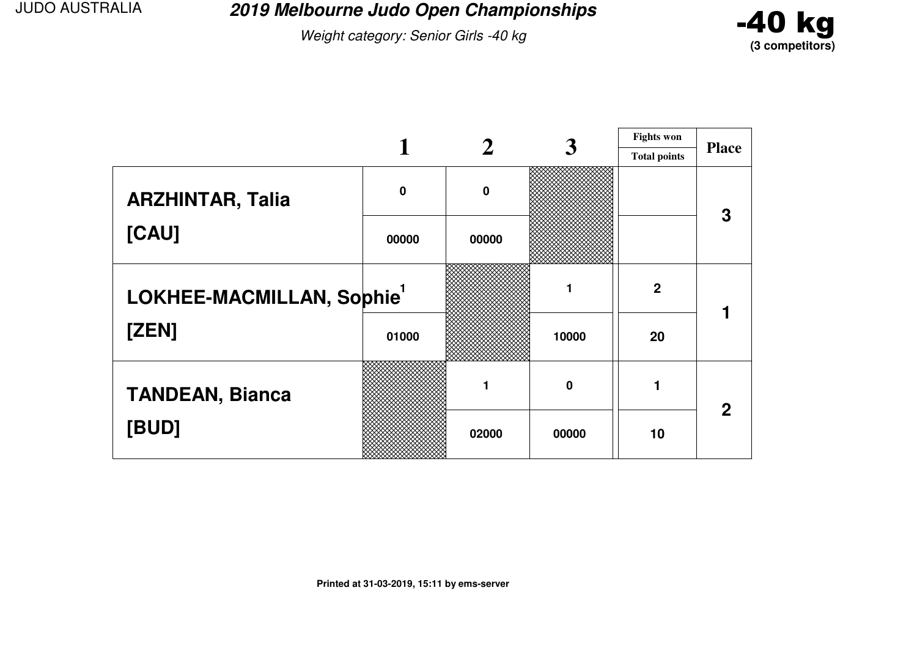JUDO AUSTRALIA

# 2019 Melbourne Judo Open Championships

*Weight category: Senior Girls -40 kg*

**-40 kg**
**(3 competitors)**

| | 1 | 2 | 3 | Fights won / Total points | Place |
|---|---|---|---|---|---|
| **ARZHINTAR, Talia** | 0 | 0 | | | 3 |
| **[CAU]** | 00000 | 00000 | | | |
| **LOKHEE-MACMILLAN, Sophie** [1] | 1 | | 1 | 2 | 1 |
| **[ZEN]** | 01000 | | 10000 | 20 | |
| **TANDEAN, Bianca** | | 1 | 0 | 1 | 2 |
| **[BUD]** | | 02000 | 00000 | 10 | |

Printed at 31-03-2019, 15:11 by ems-server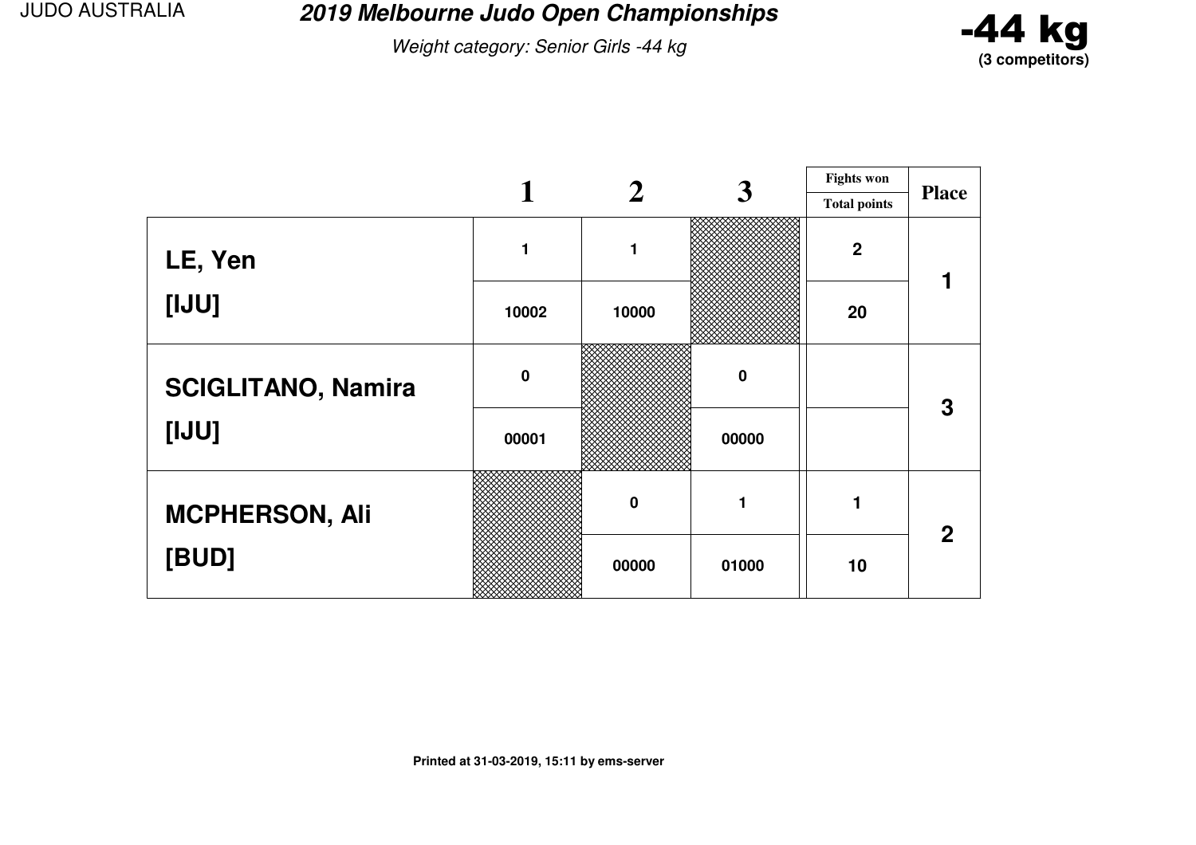# 2019 Melbourne Judo Open Championships

*Weight category: Senior Girls -44 kg*

**-44 kg**
**(3 competitors)**

| | 1 | 2 | 3 | Fights won / Total points | Place |
|---|---|---|---|---|---|
| **LE, Yen** | 1 | 1 | | 2 | 1 |
| **[IJU]** | 10002 | 10000 | | 20 | |
| **SCIGLITANO, Namira** | 0 | | 0 | | 3 |
| **[IJU]** | 00001 | | 00000 | | |
| **MCPHERSON, Ali** | | 0 | 1 | 1 | 2 |
| **[BUD]** | | 00000 | 01000 | 10 | |

**Printed at 31-03-2019, 15:11 by ems-server**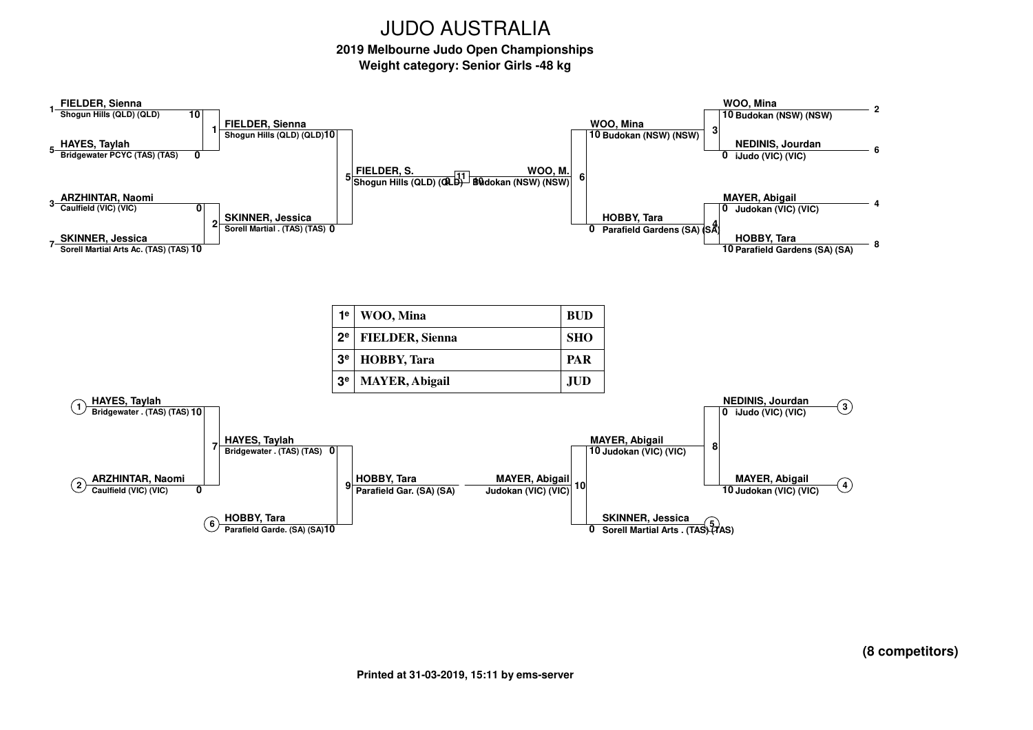# JUDO AUSTRALIA

**2019 Melbourne Judo Open Championships**

**Weight category: Senior Girls -48 kg**

## Main bracket

| Contest | Competitor (seed) | Club | Score |
|---|---|---|---|
| 1 | FIELDER, Sienna (1) | Shogun Hills (QLD) (QLD) | 10 |
| 1 | HAYES, Taylah (5) | Bridgewater PCYC (TAS) (TAS) | 0 |
| 2 | ARZHINTAR, Naomi (3) | Caulfield (VIC) (VIC) | 0 |
| 2 | SKINNER, Jessica (7) | Sorell Martial Arts Ac. (TAS) (TAS) | 10 |
| 3 | WOO, Mina (2) | Budokan (NSW) (NSW) | 10 |
| 3 | NEDINIS, Jourdan (6) | iJudo (VIC) (VIC) | 0 |
| 4 | MAYER, Abigail (4) | Judokan (VIC) (VIC) | 0 |
| 4 | HOBBY, Tara (8) | Parafield Gardens (SA) (SA) | 10 |
| 5 | FIELDER, Sienna | Shogun Hills (QLD) (QLD) | 10 |
| 5 | SKINNER, Jessica | Sorell Martial . (TAS) (TAS) | 0 |
| 6 | WOO, Mina | Budokan (NSW) (NSW) | 10 |
| 6 | HOBBY, Tara | Parafield Gardens (SA) (SA) | 0 |
| 11 | FIELDER, S. | Shogun Hills (QLD) (QLD) | 0 |
| 11 | WOO, M. | Budokan (NSW) (NSW) | 10 |

## Results

| | | |
|---|---|---|
| 1e | WOO, Mina | BUD |
| 2e | FIELDER, Sienna | SHO |
| 3e | HOBBY, Tara | PAR |
| 3e | MAYER, Abigail | JUD |

## Repechage

| Contest | Competitor | Club | Score |
|---|---|---|---|
| 7 | HAYES, Taylah (1) | Bridgewater . (TAS) (TAS) | 10 |
| 7 | ARZHINTAR, Naomi (2) | Caulfield (VIC) (VIC) | 0 |
| 8 | NEDINIS, Jourdan (3) | iJudo (VIC) (VIC) | 0 |
| 8 | MAYER, Abigail (4) | Judokan (VIC) (VIC) | 10 |
| 9 | HAYES, Taylah | Bridgewater . (TAS) (TAS) | 0 |
| 9 | HOBBY, Tara (6) | Parafield Garde. (SA) (SA) | 10 |
| 10 | MAYER, Abigail | Judokan (VIC) (VIC) | 10 |
| 10 | SKINNER, Jessica (5) | Sorell Martial Arts . (TAS) (TAS) | 0 |

Final placings: HOBBY, Tara – Parafield Gar. (SA) (SA); MAYER, Abigail – Judokan (VIC) (VIC)

**(8 competitors)**

Printed at 31-03-2019, 15:11 by ems-server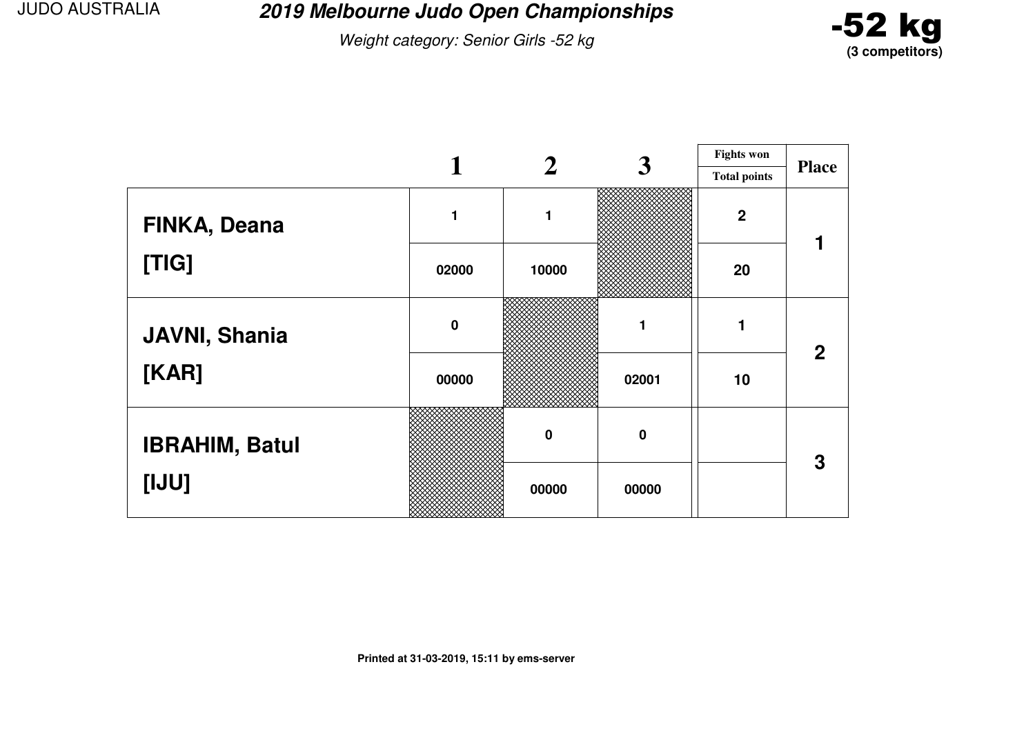JUDO AUSTRALIA

# 2019 Melbourne Judo Open Championships

*Weight category: Senior Girls -52 kg*

**-52 kg**
**(3 competitors)**

| | 1 | 2 | 3 | Fights won / Total points | Place |
|---|---|---|---|---|---|
| **FINKA, Deana [TIG]** | 1 | 1 | | 2 | 1 |
| | 02000 | 10000 | | 20 | |
| **JAVNI, Shania [KAR]** | 0 | | 1 | 1 | 2 |
| | 00000 | | 02001 | 10 | |
| **IBRAHIM, Batul [IJU]** | | 0 | 0 | | 3 |
| | | 00000 | 00000 | | |

Printed at 31-03-2019, 15:11 by ems-server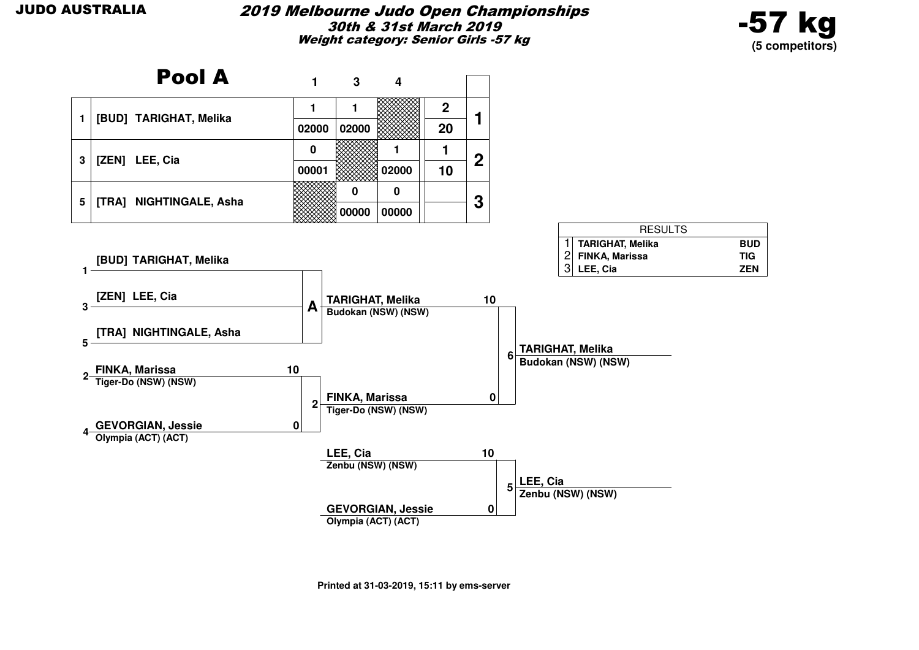**JUDO AUSTRALIA**

# 2019 Melbourne Judo Open Championships

***30th & 31st March 2019***

***Weight category: Senior Girls -57 kg***

**-57 kg**
**(5 competitors)**

## Pool A

| | | 1 | 3 | 4 | | |
|---|---|---|---|---|---|---|
| 1 | [BUD] TARIGHAT, Melika | 1 / 02000 | 1 / 02000 | | 2 / 20 | 1 |
| 3 | [ZEN] LEE, Cia | 0 / 00001 | | 1 / 02000 | 1 / 10 | 2 |
| 5 | [TRA] NIGHTINGALE, Asha | | 0 / 00000 | 0 / 00000 | | 3 |

| RESULTS | | |
|---|---|---|
| 1 | TARIGHAT, Melika | BUD |
| 2 | FINKA, Marissa | TIG |
| 3 | LEE, Cia | ZEN |

1 [BUD] TARIGHAT, Melika
3 [ZEN] LEE, Cia
5 [TRA] NIGHTINGALE, Asha

A — TARIGHAT, Melika, Budokan (NSW) (NSW) — 10

2 FINKA, Marissa, Tiger-Do (NSW) (NSW) — 10
4 GEVORGIAN, Jessie, Olympia (ACT) (ACT) — 0

2 — FINKA, Marissa, Tiger-Do (NSW) (NSW) — 0

6 — TARIGHAT, Melika, Budokan (NSW) (NSW)

LEE, Cia, Zenbu (NSW) (NSW) — 10
GEVORGIAN, Jessie, Olympia (ACT) (ACT) — 0

5 — LEE, Cia, Zenbu (NSW) (NSW)

Printed at 31-03-2019, 15:11 by ems-server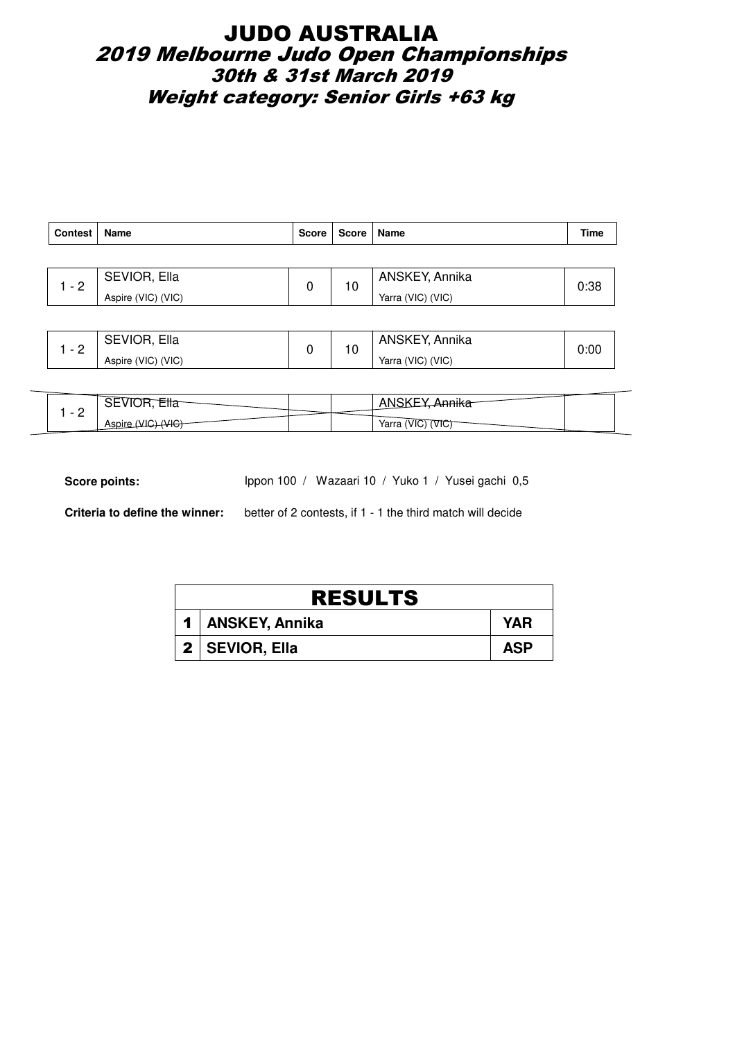# JUDO AUSTRALIA

## 2019 Melbourne Judo Open Championships

### 30th & 31st March 2019

### Weight category: Senior Girls +63 kg

| Contest | Name | Score | Score | Name | Time |
|---|---|---|---|---|---|
| 1 - 2 | SEVIOR, Ella<br>Aspire (VIC) (VIC) | 0 | 10 | ANSKEY, Annika<br>Yarra (VIC) (VIC) | 0:38 |
| 1 - 2 | SEVIOR, Ella<br>Aspire (VIC) (VIC) | 0 | 10 | ANSKEY, Annika<br>Yarra (VIC) (VIC) | 0:00 |
| 1 - 2 | ~~SEVIOR, Ella~~<br>~~Aspire (VIC) (VIC)~~ | | | ~~ANSKEY, Annika~~<br>~~Yarra (VIC) (VIC)~~ | |

**Score points:** Ippon 100 / Wazaari 10 / Yuko 1 / Yusei gachi 0,5

**Criteria to define the winner:** better of 2 contests, if 1 - 1 the third match will decide

| RESULTS | | |
|---|---|---|
| 1 | **ANSKEY, Annika** | **YAR** |
| 2 | **SEVIOR, Ella** | **ASP** |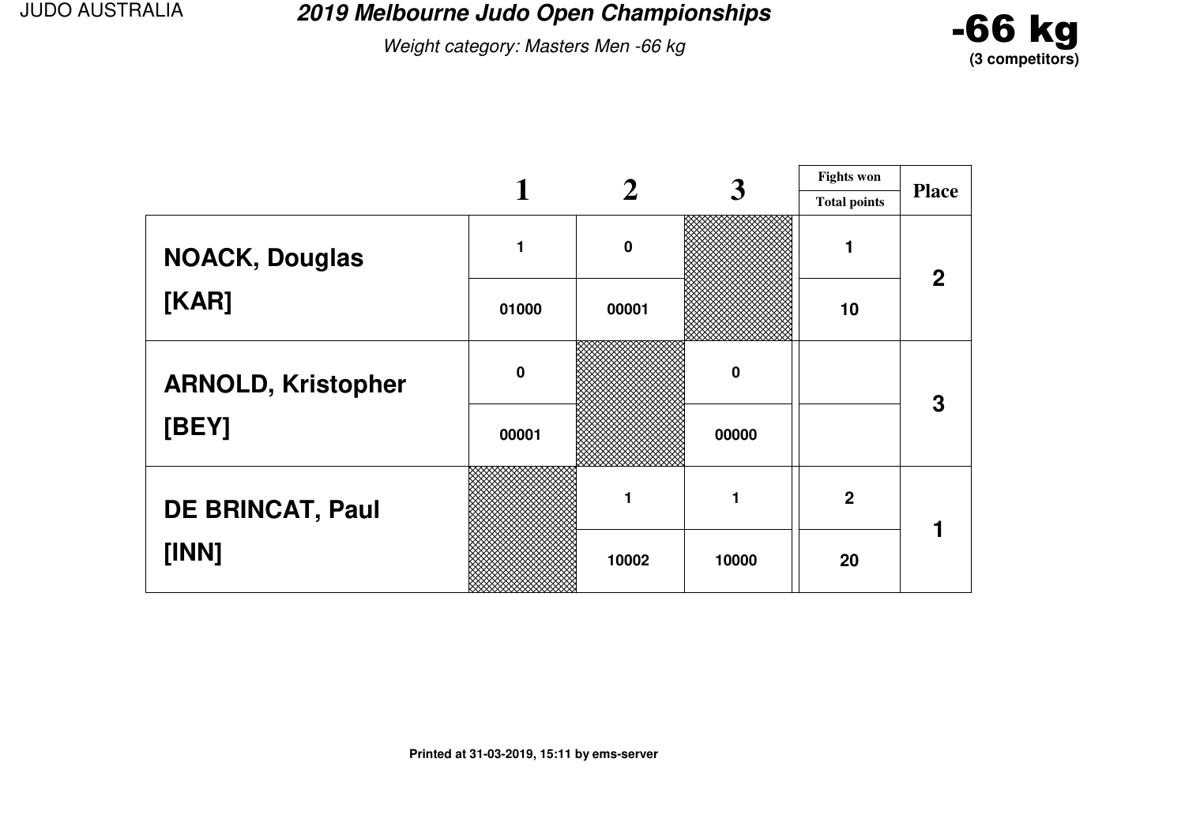JUDO AUSTRALIA

# 2019 Melbourne Judo Open Championships

*Weight category: Masters Men -66 kg*

**-66 kg**
**(3 competitors)**

| | 1 | 2 | 3 | Fights won / Total points | Place |
|---|---|---|---|---|---|
| **NOACK, Douglas [KAR]** | 1 | 0 | | 1 | 2 |
| | 01000 | 00001 | | 10 | |
| **ARNOLD, Kristopher [BEY]** | 0 | | 0 | | 3 |
| | 00001 | | 00000 | | |
| **DE BRINCAT, Paul [INN]** | | 1 | 1 | 2 | 1 |
| | | 10002 | 10000 | 20 | |

**Printed at 31-03-2019, 15:11 by ems-server**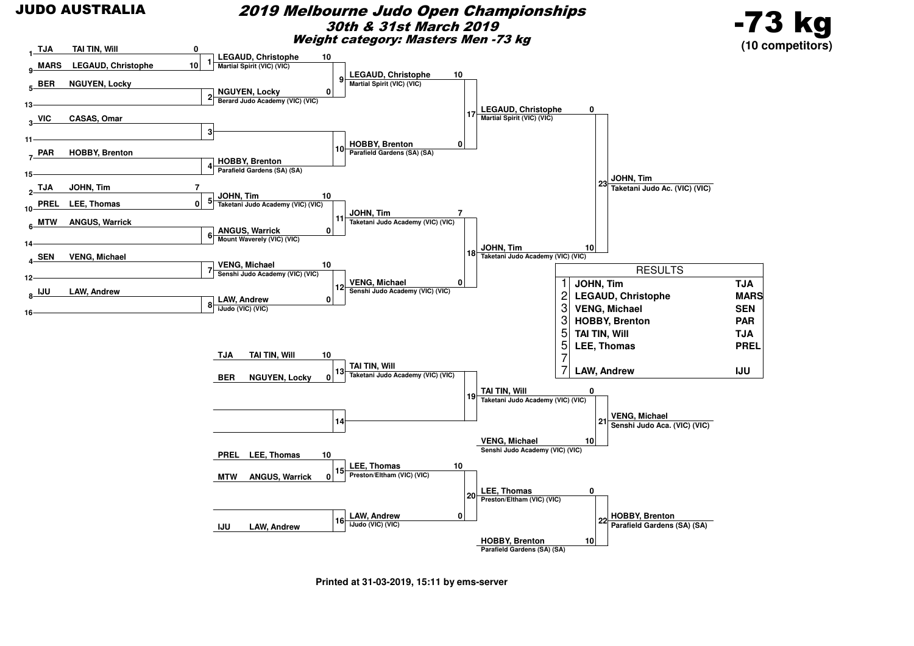JUDO AUSTRALIA

# 2019 Melbourne Judo Open Championships

## 30th & 31st March 2019

### Weight category: Masters Men -73 kg

**-73 kg**
**(10 competitors)**

## Main Draw

| Seed | Club | Name | Score |
|---|---|---|---|
| 1 | TJA | TAI TIN, Will | 0 |
| 9 | MARS | LEGAUD, Christophe | 10 |
| 5 | BER | NGUYEN, Locky | |
| 13 | | | |
| 3 | VIC | CASAS, Omar | |
| 11 | | | |
| 7 | PAR | HOBBY, Brenton | |
| 15 | | | |
| 2 | TJA | JOHN, Tim | 7 |
| 10 | PREL | LEE, Thomas | 0 |
| 6 | MTW | ANGUS, Warrick | |
| 14 | | | |
| 4 | SEN | VENG, Michael | |
| 12 | | | |
| 8 | IJU | LAW, Andrew | |
| 16 | | | |

### Round 2

| Contest | Name | Club | Score |
|---|---|---|---|
| 1 | LEGAUD, Christophe | Martial Spirit (VIC) (VIC) | 10 |
| 2 | NGUYEN, Locky | Berard Judo Academy (VIC) (VIC) | 0 |
| 3 | | | |
| 4 | HOBBY, Brenton | Parafield Gardens (SA) (SA) | |
| 5 | JOHN, Tim | Taketani Judo Academy (VIC) (VIC) | 10 |
| 6 | ANGUS, Warrick | Mount Waverely (VIC) (VIC) | 0 |
| 7 | VENG, Michael | Senshi Judo Academy (VIC) (VIC) | 10 |
| 8 | LAW, Andrew | iJudo (VIC) (VIC) | 0 |

### Quarter-finals

| Contest | Name | Club | Score |
|---|---|---|---|
| 9 | LEGAUD, Christophe | Martial Spirit (VIC) (VIC) | 10 |
| 10 | HOBBY, Brenton | Parafield Gardens (SA) (SA) | 0 |
| 11 | JOHN, Tim | Taketani Judo Academy (VIC) (VIC) | 7 |
| 12 | VENG, Michael | Senshi Judo Academy (VIC) (VIC) | 0 |

### Semi-finals

| Contest | Name | Club | Score |
|---|---|---|---|
| 17 | LEGAUD, Christophe | Martial Spirit (VIC) (VIC) | 0 |
| 18 | JOHN, Tim | Taketani Judo Academy (VIC) (VIC) | 10 |

### Final

| Contest | Winner | Club |
|---|---|---|
| 23 | JOHN, Tim | Taketani Judo Ac. (VIC) (VIC) |

## Repechage

| Contest | Club | Name | Score |
|---|---|---|---|
| 13 | TJA | TAI TIN, Will | 10 |
| 13 | BER | NGUYEN, Locky | 0 |
| 14 | | | |
| 15 | PREL | LEE, Thomas | 10 |
| 15 | MTW | ANGUS, Warrick | 0 |
| 16 | IJU | LAW, Andrew | |

| Contest | Name | Club | Score |
|---|---|---|---|
| 13 | TAI TIN, Will | Taketani Judo Academy (VIC) (VIC) | |
| 14 | | | |
| 15 | LEE, Thomas | Preston/Eltham (VIC) (VIC) | 10 |
| 16 | LAW, Andrew | iJudo (VIC) (VIC) | 0 |

| Contest | Name | Club | Score |
|---|---|---|---|
| 19 | TAI TIN, Will | Taketani Judo Academy (VIC) (VIC) | 0 |
| 19 | VENG, Michael | Senshi Judo Academy (VIC) (VIC) | 10 |
| 20 | LEE, Thomas | Preston/Eltham (VIC) (VIC) | 0 |
| 20 | HOBBY, Brenton | Parafield Gardens (SA) (SA) | 10 |

### Bronze Medal Contests

| Contest | Winner | Club |
|---|---|---|
| 21 | VENG, Michael | Senshi Judo Aca. (VIC) (VIC) |
| 22 | HOBBY, Brenton | Parafield Gardens (SA) (SA) |

## RESULTS

| Place | Name | Club |
|---|---|---|
| 1 | JOHN, Tim | TJA |
| 2 | LEGAUD, Christophe | MARS |
| 3 | VENG, Michael | SEN |
| 3 | HOBBY, Brenton | PAR |
| 5 | TAI TIN, Will | TJA |
| 5 | LEE, Thomas | PREL |
| 7 | | |
| 7 | LAW, Andrew | IJU |

Printed at 31-03-2019, 15:11 by ems-server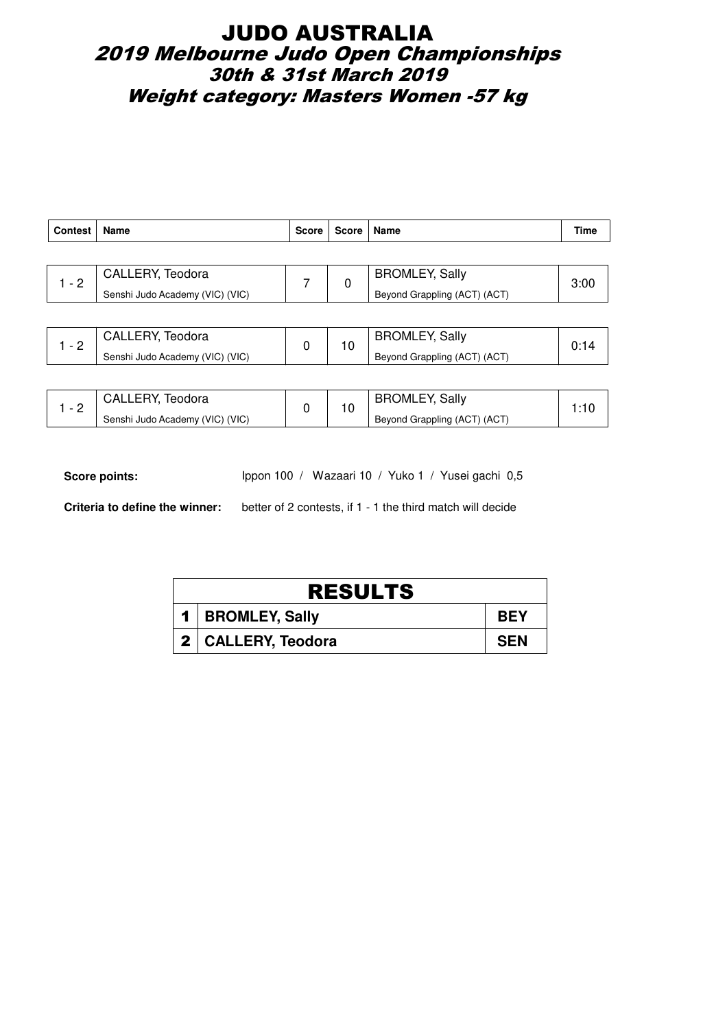# JUDO AUSTRALIA
## 2019 Melbourne Judo Open Championships
### 30th & 31st March 2019
### Weight category: Masters Women -57 kg

| Contest | Name | Score | Score | Name | Time |
|---|---|---|---|---|---|
| 1 - 2 | CALLERY, Teodora<br>Senshi Judo Academy (VIC) (VIC) | 7 | 0 | BROMLEY, Sally<br>Beyond Grappling (ACT) (ACT) | 3:00 |
| 1 - 2 | CALLERY, Teodora<br>Senshi Judo Academy (VIC) (VIC) | 0 | 10 | BROMLEY, Sally<br>Beyond Grappling (ACT) (ACT) | 0:14 |
| 1 - 2 | CALLERY, Teodora<br>Senshi Judo Academy (VIC) (VIC) | 0 | 10 | BROMLEY, Sally<br>Beyond Grappling (ACT) (ACT) | 1:10 |

**Score points:** Ippon 100 / Wazaari 10 / Yuko 1 / Yusei gachi 0,5

**Criteria to define the winner:** better of 2 contests, if 1 - 1 the third match will decide

| RESULTS | | |
|---|---|---|
| 1 | **BROMLEY, Sally** | **BEY** |
| 2 | **CALLERY, Teodora** | **SEN** |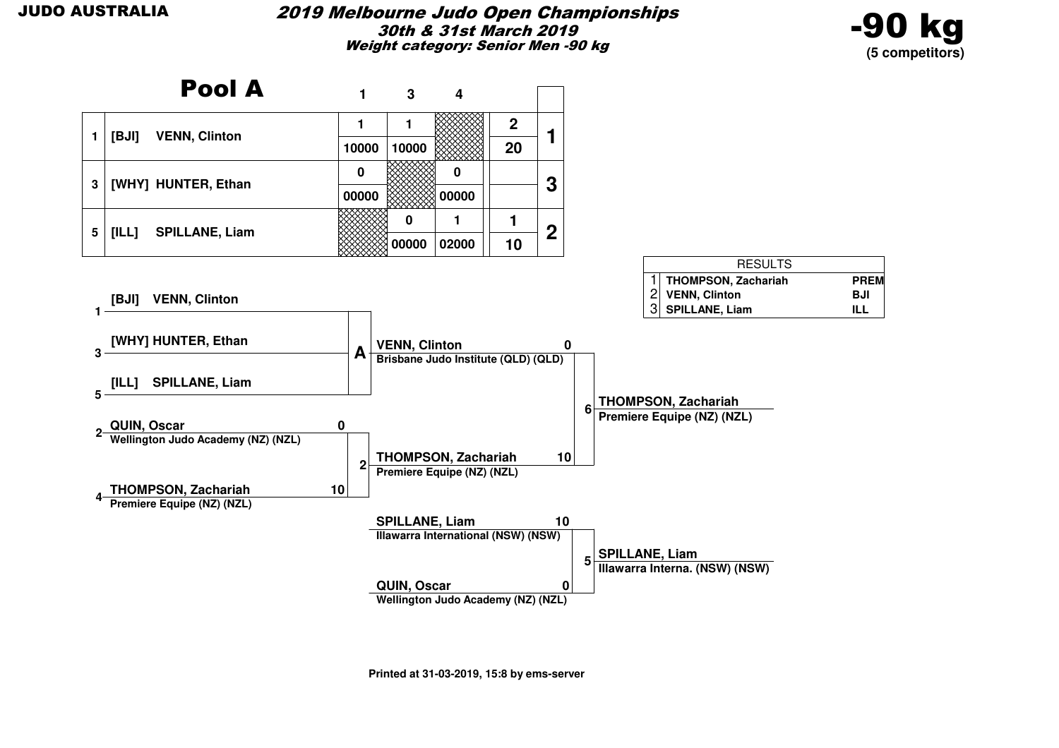**JUDO AUSTRALIA**

## *2019 Melbourne Judo Open Championships*

***30th & 31st March 2019***

***Weight category: Senior Men -90 kg***

# -90 kg

**(5 competitors)**

## Pool A

| | | 1 | 3 | 4 | | |
|---|---|---|---|---|---|---|
| 1 | [BJI] VENN, Clinton | 1 | 1 | | 2 | 1 |
| | | 10000 | 10000 | | 20 | |
| 3 | [WHY] HUNTER, Ethan | 0 | | 0 | | 3 |
| | | 00000 | | 00000 | | |
| 5 | [ILL] SPILLANE, Liam | | 0 | 1 | 1 | 2 |
| | | | 00000 | 02000 | 10 | |

| RESULTS | | |
|---|---|---|
| 1 | THOMPSON, Zachariah | PREM |
| 2 | VENN, Clinton | BJI |
| 3 | SPILLANE, Liam | ILL |

**Bracket**

- 1 [BJI] VENN, Clinton
- 3 [WHY] HUNTER, Ethan
- 5 [ILL] SPILLANE, Liam

Pool A winner: **VENN, Clinton** 0 — Brisbane Judo Institute (QLD) (QLD)

- 2 QUIN, Oscar 0 — Wellington Judo Academy (NZ) (NZL)
- 4 THOMPSON, Zachariah 10 — Premiere Equipe (NZ) (NZL)

Contest 2 winner: **THOMPSON, Zachariah** 10 — Premiere Equipe (NZ) (NZL)

Contest 6 winner: **THOMPSON, Zachariah** — Premiere Equipe (NZ) (NZL)

- SPILLANE, Liam 10 — Illawarra International (NSW) (NSW)
- QUIN, Oscar 0 — Wellington Judo Academy (NZ) (NZL)

Contest 5 winner: **SPILLANE, Liam** — Illawarra Interna. (NSW) (NSW)

Printed at 31-03-2019, 15:8 by ems-server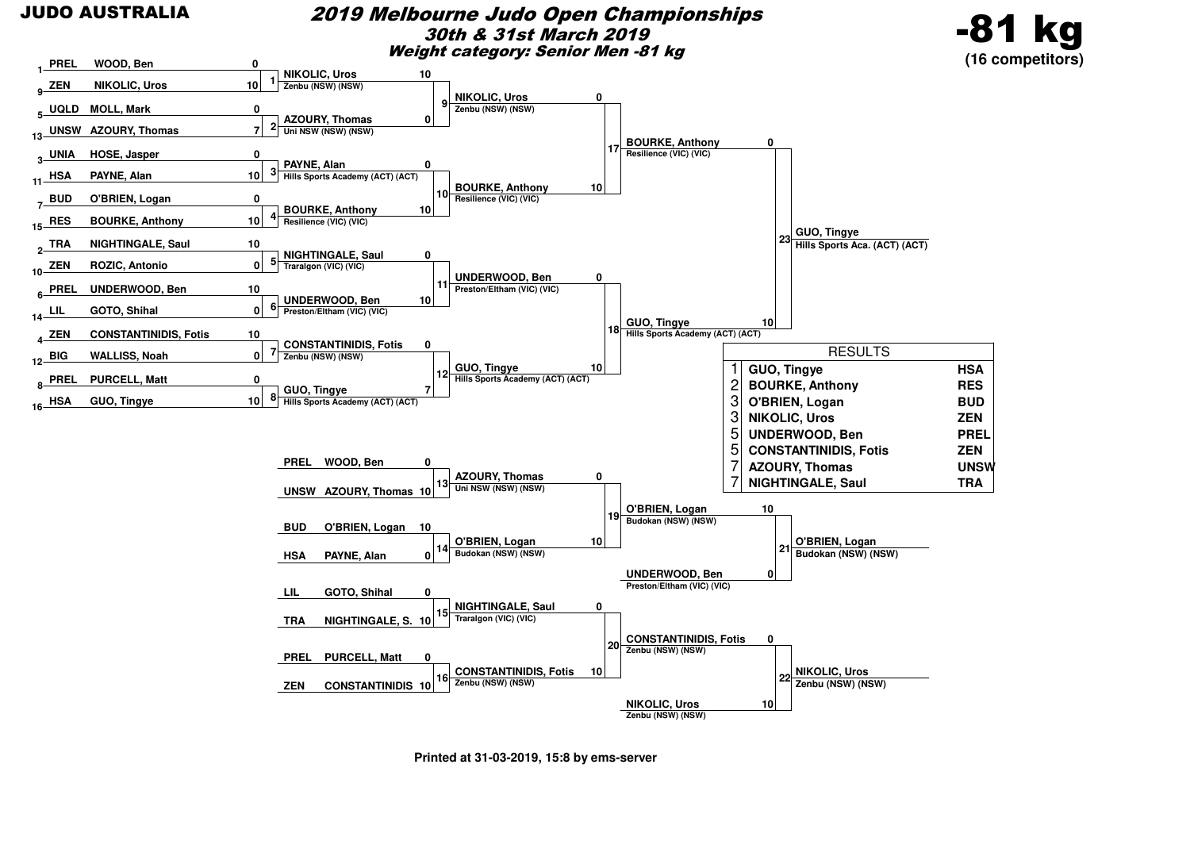**JUDO AUSTRALIA**

# 2019 Melbourne Judo Open Championships

## 30th & 31st March 2019

### Weight category: Senior Men -81 kg

**-81 kg**
**(16 competitors)**

### First round

| Seed | Club | Name | Score | Match |
|---|---|---|---|---|
| 1 | PREL | WOOD, Ben | 0 | 1 |
| 9 | ZEN | NIKOLIC, Uros | 10 | 1 |
| 5 | UQLD | MOLL, Mark | 0 | 2 |
| 13 | UNSW | AZOURY, Thomas | 7 | 2 |
| 3 | UNIA | HOSE, Jasper | 0 | 3 |
| 11 | HSA | PAYNE, Alan | 10 | 3 |
| 7 | BUD | O'BRIEN, Logan | 0 | 4 |
| 15 | RES | BOURKE, Anthony | 10 | 4 |
| 2 | TRA | NIGHTINGALE, Saul | 10 | 5 |
| 10 | ZEN | ROZIC, Antonio | 0 | 5 |
| 6 | PREL | UNDERWOOD, Ben | 10 | 6 |
| 14 | LIL | GOTO, Shihal | 0 | 6 |
| 4 | ZEN | CONSTANTINIDIS, Fotis | 10 | 7 |
| 12 | BIG | WALLISS, Noah | 0 | 7 |
| 8 | PREL | PURCELL, Matt | 0 | 8 |
| 16 | HSA | GUO, Tingye | 10 | 8 |

### Second round

| Match | Name | Club | Score |
|---|---|---|---|
| 9 | NIKOLIC, Uros | Zenbu (NSW) (NSW) | 10 |
| 9 | AZOURY, Thomas | Uni NSW (NSW) (NSW) | 0 |
| 10 | PAYNE, Alan | Hills Sports Academy (ACT) (ACT) | 0 |
| 10 | BOURKE, Anthony | Resilience (VIC) (VIC) | 10 |
| 11 | NIGHTINGALE, Saul | Traralgon (VIC) (VIC) | 0 |
| 11 | UNDERWOOD, Ben | Preston/Eltham (VIC) (VIC) | 10 |
| 12 | CONSTANTINIDIS, Fotis | Zenbu (NSW) (NSW) | 0 |
| 12 | GUO, Tingye | Hills Sports Academy (ACT) (ACT) | 7 |

### Quarter-finals

| Match | Name | Club | Score |
|---|---|---|---|
| 17 | NIKOLIC, Uros | Zenbu (NSW) (NSW) | 0 |
| 17 | BOURKE, Anthony | Resilience (VIC) (VIC) | 10 |
| 18 | UNDERWOOD, Ben | Preston/Eltham (VIC) (VIC) | 0 |
| 18 | GUO, Tingye | Hills Sports Academy (ACT) (ACT) | 10 |

### Final

| Match | Name | Club | Score |
|---|---|---|---|
| 23 | BOURKE, Anthony | Resilience (VIC) (VIC) | 0 |
| 23 | GUO, Tingye | Hills Sports Academy (ACT) (ACT) | 10 |

Winner: **GUO, Tingye** – Hills Sports Aca. (ACT) (ACT)

### Repechage

| Match | Club | Name | Score |
|---|---|---|---|
| 13 | PREL | WOOD, Ben | 0 |
| 13 | UNSW | AZOURY, Thomas | 10 |
| 14 | BUD | O'BRIEN, Logan | 10 |
| 14 | HSA | PAYNE, Alan | 0 |
| 15 | LIL | GOTO, Shihal | 0 |
| 15 | TRA | NIGHTINGALE, S. | 10 |
| 16 | PREL | PURCELL, Matt | 0 |
| 16 | ZEN | CONSTANTINIDIS | 10 |

| Match | Name | Club | Score |
|---|---|---|---|
| 19 | AZOURY, Thomas | Uni NSW (NSW) (NSW) | 0 |
| 19 | O'BRIEN, Logan | Budokan (NSW) (NSW) | 10 |
| 20 | NIGHTINGALE, Saul | Traralgon (VIC) (VIC) | 0 |
| 20 | CONSTANTINIDIS, Fotis | Zenbu (NSW) (NSW) | 10 |

### Bronze medal contests

| Match | Name | Club | Score |
|---|---|---|---|
| 21 | O'BRIEN, Logan | Budokan (NSW) (NSW) | 10 |
| 21 | UNDERWOOD, Ben | Preston/Eltham (VIC) (VIC) | 0 |
| 22 | CONSTANTINIDIS, Fotis | Zenbu (NSW) (NSW) | 0 |
| 22 | NIKOLIC, Uros | Zenbu (NSW) (NSW) | 10 |

Match 21 winner: **O'BRIEN, Logan** – Budokan (NSW) (NSW)
Match 22 winner: **NIKOLIC, Uros** – Zenbu (NSW) (NSW)

### RESULTS

| Place | Name | Club |
|---|---|---|
| 1 | GUO, Tingye | HSA |
| 2 | BOURKE, Anthony | RES |
| 3 | O'BRIEN, Logan | BUD |
| 3 | NIKOLIC, Uros | ZEN |
| 5 | UNDERWOOD, Ben | PREL |
| 5 | CONSTANTINIDIS, Fotis | ZEN |
| 7 | AZOURY, Thomas | UNSW |
| 7 | NIGHTINGALE, Saul | TRA |

Printed at 31-03-2019, 15:8 by ems-server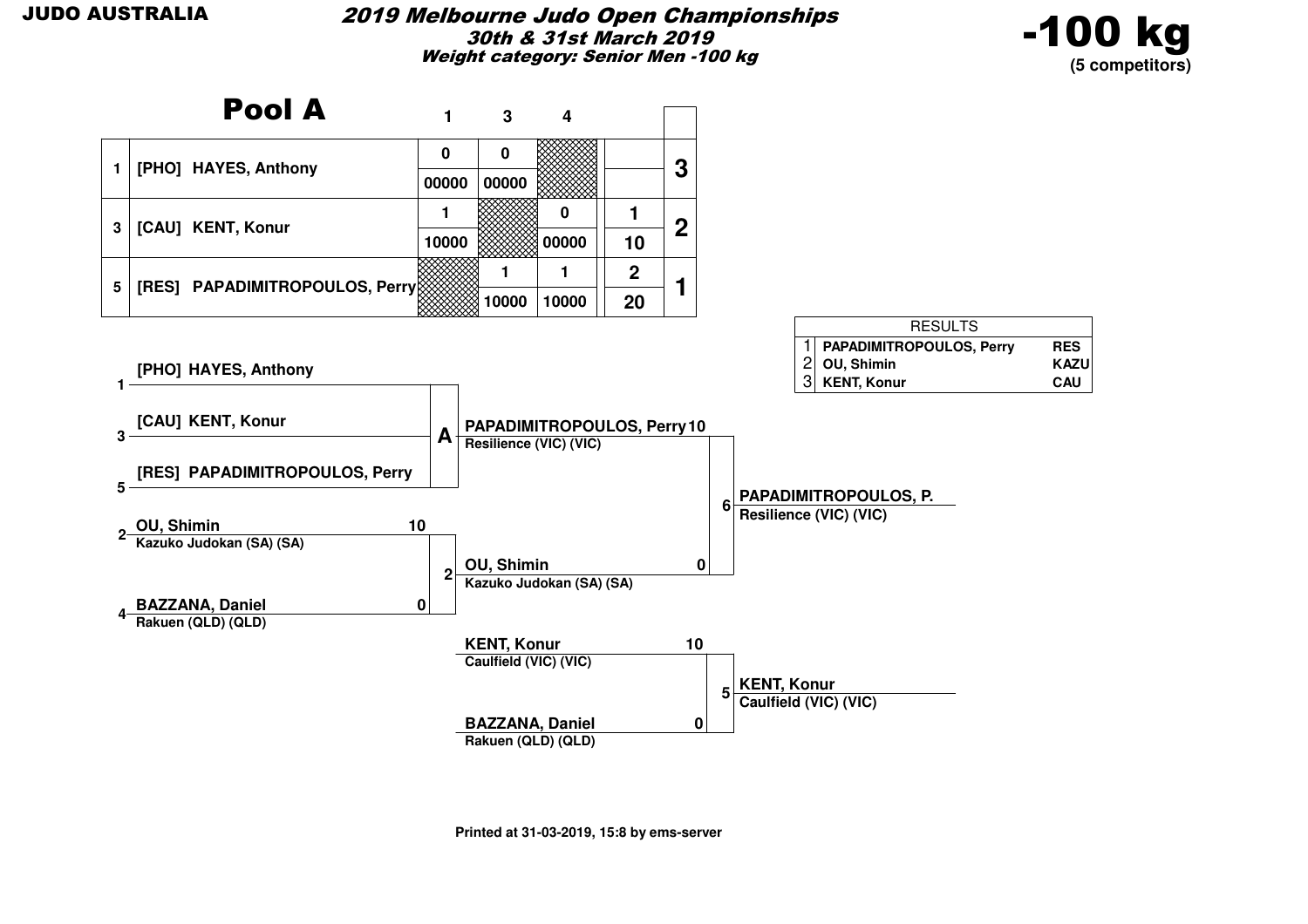**JUDO AUSTRALIA**

# 2019 Melbourne Judo Open Championships

*30th & 31st March 2019*
*Weight category: Senior Men -100 kg*

**-100 kg**
**(5 competitors)**

## Pool A

| | | 1 | 3 | 4 | | |
|---|---|---|---|---|---|---|
| 1 | [PHO] HAYES, Anthony | 0 | 0 | | | 3 |
| | | 00000 | 00000 | | | |
| 3 | [CAU] KENT, Konur | 1 | | 0 | 1 | 2 |
| | | 10000 | | 00000 | 10 | |
| 5 | [RES] PAPADIMITROPOULOS, Perry | | 1 | 1 | 2 | 1 |
| | | | 10000 | 10000 | 20 | |

| RESULTS | | |
|---|---|---|
| 1 | PAPADIMITROPOULOS, Perry | RES |
| 2 | OU, Shimin | KAZU |
| 3 | KENT, Konur | CAU |

**Pool A:**
- 1 [PHO] HAYES, Anthony
- 3 [CAU] KENT, Konur
- 5 [RES] PAPADIMITROPOULOS, Perry

Pool A winner: PAPADIMITROPOULOS, Perry 10 — Resilience (VIC) (VIC)

**Contest 2:**
- 2 OU, Shimin — Kazuko Judokan (SA) (SA) — 10
- 4 BAZZANA, Daniel — Rakuen (QLD) (QLD) — 0

Winner: OU, Shimin — Kazuko Judokan (SA) (SA)

**Contest 6 (Final):**
- PAPADIMITROPOULOS, Perry — Resilience (VIC) (VIC) — 10
- OU, Shimin — Kazuko Judokan (SA) (SA) — 0

Winner: PAPADIMITROPOULOS, P. — Resilience (VIC) (VIC)

**Contest 5:**
- KENT, Konur — Caulfield (VIC) (VIC) — 10
- BAZZANA, Daniel — Rakuen (QLD) (QLD) — 0

Winner: KENT, Konur — Caulfield (VIC) (VIC)

Printed at 31-03-2019, 15:8 by ems-server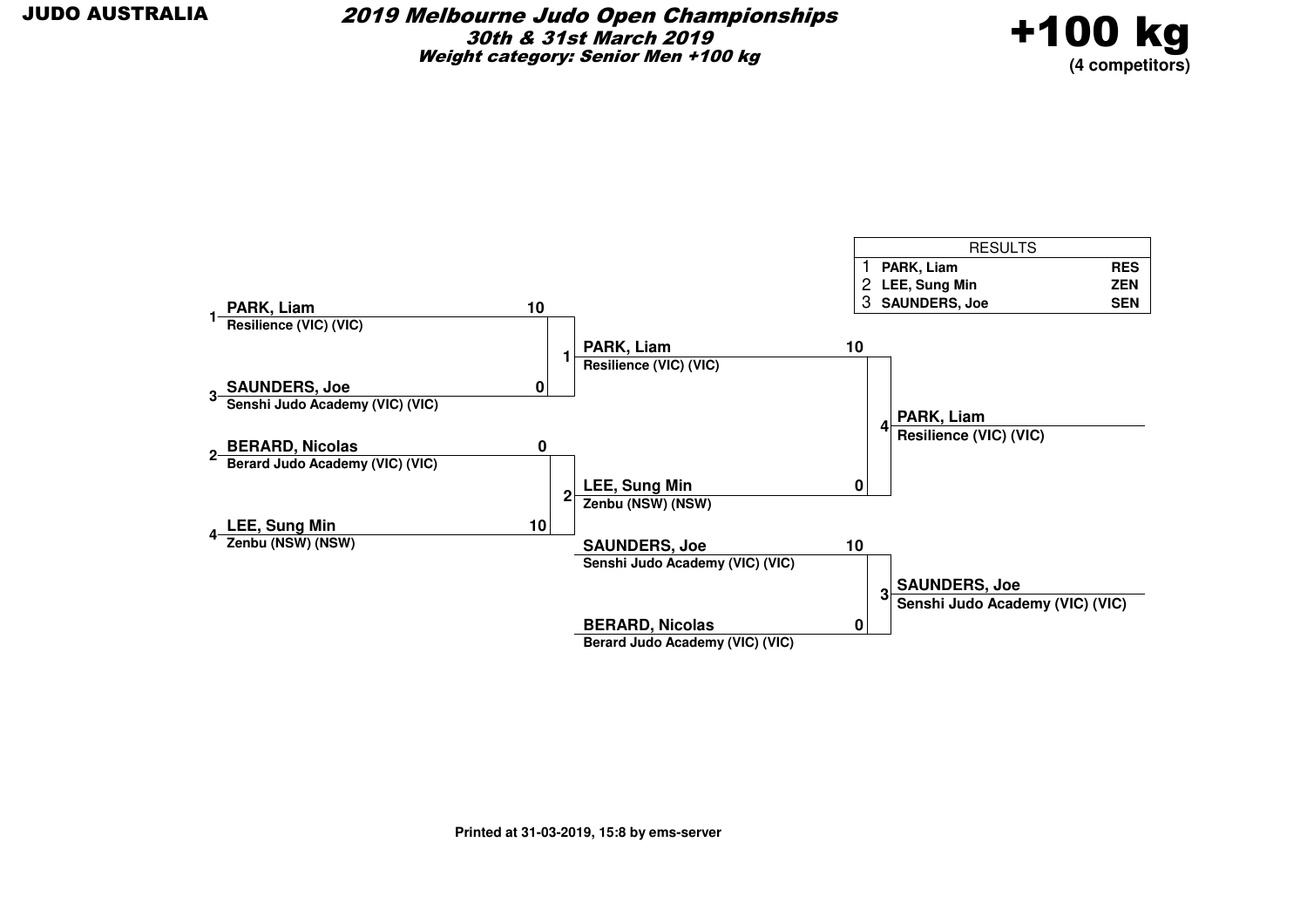**JUDO AUSTRALIA**

# *2019 Melbourne Judo Open Championships*

***30th & 31st March 2019***

***Weight category: Senior Men +100 kg***

## +100 kg

**(4 competitors)**

| RESULTS | | |
|---|---|---|
| 1 | **PARK, Liam** | **RES** |
| 2 | **LEE, Sung Min** | **ZEN** |
| 3 | **SAUNDERS, Joe** | **SEN** |

**Round 1**

| Contest | Competitor | Club | Score |
|---|---|---|---|
| 1 | 1 **PARK, Liam** | Resilience (VIC) (VIC) | 10 |
| | 3 **SAUNDERS, Joe** | Senshi Judo Academy (VIC) (VIC) | 0 |
| 2 | 2 **BERARD, Nicolas** | Berard Judo Academy (VIC) (VIC) | 0 |
| | 4 **LEE, Sung Min** | Zenbu (NSW) (NSW) | 10 |

**Final**

| Contest | Competitor | Club | Score |
|---|---|---|---|
| 4 | **PARK, Liam** | Resilience (VIC) (VIC) | 10 |
| | **LEE, Sung Min** | Zenbu (NSW) (NSW) | 0 |

Winner: **PARK, Liam** – Resilience (VIC) (VIC)

**Bronze**

| Contest | Competitor | Club | Score |
|---|---|---|---|
| 3 | **SAUNDERS, Joe** | Senshi Judo Academy (VIC) (VIC) | 10 |
| | **BERARD, Nicolas** | Berard Judo Academy (VIC) (VIC) | 0 |

Winner: **SAUNDERS, Joe** – Senshi Judo Academy (VIC) (VIC)

**Printed at 31-03-2019, 15:8 by ems-server**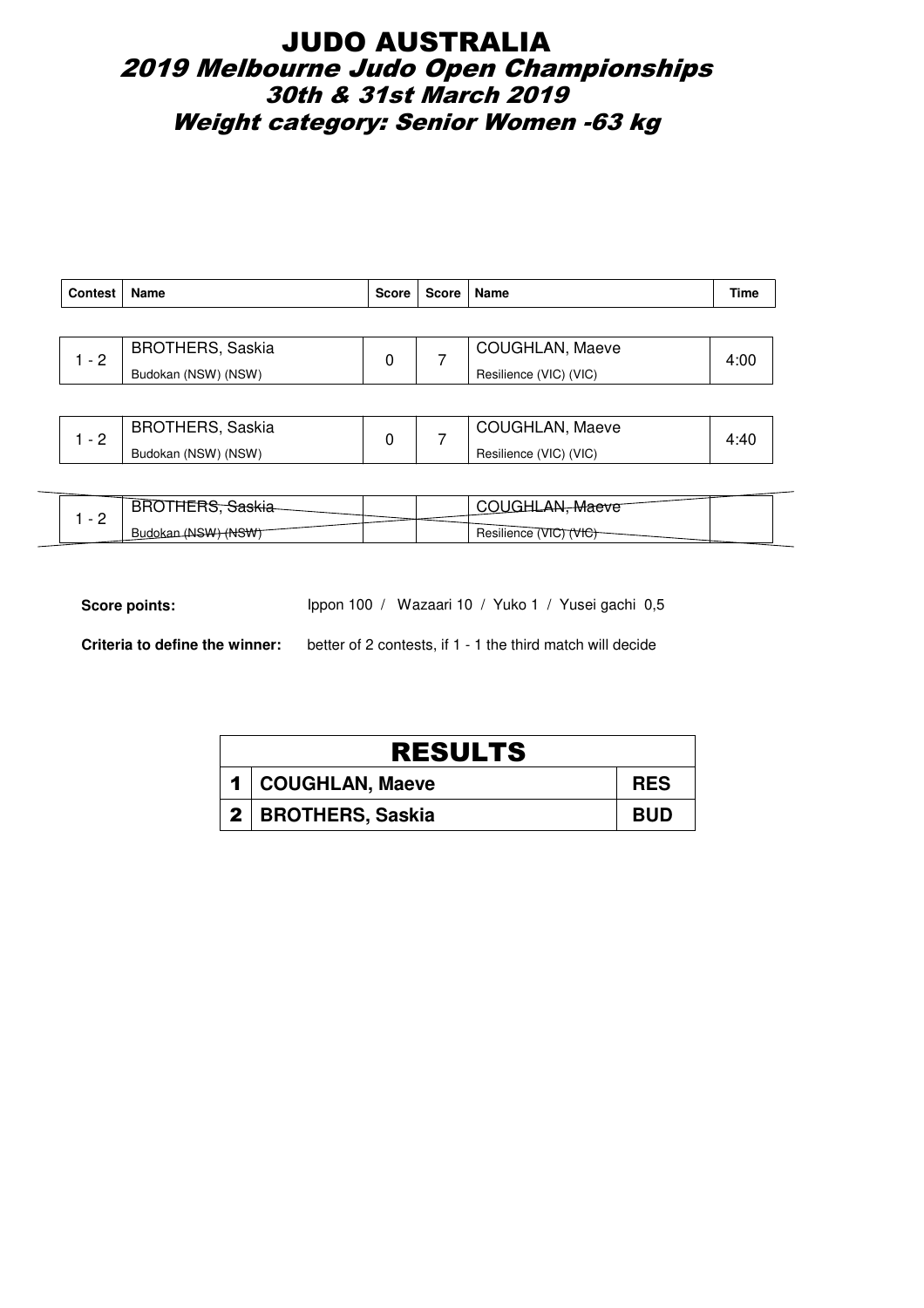# JUDO AUSTRALIA

## 2019 Melbourne Judo Open Championships

## 30th & 31st March 2019

## Weight category: Senior Women -63 kg

| Contest | Name | Score | Score | Name | Time |
|---|---|---|---|---|---|
| 1 - 2 | BROTHERS, Saskia<br>Budokan (NSW) (NSW) | 0 | 7 | COUGHLAN, Maeve<br>Resilience (VIC) (VIC) | 4:00 |
| 1 - 2 | BROTHERS, Saskia<br>Budokan (NSW) (NSW) | 0 | 7 | COUGHLAN, Maeve<br>Resilience (VIC) (VIC) | 4:40 |
| 1 - 2 | ~~BROTHERS, Saskia~~<br>~~Budokan (NSW) (NSW)~~ | | | ~~COUGHLAN, Maeve~~<br>~~Resilience (VIC) (VIC)~~ | |

**Score points:** Ippon 100 / Wazaari 10 / Yuko 1 / Yusei gachi 0,5

**Criteria to define the winner:** better of 2 contests, if 1 - 1 the third match will decide

| RESULTS | | |
|---|---|---|
| 1 | COUGHLAN, Maeve | RES |
| 2 | BROTHERS, Saskia | BUD |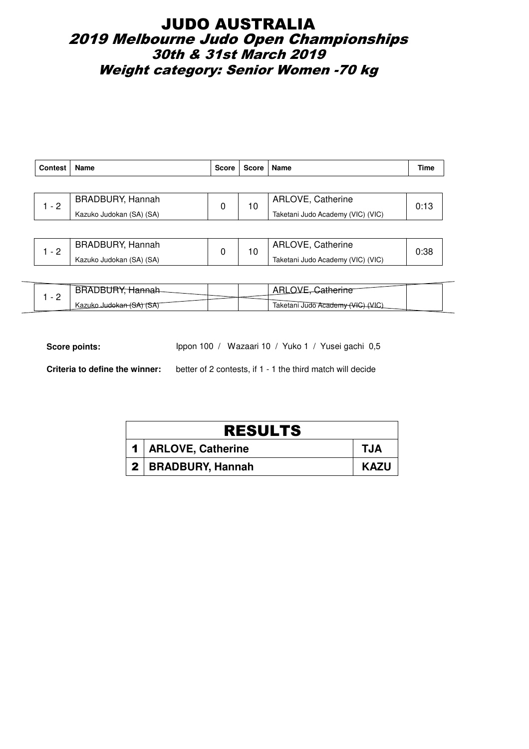# JUDO AUSTRALIA

## *2019 Melbourne Judo Open Championships*

### *30th & 31st March 2019*

### *Weight category: Senior Women -70 kg*

| Contest | Name | Score | Score | Name | Time |
|---|---|---|---|---|---|
| 1 - 2 | BRADBURY, Hannah<br>Kazuko Judokan (SA) (SA) | 0 | 10 | ARLOVE, Catherine<br>Taketani Judo Academy (VIC) (VIC) | 0:13 |
| 1 - 2 | BRADBURY, Hannah<br>Kazuko Judokan (SA) (SA) | 0 | 10 | ARLOVE, Catherine<br>Taketani Judo Academy (VIC) (VIC) | 0:38 |
| 1 - 2 | ~~BRADBURY, Hannah~~<br>~~Kazuko Judokan (SA) (SA)~~ | | | ~~ARLOVE, Catherine~~<br>~~Taketani Judo Academy (VIC) (VIC)~~ | |

**Score points:** Ippon 100 / Wazaari 10 / Yuko 1 / Yusei gachi 0,5

**Criteria to define the winner:** better of 2 contests, if 1 - 1 the third match will decide

| RESULTS | | |
|---|---|---|
| 1 | **ARLOVE, Catherine** | **TJA** |
| 2 | **BRADBURY, Hannah** | **KAZU** |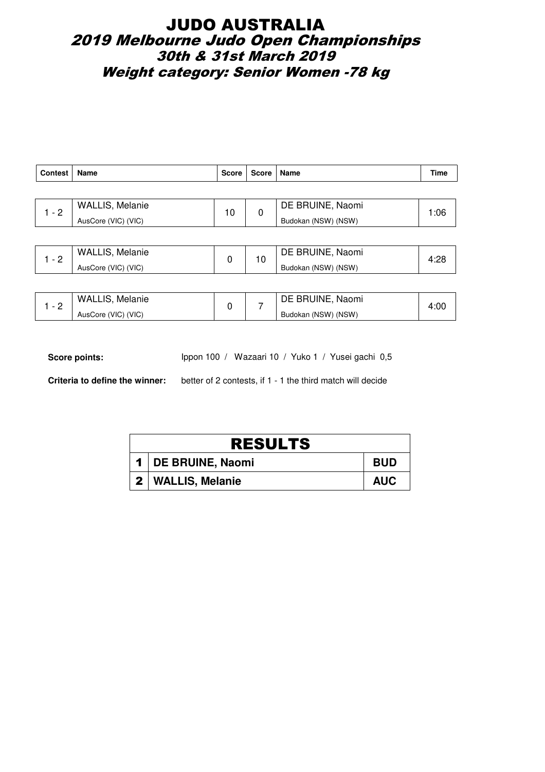# JUDO AUSTRALIA

## 2019 Melbourne Judo Open Championships

### 30th & 31st March 2019

### Weight category: Senior Women -78 kg

| Contest | Name | Score | Score | Name | Time |
|---|---|---|---|---|---|
| 1 - 2 | WALLIS, Melanie<br>AusCore (VIC) (VIC) | 10 | 0 | DE BRUINE, Naomi<br>Budokan (NSW) (NSW) | 1:06 |
| 1 - 2 | WALLIS, Melanie<br>AusCore (VIC) (VIC) | 0 | 10 | DE BRUINE, Naomi<br>Budokan (NSW) (NSW) | 4:28 |
| 1 - 2 | WALLIS, Melanie<br>AusCore (VIC) (VIC) | 0 | 7 | DE BRUINE, Naomi<br>Budokan (NSW) (NSW) | 4:00 |

**Score points:** Ippon 100 / Wazaari 10 / Yuko 1 / Yusei gachi 0,5

**Criteria to define the winner:** better of 2 contests, if 1 - 1 the third match will decide

| RESULTS | | |
|---|---|---|
| 1 | DE BRUINE, Naomi | BUD |
| 2 | WALLIS, Melanie | AUC |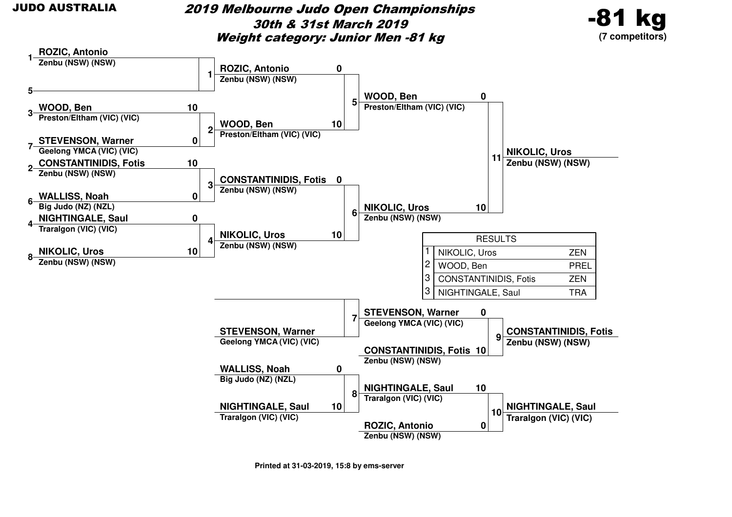JUDO AUSTRALIA

# 2019 Melbourne Judo Open Championships

## 30th & 31st March 2019

## Weight category: Junior Men -81 kg

**-81 kg**
**(7 competitors)**

### Round 1

| Contest | Seed | Competitor | Club | Score |
|---|---|---|---|---|
| 1 | 1 | ROZIC, Antonio | Zenbu (NSW) (NSW) | |
| 1 | 5 | | | |
| 2 | 3 | WOOD, Ben | Preston/Eltham (VIC) (VIC) | 10 |
| 2 | 7 | STEVENSON, Warner | Geelong YMCA (VIC) (VIC) | 0 |
| 3 | 2 | CONSTANTINIDIS, Fotis | Zenbu (NSW) (NSW) | 10 |
| 3 | 6 | WALLISS, Noah | Big Judo (NZ) (NZL) | 0 |
| 4 | 4 | NIGHTINGALE, Saul | Traralgon (VIC) (VIC) | 0 |
| 4 | 8 | NIKOLIC, Uros | Zenbu (NSW) (NSW) | 10 |

### Semi-finals

| Contest | Competitor | Club | Score |
|---|---|---|---|
| 5 | ROZIC, Antonio | Zenbu (NSW) (NSW) | 0 |
| 5 | WOOD, Ben | Preston/Eltham (VIC) (VIC) | 10 |
| 6 | CONSTANTINIDIS, Fotis | Zenbu (NSW) (NSW) | 0 |
| 6 | NIKOLIC, Uros | Zenbu (NSW) (NSW) | 10 |

### Final

| Contest | Competitor | Club | Score |
|---|---|---|---|
| 11 | WOOD, Ben | Preston/Eltham (VIC) (VIC) | 0 |
| 11 | NIKOLIC, Uros | Zenbu (NSW) (NSW) | 10 |

Winner: **NIKOLIC, Uros** – Zenbu (NSW) (NSW)

### Repechage

| Contest | Competitor | Club | Score |
|---|---|---|---|
| 7 | | | |
| 7 | STEVENSON, Warner | Geelong YMCA (VIC) (VIC) | |
| 8 | WALLISS, Noah | Big Judo (NZ) (NZL) | 0 |
| 8 | NIGHTINGALE, Saul | Traralgon (VIC) (VIC) | 10 |

### Bronze Contests

| Contest | Competitor | Club | Score |
|---|---|---|---|
| 9 | STEVENSON, Warner | Geelong YMCA (VIC) (VIC) | 0 |
| 9 | CONSTANTINIDIS, Fotis | Zenbu (NSW) (NSW) | 10 |
| 10 | NIGHTINGALE, Saul | Traralgon (VIC) (VIC) | 10 |
| 10 | ROZIC, Antonio | Zenbu (NSW) (NSW) | 0 |

Contest 9 winner: **CONSTANTINIDIS, Fotis** – Zenbu (NSW) (NSW)

Contest 10 winner: **NIGHTINGALE, Saul** – Traralgon (VIC) (VIC)

### RESULTS

| Place | Name | Club |
|---|---|---|
| 1 | NIKOLIC, Uros | ZEN |
| 2 | WOOD, Ben | PREL |
| 3 | CONSTANTINIDIS, Fotis | ZEN |
| 3 | NIGHTINGALE, Saul | TRA |

Printed at 31-03-2019, 15:8 by ems-server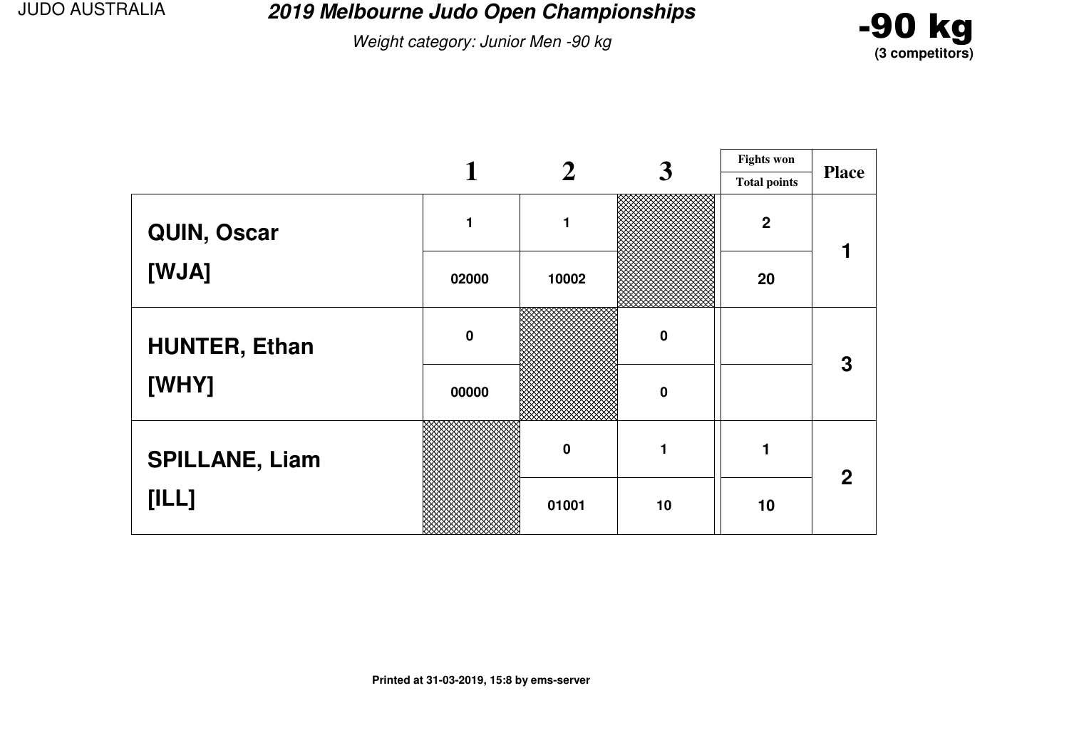JUDO AUSTRALIA

# 2019 Melbourne Judo Open Championships

*Weight category: Junior Men -90 kg*

**-90 kg**
**(3 competitors)**

| | 1 | 2 | 3 | Fights won / Total points | Place |
|---|---|---|---|---|---|
| **QUIN, Oscar** | 1 | 1 | | 2 | 1 |
| **[WJA]** | 02000 | 10002 | | 20 | |
| **HUNTER, Ethan** | 0 | | 0 | | 3 |
| **[WHY]** | 00000 | | 0 | | |
| **SPILLANE, Liam** | | 0 | 1 | 1 | 2 |
| **[ILL]** | | 01001 | 10 | 10 | |

**Printed at 31-03-2019, 15:8 by ems-server**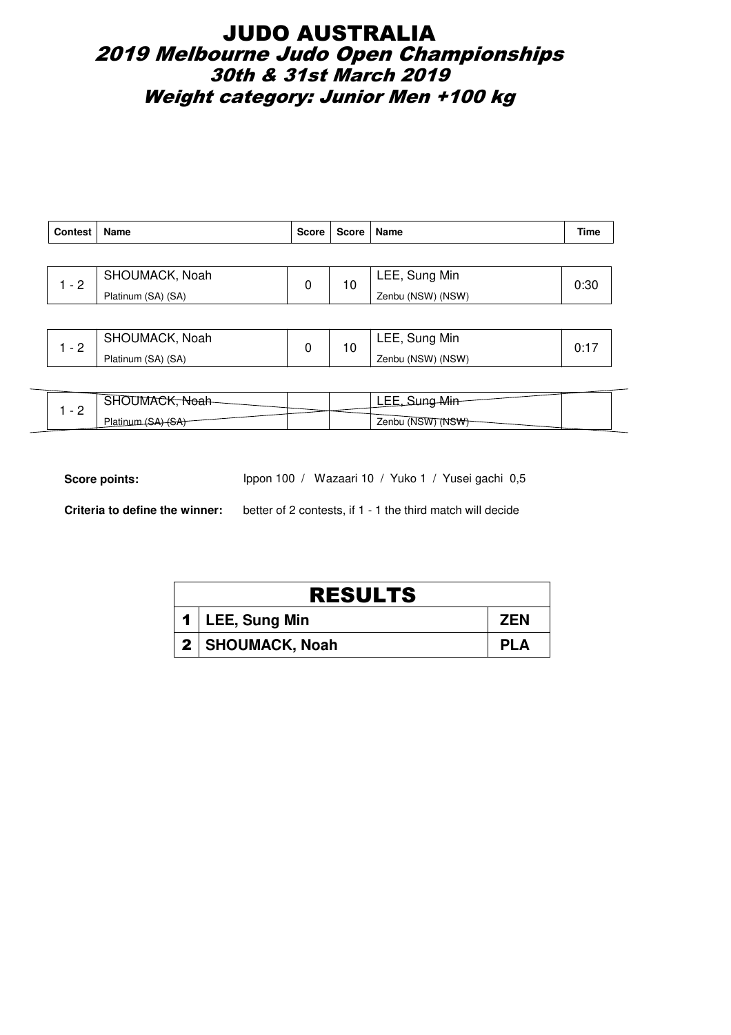# JUDO AUSTRALIA

## *2019 Melbourne Judo Open Championships*

### *30th & 31st March 2019*

### *Weight category: Junior Men +100 kg*

| Contest | Name | Score | Score | Name | Time |
|---|---|---|---|---|---|
| 1 - 2 | SHOUMACK, Noah<br>Platinum (SA) (SA) | 0 | 10 | LEE, Sung Min<br>Zenbu (NSW) (NSW) | 0:30 |
| 1 - 2 | SHOUMACK, Noah<br>Platinum (SA) (SA) | 0 | 10 | LEE, Sung Min<br>Zenbu (NSW) (NSW) | 0:17 |
| 1 - 2 | ~~SHOUMACK, Noah~~<br>~~Platinum (SA) (SA)~~ | | | ~~LEE, Sung Min~~<br>~~Zenbu (NSW) (NSW)~~ | |

**Score points:** Ippon 100 / Wazaari 10 / Yuko 1 / Yusei gachi 0,5

**Criteria to define the winner:** better of 2 contests, if 1 - 1 the third match will decide

| RESULTS | | |
|---|---|---|
| 1 | LEE, Sung Min | ZEN |
| 2 | SHOUMACK, Noah | PLA |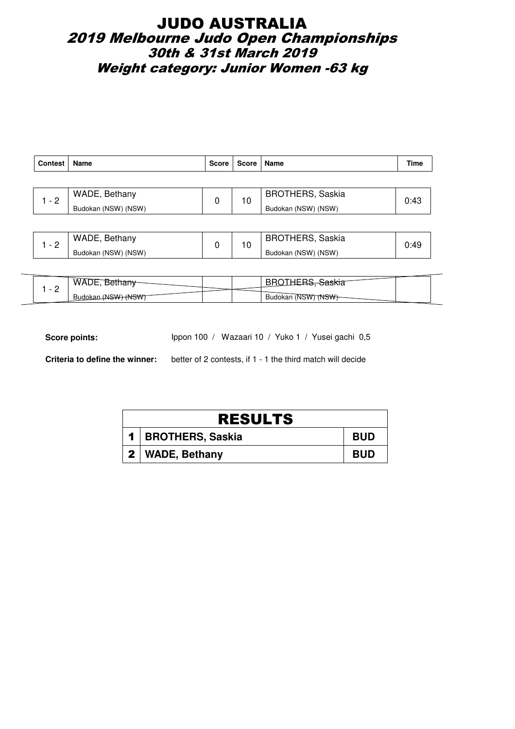# JUDO AUSTRALIA

## *2019 Melbourne Judo Open Championships*

### *30th & 31st March 2019*

### *Weight category: Junior Women -63 kg*

| Contest | Name | Score | Score | Name | Time |
|---|---|---|---|---|---|
| 1 - 2 | WADE, Bethany<br>Budokan (NSW) (NSW) | 0 | 10 | BROTHERS, Saskia<br>Budokan (NSW) (NSW) | 0:43 |
| 1 - 2 | WADE, Bethany<br>Budokan (NSW) (NSW) | 0 | 10 | BROTHERS, Saskia<br>Budokan (NSW) (NSW) | 0:49 |
| 1 - 2 | ~~WADE, Bethany~~<br>~~Budokan (NSW) (NSW)~~ | | | ~~BROTHERS, Saskia~~<br>~~Budokan (NSW) (NSW)~~ | |

**Score points:** Ippon 100 / Wazaari 10 / Yuko 1 / Yusei gachi 0,5

**Criteria to define the winner:** better of 2 contests, if 1 - 1 the third match will decide

| RESULTS | | |
|---|---|---|
| 1 | **BROTHERS, Saskia** | **BUD** |
| 2 | **WADE, Bethany** | **BUD** |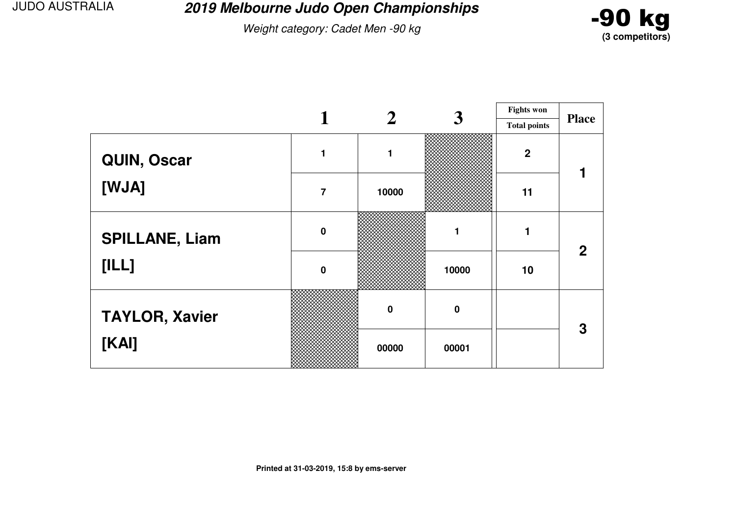JUDO AUSTRALIA

# 2019 Melbourne Judo Open Championships

*Weight category: Cadet Men -90 kg*

**-90 kg**
**(3 competitors)**

| | 1 | 2 | 3 | Fights won / Total points | Place |
|---|---|---|---|---|---|
| QUIN, Oscar [WJA] | 1 | 1 | | 2 | 1 |
| | 7 | 10000 | | 11 | |
| SPILLANE, Liam [ILL] | 0 | | 1 | 1 | 2 |
| | 0 | | 10000 | 10 | |
| TAYLOR, Xavier [KAI] | | 0 | 0 | | 3 |
| | | 00000 | 00001 | | |

Printed at 31-03-2019, 15:8 by ems-server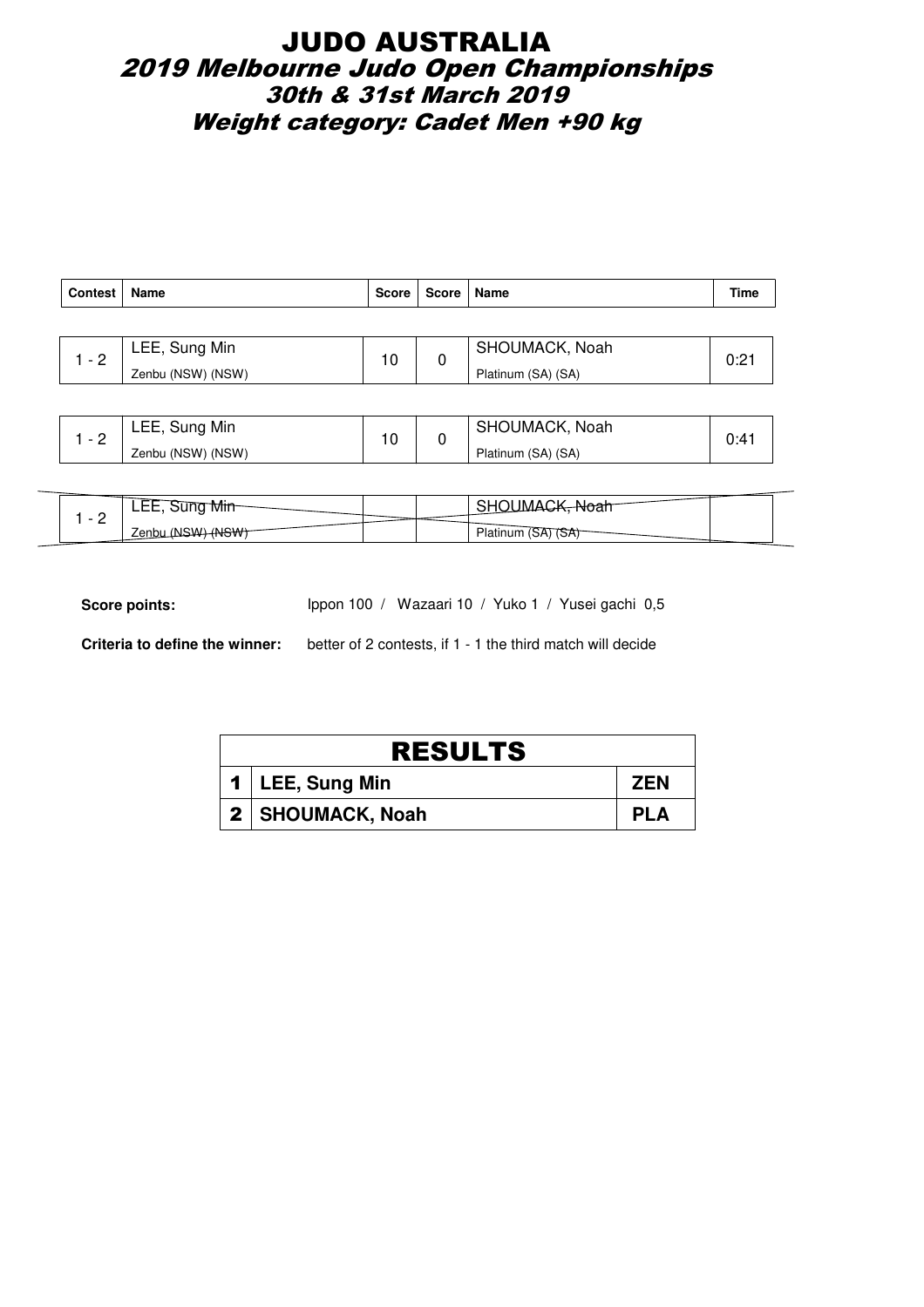# JUDO AUSTRALIA

## *2019 Melbourne Judo Open Championships*

### *30th & 31st March 2019*

### *Weight category: Cadet Men +90 kg*

| Contest | Name | Score | Score | Name | Time |
|---|---|---|---|---|---|
| 1 - 2 | LEE, Sung Min<br>Zenbu (NSW) (NSW) | 10 | 0 | SHOUMACK, Noah<br>Platinum (SA) (SA) | 0:21 |
| 1 - 2 | LEE, Sung Min<br>Zenbu (NSW) (NSW) | 10 | 0 | SHOUMACK, Noah<br>Platinum (SA) (SA) | 0:41 |
| 1 - 2 | ~~LEE, Sung Min~~<br>~~Zenbu (NSW) (NSW)~~ | | | ~~SHOUMACK, Noah~~<br>~~Platinum (SA) (SA)~~ | |

**Score points:** Ippon 100 / Wazaari 10 / Yuko 1 / Yusei gachi 0,5

**Criteria to define the winner:** better of 2 contests, if 1 - 1 the third match will decide

| RESULTS | | |
|---|---|---|
| 1 | LEE, Sung Min | ZEN |
| 2 | SHOUMACK, Noah | PLA |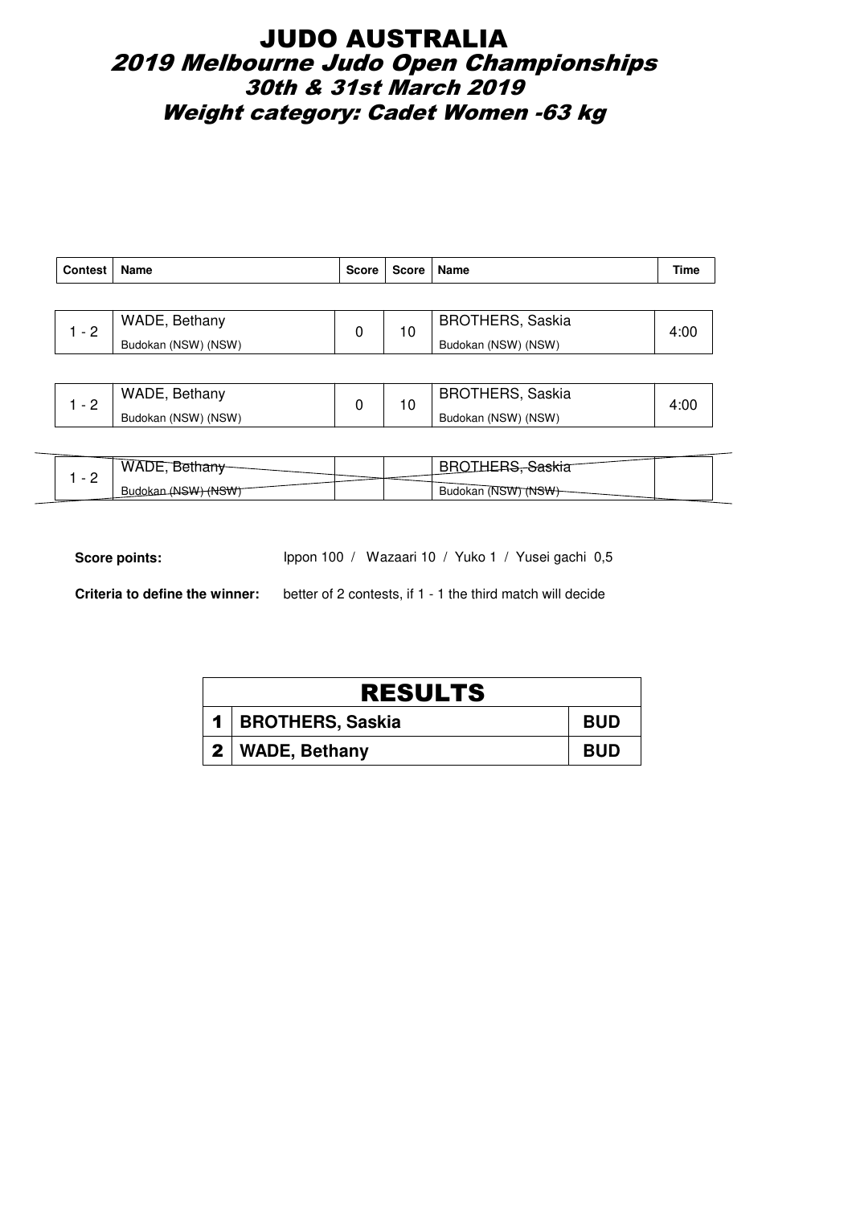# JUDO AUSTRALIA

## 2019 Melbourne Judo Open Championships

## 30th & 31st March 2019

## Weight category: Cadet Women -63 kg

| Contest | Name | Score | Score | Name | Time |
|---|---|---|---|---|---|
| 1 - 2 | WADE, Bethany<br>Budokan (NSW) (NSW) | 0 | 10 | BROTHERS, Saskia<br>Budokan (NSW) (NSW) | 4:00 |
| 1 - 2 | WADE, Bethany<br>Budokan (NSW) (NSW) | 0 | 10 | BROTHERS, Saskia<br>Budokan (NSW) (NSW) | 4:00 |
| 1 - 2 | ~~WADE, Bethany~~<br>~~Budokan (NSW) (NSW)~~ | | | ~~BROTHERS, Saskia~~<br>~~Budokan (NSW) (NSW)~~ | |

**Score points:** Ippon 100 / Wazaari 10 / Yuko 1 / Yusei gachi 0,5

**Criteria to define the winner:** better of 2 contests, if 1 - 1 the third match will decide

| RESULTS | | |
|---|---|---|
| 1 | BROTHERS, Saskia | BUD |
| 2 | WADE, Bethany | BUD |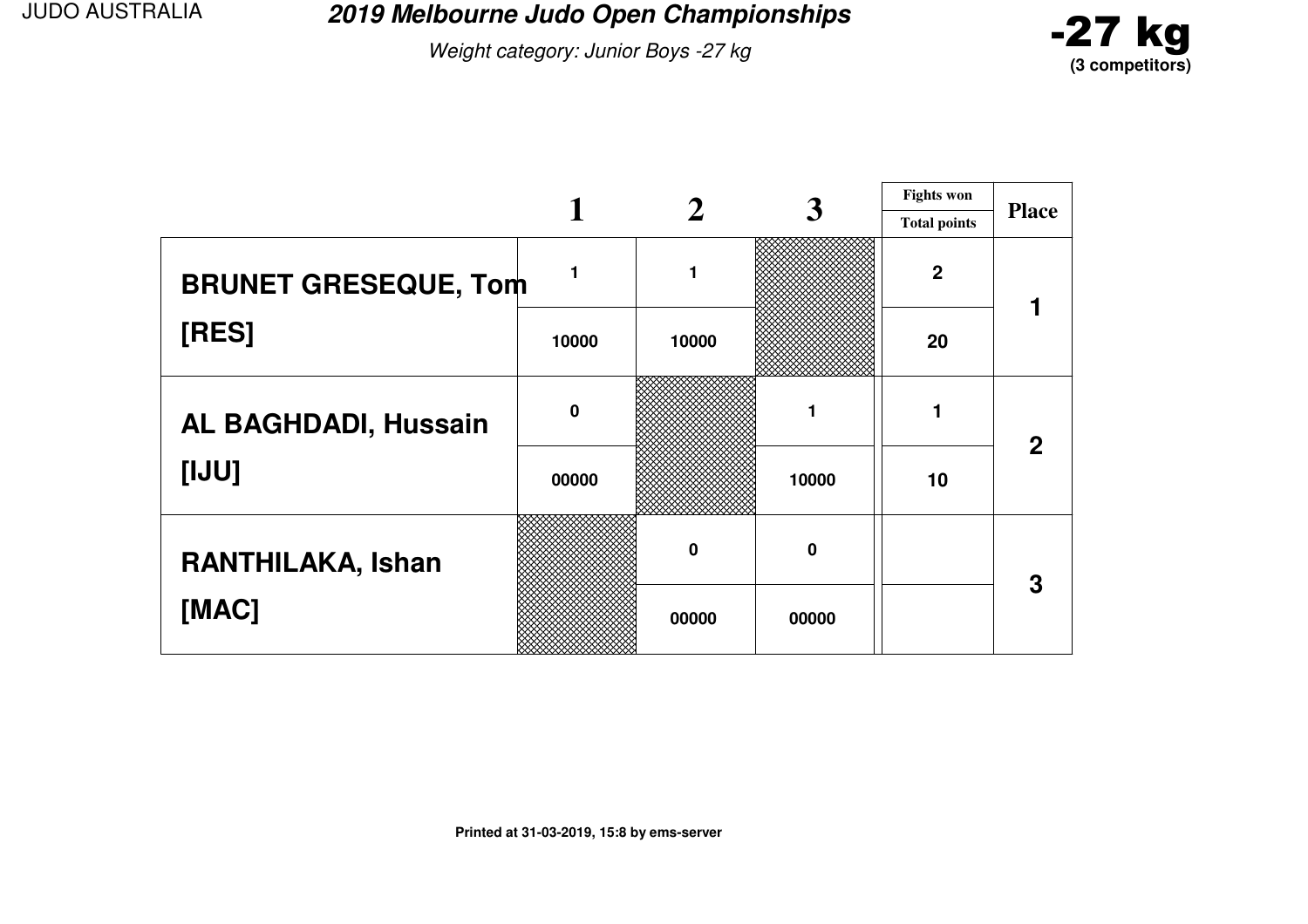JUDO AUSTRALIA

# 2019 Melbourne Judo Open Championships

*Weight category: Junior Boys -27 kg*

**-27 kg**
**(3 competitors)**

| | 1 | 2 | 3 | Fights won / Total points | Place |
|---|---|---|---|---|---|
| **BRUNET GRESEQUE, Tom [RES]** | 1 | 1 | | 2 | 1 |
| | 10000 | 10000 | | 20 | |
| **AL BAGHDADI, Hussain [IJU]** | 0 | | 1 | 1 | 2 |
| | 00000 | | 10000 | 10 | |
| **RANTHILAKA, Ishan [MAC]** | | 0 | 0 | | 3 |
| | | 00000 | 00000 | | |

Printed at 31-03-2019, 15:8 by ems-server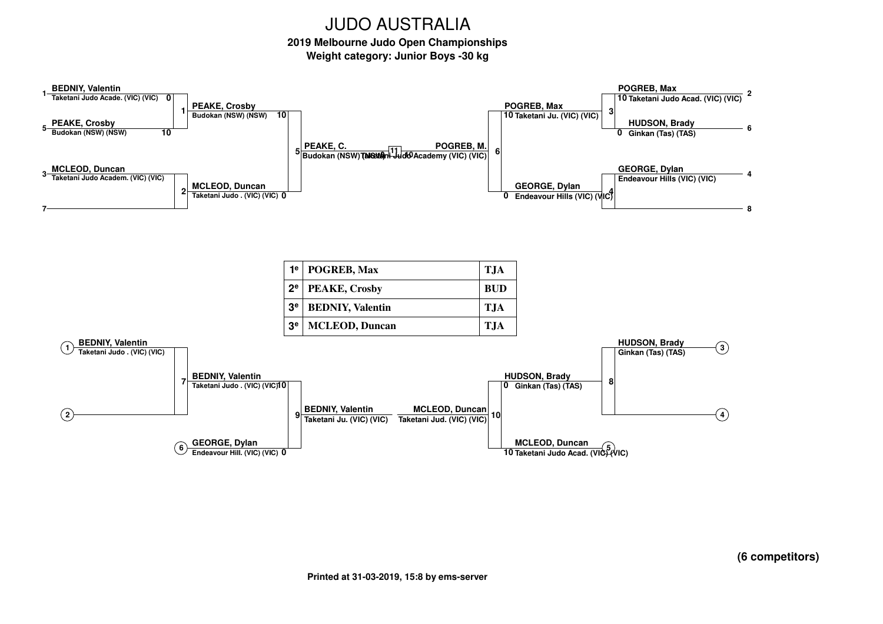# JUDO AUSTRALIA

### 2019 Melbourne Judo Open Championships

### Weight category: Junior Boys -30 kg

**Main draw**

| Seed | Competitor | Club | Score |
|---|---|---|---|
| 1 | BEDNIY, Valentin | Taketani Judo Acade. (VIC) (VIC) | 0 |
| 5 | PEAKE, Crosby | Budokan (NSW) (NSW) | 10 |
| 3 | MCLEOD, Duncan | Taketani Judo Academ. (VIC) (VIC) | |
| 7 | | | |
| 2 | POGREB, Max | Taketani Judo Acad. (VIC) (VIC) | 10 |
| 6 | HUDSON, Brady | Ginkan (Tas) (TAS) | 0 |
| 4 | GEORGE, Dylan | Endeavour Hills (VIC) (VIC) | |
| 8 | | | |

- Contest 1: PEAKE, Crosby – Budokan (NSW) (NSW) 10
- Contest 2: MCLEOD, Duncan – Taketani Judo . (VIC) (VIC) 0
- Contest 3: POGREB, Max – Taketani Ju. (VIC) (VIC) 10
- Contest 4: GEORGE, Dylan – Endeavour Hills (VIC) (VIC) 0
- Contest 5: PEAKE, C. – Budokan (NSW) (NSW) 0
- Contest 6: POGREB, M. – Taketani Judo Academy (VIC) (VIC) 10
- Final (11): POGREB, M.

| | | |
|---|---|---|
| 1e | POGREB, Max | TJA |
| 2e | PEAKE, Crosby | BUD |
| 3e | BEDNIY, Valentin | TJA |
| 3e | MCLEOD, Duncan | TJA |

**Repechage**

- (1) BEDNIY, Valentin – Taketani Judo . (VIC) (VIC)
- (2)
- Contest 7: BEDNIY, Valentin – Taketani Judo . (VIC) (VIC) 10
- (6) GEORGE, Dylan – Endeavour Hill. (VIC) (VIC) 0
- Contest 9: BEDNIY, Valentin – Taketani Ju. (VIC) (VIC)
- (3) HUDSON, Brady – Ginkan (Tas) (TAS)
- (4)
- Contest 8: HUDSON, Brady – Ginkan (Tas) (TAS) 0
- (5) MCLEOD, Duncan – Taketani Judo Acad. (VIC) (VIC) 10
- Contest 10: MCLEOD, Duncan – Taketani Jud. (VIC) (VIC)

**(6 competitors)**

Printed at 31-03-2019, 15:8 by ems-server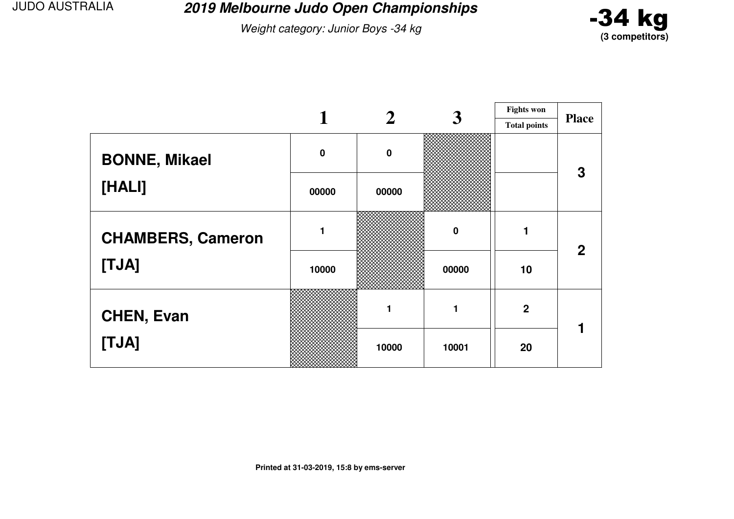# 2019 Melbourne Judo Open Championships

*Weight category: Junior Boys -34 kg*

**-34 kg**
**(3 competitors)**

| | 1 | 2 | 3 | Fights won / Total points | Place |
|---|---|---|---|---|---|
| **BONNE, Mikael** | 0 | 0 | | | 3 |
| **[HALI]** | 00000 | 00000 | | | |
| **CHAMBERS, Cameron** | 1 | | 0 | 1 | 2 |
| **[TJA]** | 10000 | | 00000 | 10 | |
| **CHEN, Evan** | | 1 | 1 | 2 | 1 |
| **[TJA]** | | 10000 | 10001 | 20 | |

**Printed at 31-03-2019, 15:8 by ems-server**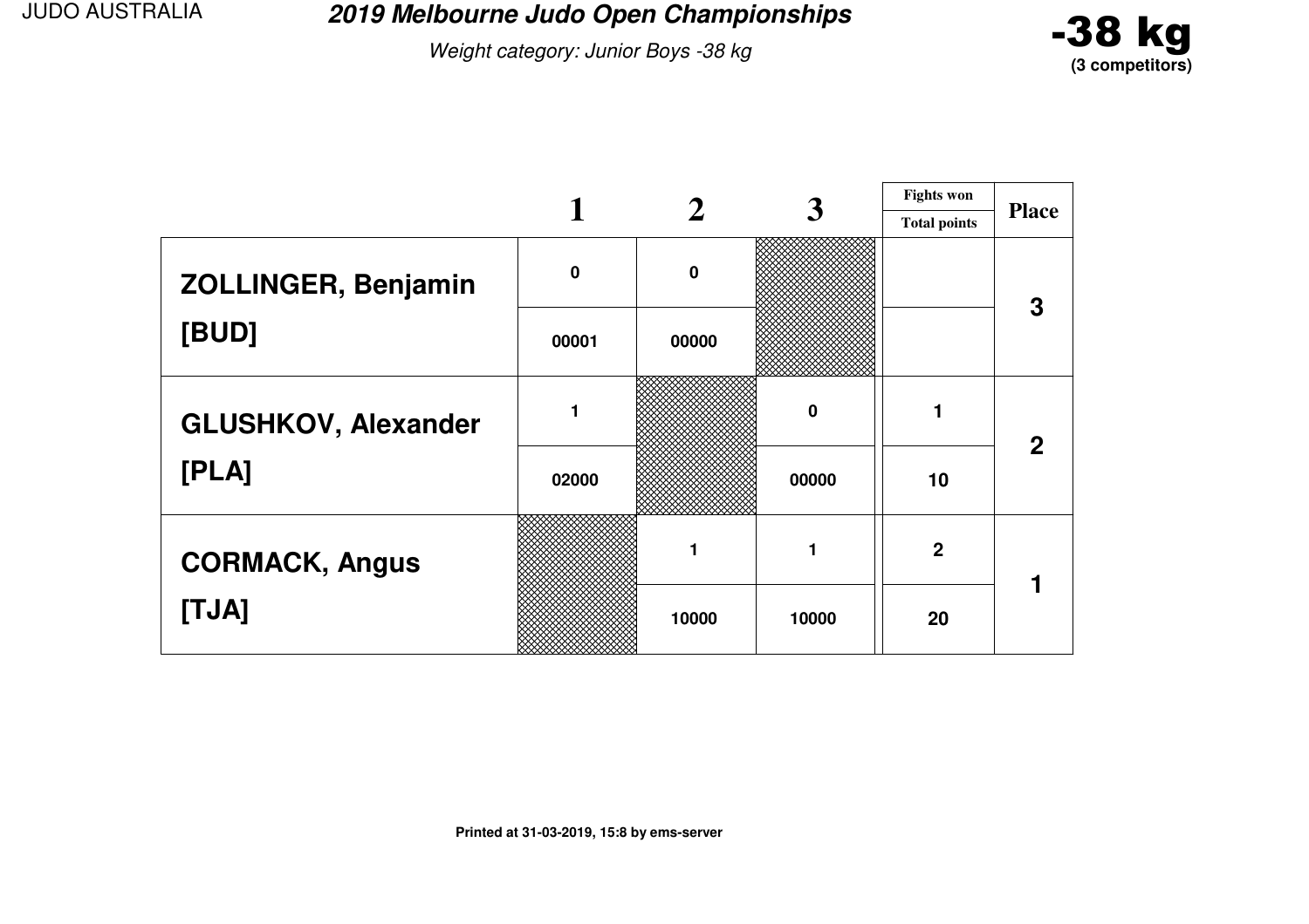JUDO AUSTRALIA

# 2019 Melbourne Judo Open Championships

*Weight category: Junior Boys -38 kg*

**-38 kg**
**(3 competitors)**

| | 1 | 2 | 3 | Fights won / Total points | Place |
|---|---|---|---|---|---|
| **ZOLLINGER, Benjamin [BUD]** | 0 | 0 | | | 3 |
| | 00001 | 00000 | | | |
| **GLUSHKOV, Alexander [PLA]** | 1 | | 0 | 1 | 2 |
| | 02000 | | 00000 | 10 | |
| **CORMACK, Angus [TJA]** | | 1 | 1 | 2 | 1 |
| | | 10000 | 10000 | 20 | |

Printed at 31-03-2019, 15:8 by ems-server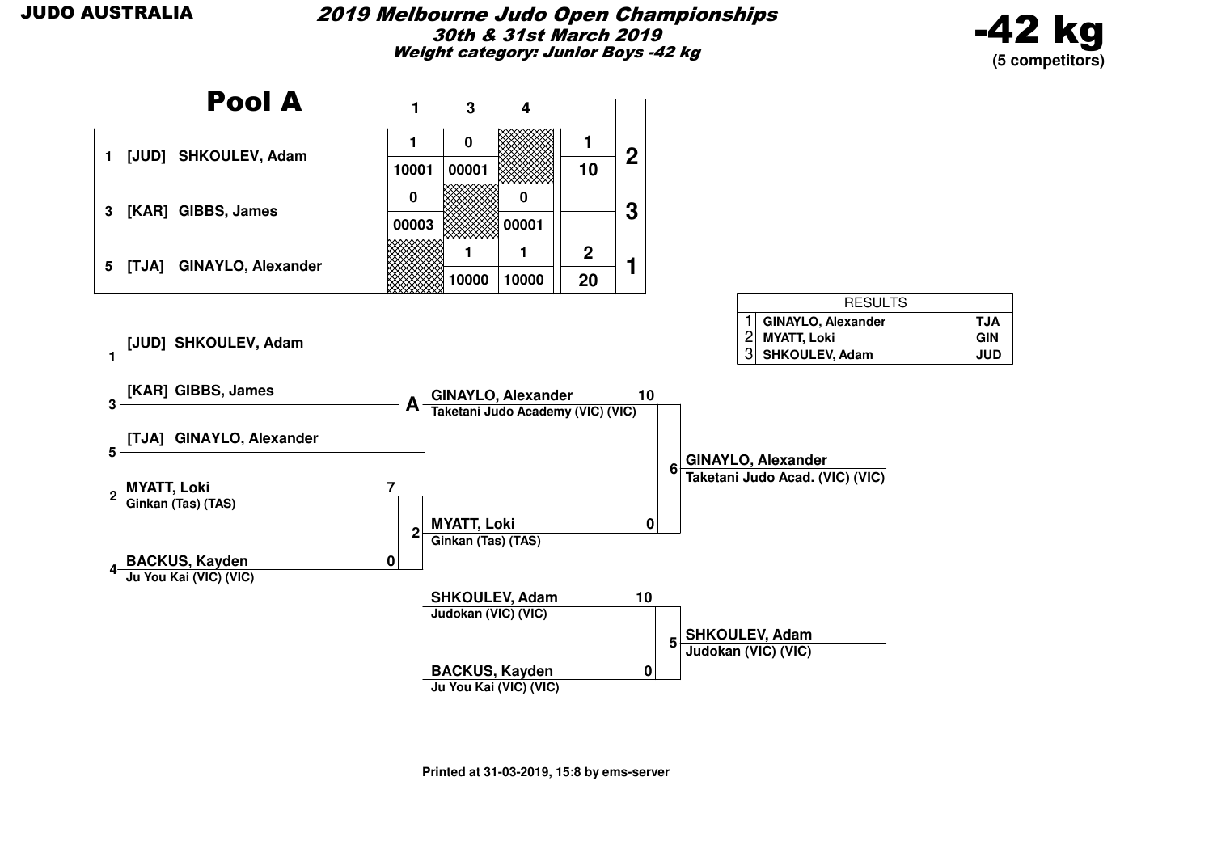JUDO AUSTRALIA

# 2019 Melbourne Judo Open Championships

**30th & 31st March 2019**

**Weight category: Junior Boys -42 kg**

**-42 kg**
**(5 competitors)**

## Pool A

| | | 1 | 3 | 4 | | |
|---|---|---|---|---|---|---|
| 1 | [JUD] SHKOULEV, Adam | 1 | 0 | | 1 | 2 |
| | | 10001 | 00001 | | 10 | |
| 3 | [KAR] GIBBS, James | 0 | | 0 | | 3 |
| | | 00003 | | 00001 | | |
| 5 | [TJA] GINAYLO, Alexander | | 1 | 1 | 2 | 1 |
| | | | 10000 | 10000 | 20 | |

| RESULTS | | |
|---|---|---|
| 1 | GINAYLO, Alexander | TJA |
| 2 | MYATT, Loki | GIN |
| 3 | SHKOULEV, Adam | JUD |

Pool A:
- 1 [JUD] SHKOULEV, Adam
- 3 [KAR] GIBBS, James
- 5 [TJA] GINAYLO, Alexander

A → GINAYLO, Alexander (Taketani Judo Academy (VIC) (VIC)) 10

Contest 2:
- 2 MYATT, Loki — Ginkan (Tas) (TAS) 7
- 4 BACKUS, Kayden — Ju You Kai (VIC) (VIC) 0

→ MYATT, Loki — Ginkan (Tas) (TAS) 0

Contest 6 (Final): GINAYLO, Alexander 10 vs MYATT, Loki 0 → **GINAYLO, Alexander** — Taketani Judo Acad. (VIC) (VIC)

Contest 5: SHKOULEV, Adam — Judokan (VIC) (VIC) 10 vs BACKUS, Kayden — Ju You Kai (VIC) (VIC) 0 → **SHKOULEV, Adam** — Judokan (VIC) (VIC)

Printed at 31-03-2019, 15:8 by ems-server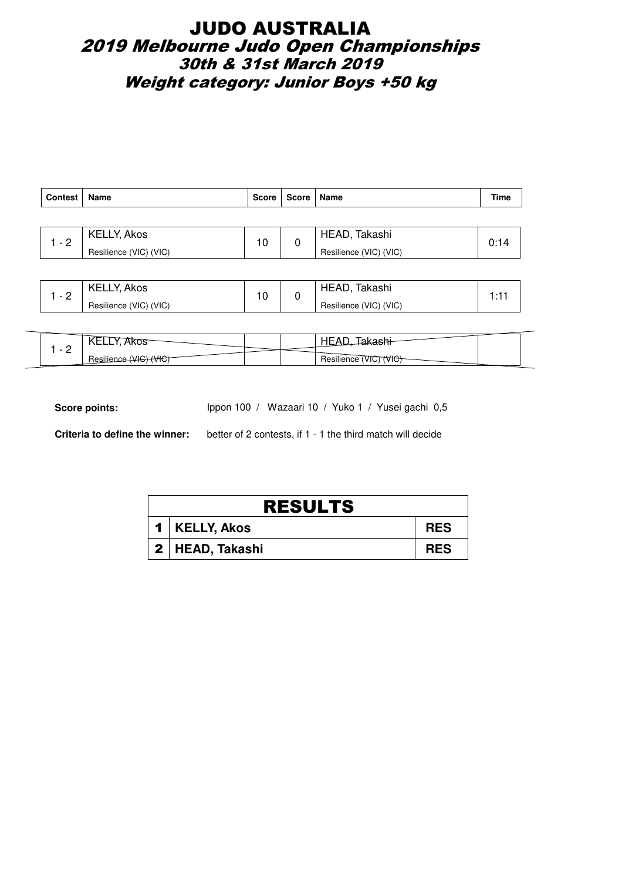# JUDO AUSTRALIA

## 2019 Melbourne Judo Open Championships

### 30th & 31st March 2019

### Weight category: Junior Boys +50 kg

| Contest | Name | Score | Score | Name | Time |
|---|---|---|---|---|---|
| 1 - 2 | KELLY, Akos<br>Resilience (VIC) (VIC) | 10 | 0 | HEAD, Takashi<br>Resilience (VIC) (VIC) | 0:14 |
| 1 - 2 | KELLY, Akos<br>Resilience (VIC) (VIC) | 10 | 0 | HEAD, Takashi<br>Resilience (VIC) (VIC) | 1:11 |
| 1 - 2 | ~~KELLY, Akos~~<br>~~Resilience (VIC) (VIC)~~ | | | ~~HEAD, Takashi~~<br>~~Resilience (VIC) (VIC)~~ | |

**Score points:** Ippon 100 / Wazaari 10 / Yuko 1 / Yusei gachi 0,5

**Criteria to define the winner:** better of 2 contests, if 1 - 1 the third match will decide

| RESULTS | | |
|---|---|---|
| 1 | KELLY, Akos | RES |
| 2 | HEAD, Takashi | RES |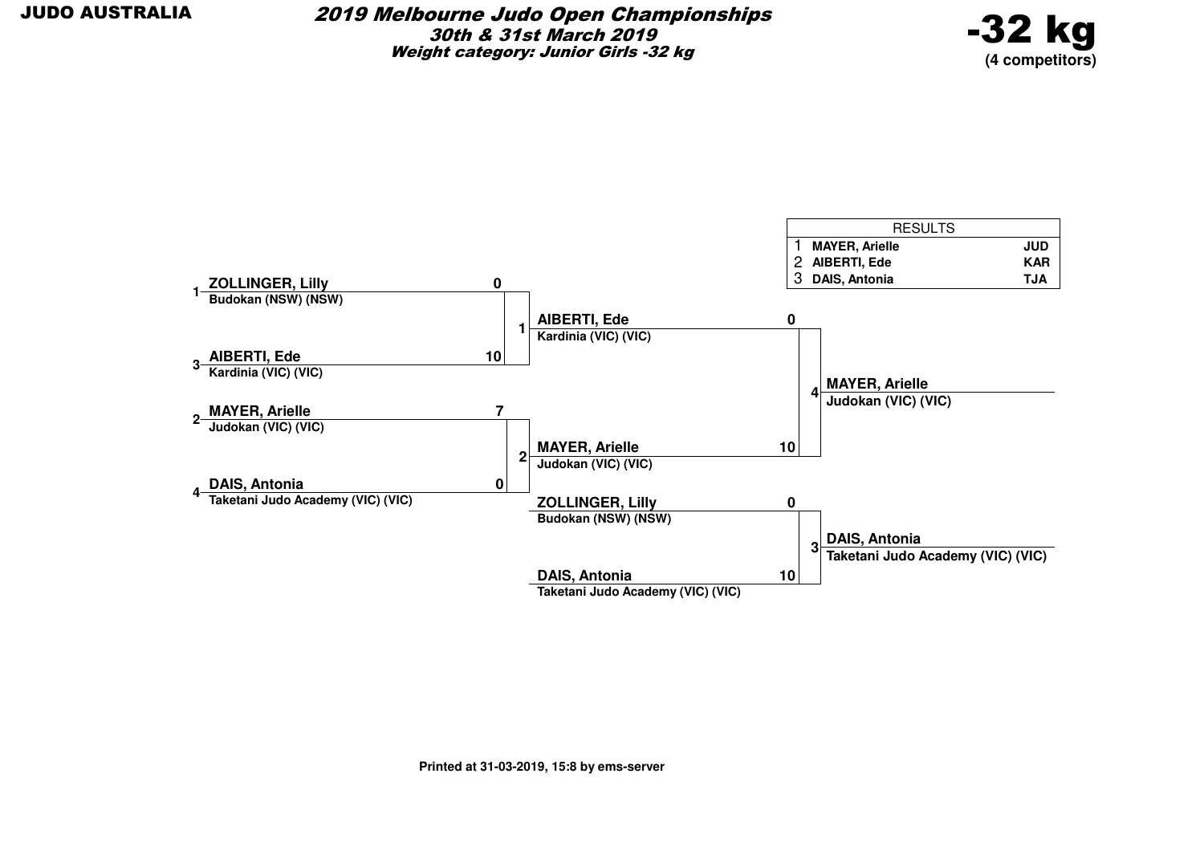**JUDO AUSTRALIA**

# *2019 Melbourne Judo Open Championships*

***30th & 31st March 2019***

***Weight category: Junior Girls -32 kg***

## -32 kg

**(4 competitors)**

| RESULTS | | |
|---|---|---|
| 1 | **MAYER, Arielle** | **JUD** |
| 2 | **AIBERTI, Ede** | **KAR** |
| 3 | **DAIS, Antonia** | **TJA** |

### Round 1

| Match | Competitor | Club | Score |
|---|---|---|---|
| 1 | 1 **ZOLLINGER, Lilly** | Budokan (NSW) (NSW) | 0 |
| | 3 **AIBERTI, Ede** | Kardinia (VIC) (VIC) | 10 |
| 2 | 2 **MAYER, Arielle** | Judokan (VIC) (VIC) | 7 |
| | 4 **DAIS, Antonia** | Taketani Judo Academy (VIC) (VIC) | 0 |

### Final

| Match | Competitor | Club | Score |
|---|---|---|---|
| 4 | **AIBERTI, Ede** | Kardinia (VIC) (VIC) | 0 |
| | **MAYER, Arielle** | Judokan (VIC) (VIC) | 10 |

Winner: **MAYER, Arielle** – Judokan (VIC) (VIC)

### Bronze

| Match | Competitor | Club | Score |
|---|---|---|---|
| 3 | **ZOLLINGER, Lilly** | Budokan (NSW) (NSW) | 0 |
| | **DAIS, Antonia** | Taketani Judo Academy (VIC) (VIC) | 10 |

Winner: **DAIS, Antonia** – Taketani Judo Academy (VIC) (VIC)

**Printed at 31-03-2019, 15:8 by ems-server**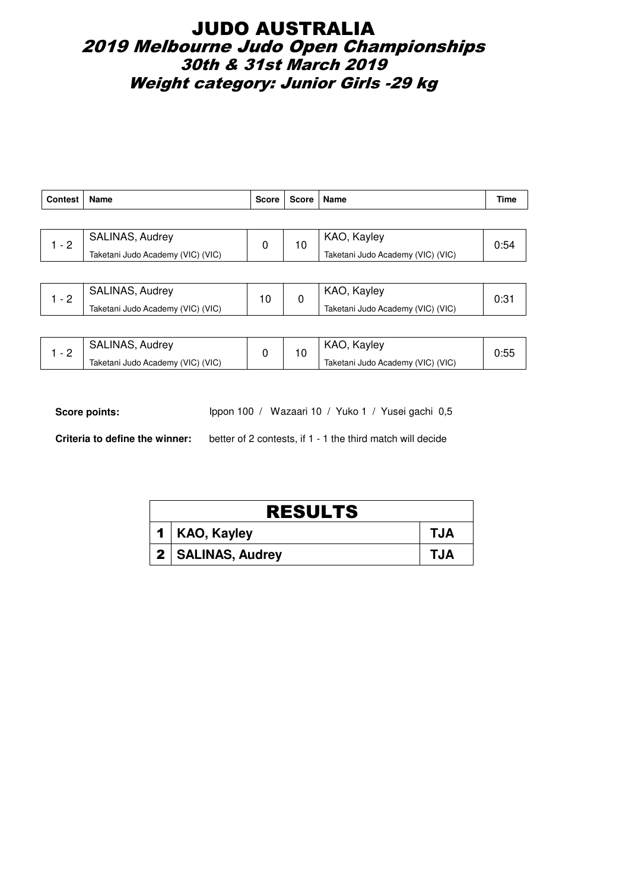# JUDO AUSTRALIA

## 2019 Melbourne Judo Open Championships

## 30th & 31st March 2019

## Weight category: Junior Girls -29 kg

| Contest | Name | Score | Score | Name | Time |
|---|---|---|---|---|---|
| 1 - 2 | SALINAS, Audrey<br>Taketani Judo Academy (VIC) (VIC) | 0 | 10 | KAO, Kayley<br>Taketani Judo Academy (VIC) (VIC) | 0:54 |
| 1 - 2 | SALINAS, Audrey<br>Taketani Judo Academy (VIC) (VIC) | 10 | 0 | KAO, Kayley<br>Taketani Judo Academy (VIC) (VIC) | 0:31 |
| 1 - 2 | SALINAS, Audrey<br>Taketani Judo Academy (VIC) (VIC) | 0 | 10 | KAO, Kayley<br>Taketani Judo Academy (VIC) (VIC) | 0:55 |

**Score points:** Ippon 100 / Wazaari 10 / Yuko 1 / Yusei gachi 0,5

**Criteria to define the winner:** better of 2 contests, if 1 - 1 the third match will decide

| RESULTS | | |
|---|---|---|
| 1 | KAO, Kayley | TJA |
| 2 | SALINAS, Audrey | TJA |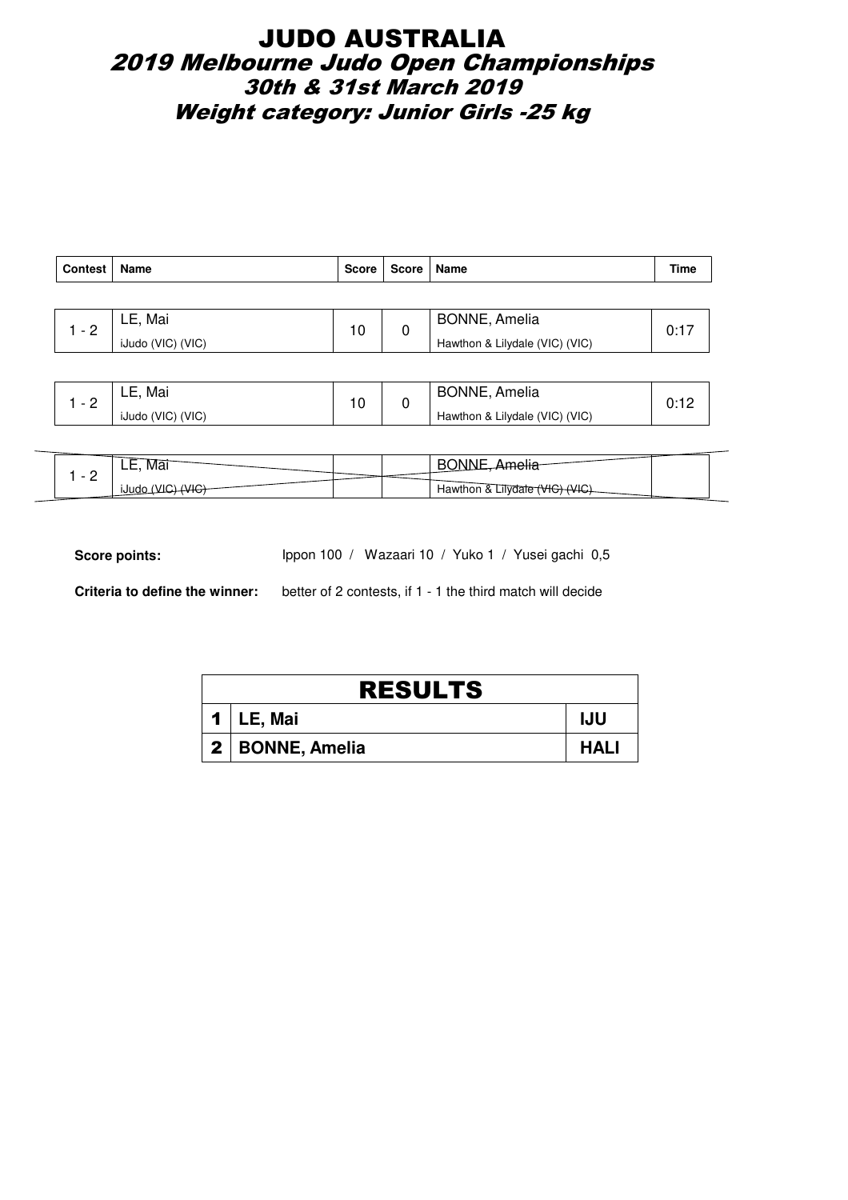# JUDO AUSTRALIA

## *2019 Melbourne Judo Open Championships*

### *30th & 31st March 2019*

### *Weight category: Junior Girls -25 kg*

| Contest | Name | Score | Score | Name | Time |
|---|---|---|---|---|---|
| 1 - 2 | LE, Mai<br>iJudo (VIC) (VIC) | 10 | 0 | BONNE, Amelia<br>Hawthon & Lilydale (VIC) (VIC) | 0:17 |
| 1 - 2 | LE, Mai<br>iJudo (VIC) (VIC) | 10 | 0 | BONNE, Amelia<br>Hawthon & Lilydale (VIC) (VIC) | 0:12 |
| 1 - 2 | ~~LE, Mai~~<br>~~iJudo (VIC) (VIC)~~ | | | ~~BONNE, Amelia~~<br>~~Hawthon & Lilydale (VIC) (VIC)~~ | |

**Score points:** Ippon 100 / Wazaari 10 / Yuko 1 / Yusei gachi 0,5

**Criteria to define the winner:** better of 2 contests, if 1 - 1 the third match will decide

| RESULTS | | |
|---|---|---|
| 1 | LE, Mai | IJU |
| 2 | BONNE, Amelia | HALI |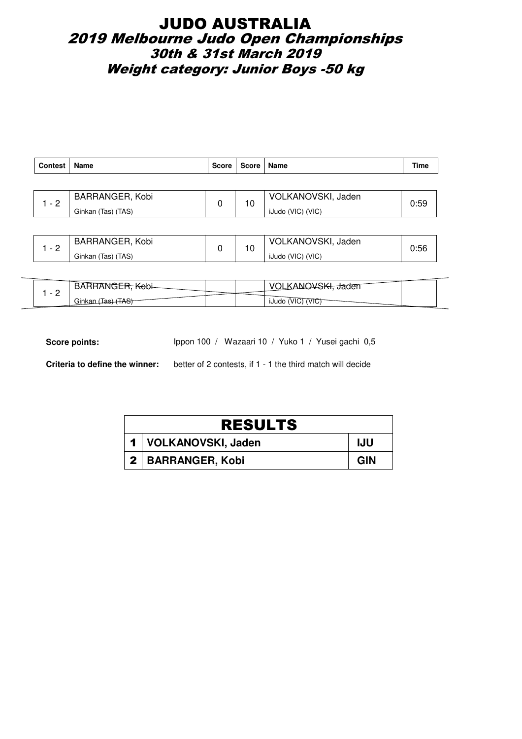# JUDO AUSTRALIA

## 2019 Melbourne Judo Open Championships

### 30th & 31st March 2019

### Weight category: Junior Boys -50 kg

| Contest | Name | Score | Score | Name | Time |
|---|---|---|---|---|---|
| 1 - 2 | BARRANGER, Kobi<br>Ginkan (Tas) (TAS) | 0 | 10 | VOLKANOVSKI, Jaden<br>iJudo (VIC) (VIC) | 0:59 |
| 1 - 2 | BARRANGER, Kobi<br>Ginkan (Tas) (TAS) | 0 | 10 | VOLKANOVSKI, Jaden<br>iJudo (VIC) (VIC) | 0:56 |
| 1 - 2 | ~~BARRANGER, Kobi~~<br>~~Ginkan (Tas) (TAS)~~ | | | ~~VOLKANOVSKI, Jaden~~<br>~~iJudo (VIC) (VIC)~~ | |

**Score points:** Ippon 100 / Wazaari 10 / Yuko 1 / Yusei gachi 0,5

**Criteria to define the winner:** better of 2 contests, if 1 - 1 the third match will decide

| RESULTS | | |
|---|---|---|
| 1 | VOLKANOVSKI, Jaden | IJU |
| 2 | BARRANGER, Kobi | GIN |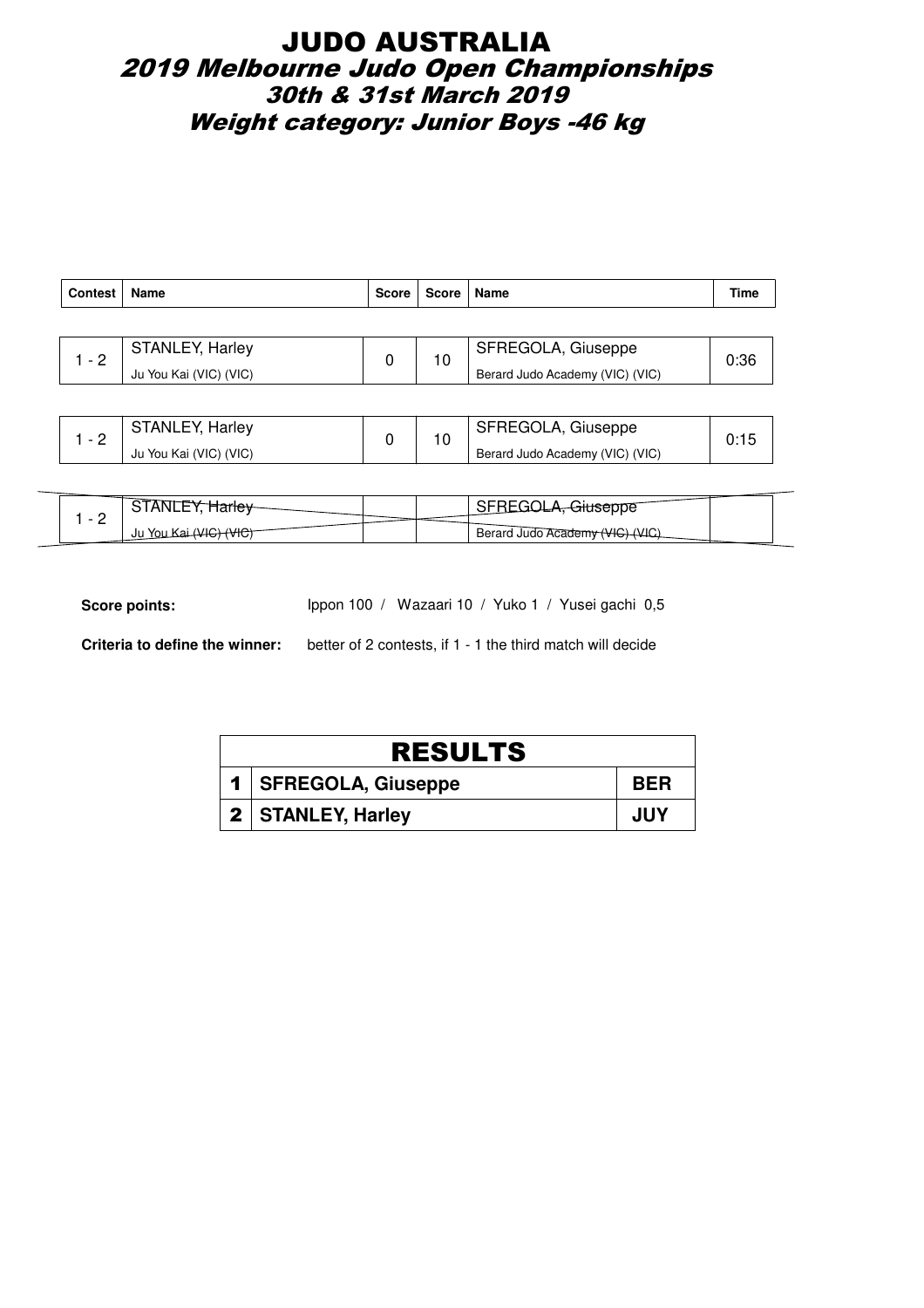# JUDO AUSTRALIA

## 2019 Melbourne Judo Open Championships

## 30th & 31st March 2019

## Weight category: Junior Boys -46 kg

| Contest | Name | Score | Score | Name | Time |
|---|---|---|---|---|---|
| 1 - 2 | STANLEY, Harley<br>Ju You Kai (VIC) (VIC) | 0 | 10 | SFREGOLA, Giuseppe<br>Berard Judo Academy (VIC) (VIC) | 0:36 |
| 1 - 2 | STANLEY, Harley<br>Ju You Kai (VIC) (VIC) | 0 | 10 | SFREGOLA, Giuseppe<br>Berard Judo Academy (VIC) (VIC) | 0:15 |
| 1 - 2 | ~~STANLEY, Harley~~<br>~~Ju You Kai (VIC) (VIC)~~ | | | ~~SFREGOLA, Giuseppe~~<br>~~Berard Judo Academy (VIC) (VIC)~~ | |

**Score points:** Ippon 100 / Wazaari 10 / Yuko 1 / Yusei gachi 0,5

**Criteria to define the winner:** better of 2 contests, if 1 - 1 the third match will decide

| RESULTS | | |
|---|---|---|
| 1 | SFREGOLA, Giuseppe | BER |
| 2 | STANLEY, Harley | JUY |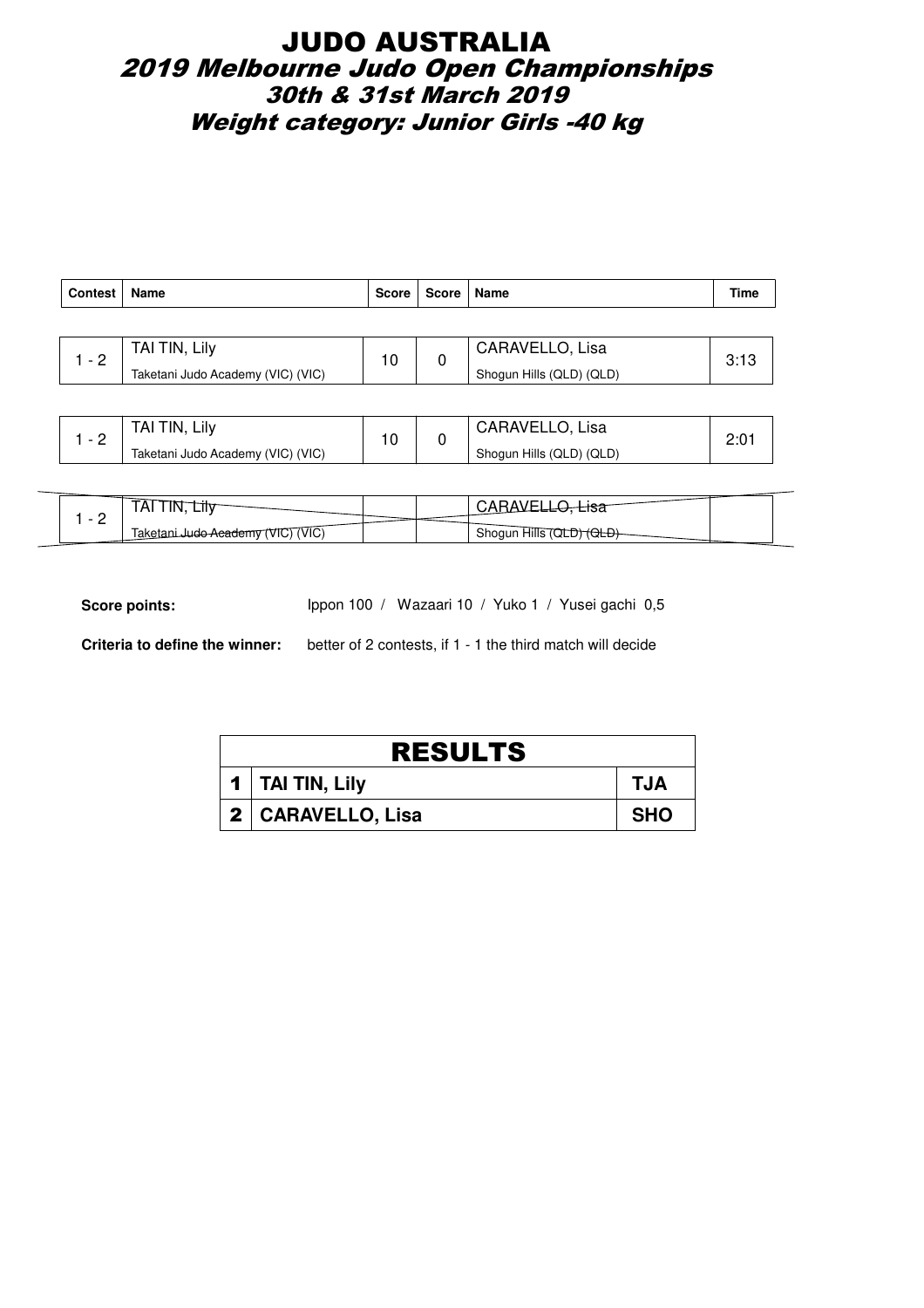# JUDO AUSTRALIA

## *2019 Melbourne Judo Open Championships*

### *30th & 31st March 2019*

### *Weight category: Junior Girls -40 kg*

| Contest | Name | Score | Score | Name | Time |
|---|---|---|---|---|---|
| 1 - 2 | TAI TIN, Lily<br>Taketani Judo Academy (VIC) (VIC) | 10 | 0 | CARAVELLO, Lisa<br>Shogun Hills (QLD) (QLD) | 3:13 |
| 1 - 2 | TAI TIN, Lily<br>Taketani Judo Academy (VIC) (VIC) | 10 | 0 | CARAVELLO, Lisa<br>Shogun Hills (QLD) (QLD) | 2:01 |
| 1 - 2 | ~~TAI TIN, Lily~~<br>~~Taketani Judo Academy (VIC) (VIC)~~ | | | ~~CARAVELLO, Lisa~~<br>~~Shogun Hills (QLD) (QLD)~~ | |

**Score points:** Ippon 100 / Wazaari 10 / Yuko 1 / Yusei gachi 0,5

**Criteria to define the winner:** better of 2 contests, if 1 - 1 the third match will decide

| RESULTS | | |
|---|---|---|
| 1 | **TAI TIN, Lily** | **TJA** |
| 2 | **CARAVELLO, Lisa** | **SHO** |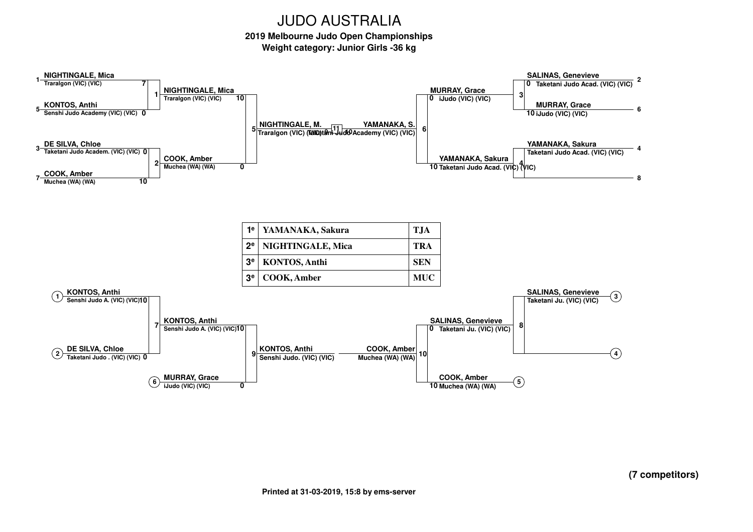# JUDO AUSTRALIA

**2019 Melbourne Judo Open Championships**

**Weight category: Junior Girls -36 kg**

## Main Draw

**Match 1**
- 1 NIGHTINGALE, Mica — Traralgon (VIC) (VIC) — 7
- 5 KONTOS, Anthi — Senshi Judo Academy (VIC) (VIC) — 0

**Match 2**
- 3 DE SILVA, Chloe — Taketani Judo Academ. (VIC) (VIC) — 0
- 7 COOK, Amber — Muchea (WA) (WA) — 10

**Match 3**
- 2 SALINAS, Genevieve — Taketani Judo Acad. (VIC) (VIC) — 0
- 6 MURRAY, Grace — iJudo (VIC) (VIC) — 10

**Match 4**
- 4 YAMANAKA, Sakura — Taketani Judo Acad. (VIC) (VIC)
- 8 —

**Match 5**
- NIGHTINGALE, Mica — Traralgon (VIC) (VIC) — 10
- COOK, Amber — Muchea (WA) (WA) — 0

**Match 6**
- MURRAY, Grace — iJudo (VIC) (VIC) — 0
- YAMANAKA, Sakura — Taketani Judo Acad. (VIC) (VIC) — 10

**Match 11 (Final)**
- NIGHTINGALE, M. — Traralgon (VIC) (VIC) — 0
- YAMANAKA, S. — Taketani Judo Academy (VIC) (VIC) — 10

## Results

| | | |
|---|---|---|
| 1e | YAMANAKA, Sakura | TJA |
| 2e | NIGHTINGALE, Mica | TRA |
| 3e | KONTOS, Anthi | SEN |
| 3e | COOK, Amber | MUC |

## Repechage

**Match 7**
- (1) KONTOS, Anthi — Senshi Judo A. (VIC) (VIC) — 10
- (2) DE SILVA, Chloe — Taketani Judo . (VIC) (VIC) — 0

**Match 9**
- KONTOS, Anthi — Senshi Judo A. (VIC) (VIC) — 10
- (6) MURRAY, Grace — iJudo (VIC) (VIC) — 0

Winner: KONTOS, Anthi — Senshi Judo. (VIC) (VIC)

**Match 8**
- (3) SALINAS, Genevieve — Taketani Ju. (VIC) (VIC)
- (4) —

**Match 10**
- SALINAS, Genevieve — Taketani Ju. (VIC) (VIC) — 0
- (5) COOK, Amber — Muchea (WA) (WA) — 10

Winner: COOK, Amber — Muchea (WA) (WA)

**(7 competitors)**

Printed at 31-03-2019, 15:8 by ems-server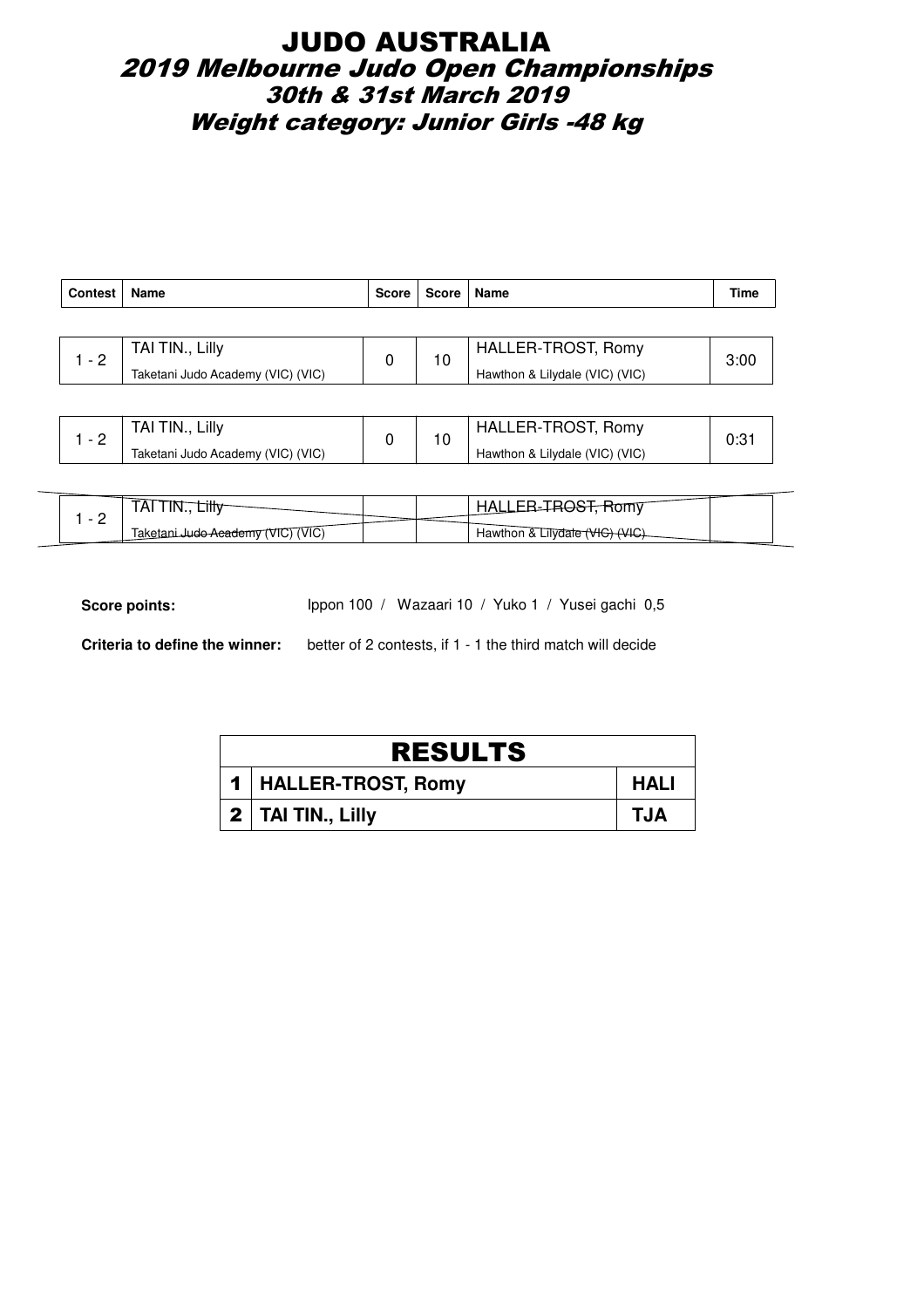# JUDO AUSTRALIA

## *2019 Melbourne Judo Open Championships*

## *30th & 31st March 2019*

## *Weight category: Junior Girls -48 kg*

| Contest | Name | Score | Score | Name | Time |
|---|---|---|---|---|---|
| 1 - 2 | TAI TIN., Lilly<br>Taketani Judo Academy (VIC) (VIC) | 0 | 10 | HALLER-TROST, Romy<br>Hawthon & Lilydale (VIC) (VIC) | 3:00 |
| 1 - 2 | TAI TIN., Lilly<br>Taketani Judo Academy (VIC) (VIC) | 0 | 10 | HALLER-TROST, Romy<br>Hawthon & Lilydale (VIC) (VIC) | 0:31 |
| 1 - 2 | ~~TAI TIN., Lilly~~<br>~~Taketani Judo Academy (VIC) (VIC)~~ | | | ~~HALLER-TROST, Romy~~<br>~~Hawthon & Lilydale (VIC) (VIC)~~ | |

**Score points:** Ippon 100 / Wazaari 10 / Yuko 1 / Yusei gachi 0,5

**Criteria to define the winner:** better of 2 contests, if 1 - 1 the third match will decide

| RESULTS | | |
|---|---|---|
| 1 | **HALLER-TROST, Romy** | **HALI** |
| 2 | **TAI TIN., Lilly** | **TJA** |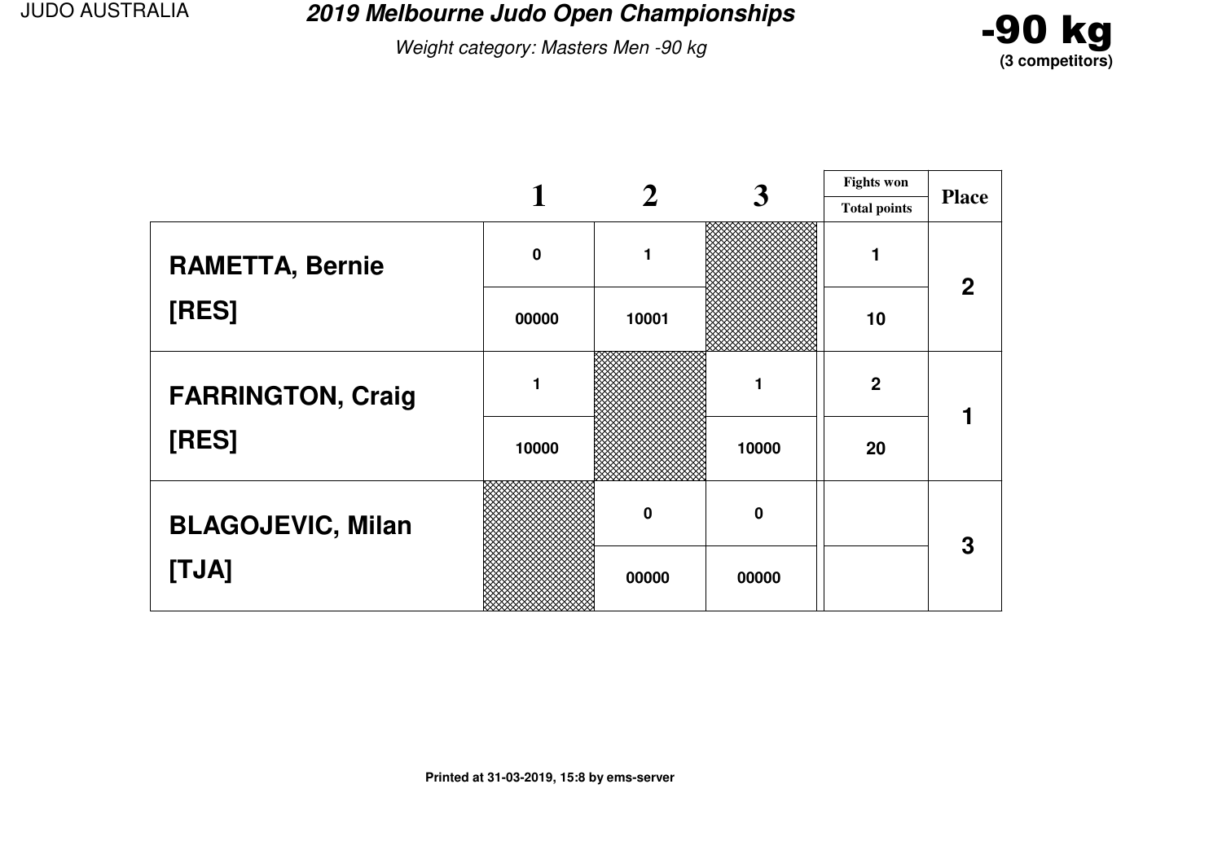JUDO AUSTRALIA

# 2019 Melbourne Judo Open Championships

*Weight category: Masters Men -90 kg*

**-90 kg**
**(3 competitors)**

| | 1 | 2 | 3 | Fights won / Total points | Place |
|---|---|---|---|---|---|
| **RAMETTA, Bernie** | 0 | 1 | | 1 | 2 |
| **[RES]** | 00000 | 10001 | | 10 | |
| **FARRINGTON, Craig** | 1 | | 1 | 2 | 1 |
| **[RES]** | 10000 | | 10000 | 20 | |
| **BLAGOJEVIC, Milan** | | 0 | 0 | | 3 |
| **[TJA]** | | 00000 | 00000 | | |

**Printed at 31-03-2019, 15:8 by ems-server**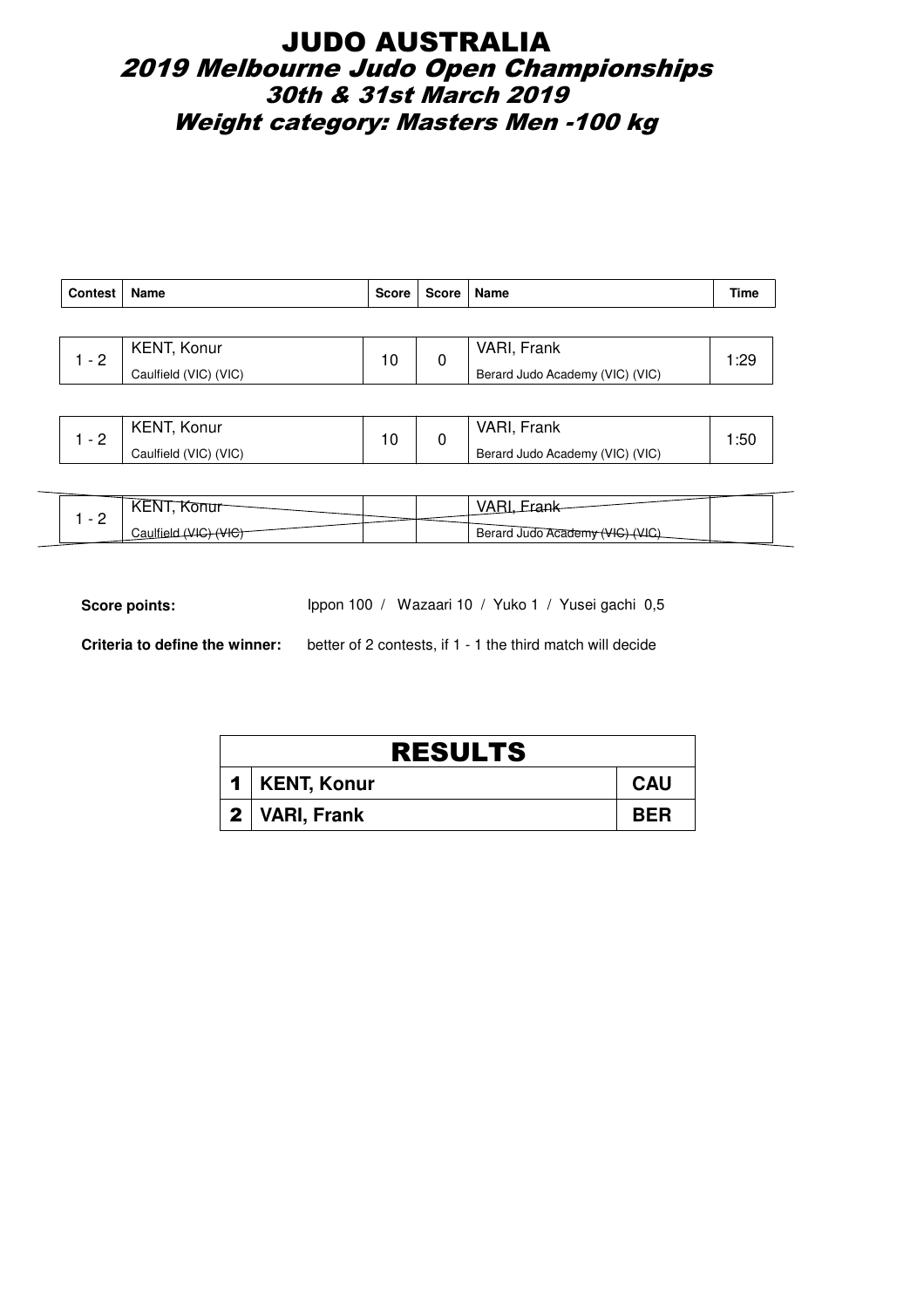# JUDO AUSTRALIA

## *2019 Melbourne Judo Open Championships*

### *30th & 31st March 2019*

### *Weight category: Masters Men -100 kg*

| Contest | Name | Score | Score | Name | Time |
|---|---|---|---|---|---|
| 1 - 2 | KENT, Konur<br>Caulfield (VIC) (VIC) | 10 | 0 | VARI, Frank<br>Berard Judo Academy (VIC) (VIC) | 1:29 |
| 1 - 2 | KENT, Konur<br>Caulfield (VIC) (VIC) | 10 | 0 | VARI, Frank<br>Berard Judo Academy (VIC) (VIC) | 1:50 |
| 1 - 2 | ~~KENT, Konur~~<br>~~Caulfield (VIC) (VIC)~~ | | | ~~VARI, Frank~~<br>~~Berard Judo Academy (VIC) (VIC)~~ | |

**Score points:** Ippon 100 / Wazaari 10 / Yuko 1 / Yusei gachi 0,5

**Criteria to define the winner:** better of 2 contests, if 1 - 1 the third match will decide

| RESULTS | | |
|---|---|---|
| 1 | **KENT, Konur** | **CAU** |
| 2 | **VARI, Frank** | **BER** |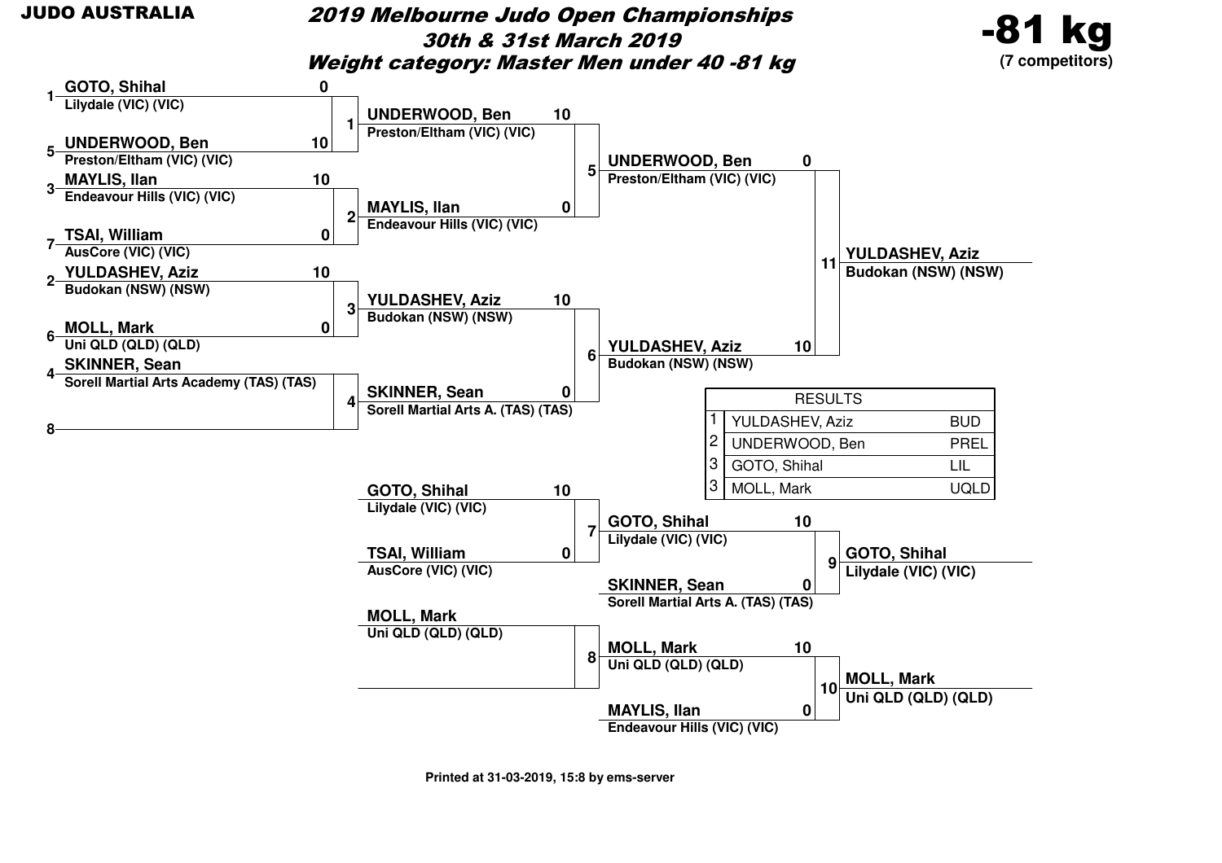**JUDO AUSTRALIA**

# *2019 Melbourne Judo Open Championships*

## *30th & 31st March 2019*

## *Weight category: Master Men under 40 -81 kg*

**-81 kg**
**(7 competitors)**

### Pool / First Round

| Seed | Competitor | Club | Score | Match |
|---|---|---|---|---|
| 1 | GOTO, Shihal | Lilydale (VIC) (VIC) | 0 | 1 |
| 5 | UNDERWOOD, Ben | Preston/Eltham (VIC) (VIC) | 10 | 1 |
| 3 | MAYLIS, Ilan | Endeavour Hills (VIC) (VIC) | 10 | 2 |
| 7 | TSAI, William | AusCore (VIC) (VIC) | 0 | 2 |
| 2 | YULDASHEV, Aziz | Budokan (NSW) (NSW) | 10 | 3 |
| 6 | MOLL, Mark | Uni QLD (QLD) (QLD) | 0 | 3 |
| 4 | SKINNER, Sean | Sorell Martial Arts Academy (TAS) (TAS) | | 4 |
| 8 | | | | 4 |

### Second Round

| Match | Competitor | Club | Score |
|---|---|---|---|
| 5 | UNDERWOOD, Ben | Preston/Eltham (VIC) (VIC) | 10 |
| 5 | MAYLIS, Ilan | Endeavour Hills (VIC) (VIC) | 0 |
| 6 | YULDASHEV, Aziz | Budokan (NSW) (NSW) | 10 |
| 6 | SKINNER, Sean | Sorell Martial Arts A. (TAS) (TAS) | 0 |

### Final

| Match | Competitor | Club | Score |
|---|---|---|---|
| 11 | UNDERWOOD, Ben | Preston/Eltham (VIC) (VIC) | 0 |
| 11 | YULDASHEV, Aziz | Budokan (NSW) (NSW) | 10 |

**Winner:** YULDASHEV, Aziz — Budokan (NSW) (NSW)

### Repechage

| Match | Competitor | Club | Score |
|---|---|---|---|
| 7 | GOTO, Shihal | Lilydale (VIC) (VIC) | 10 |
| 7 | TSAI, William | AusCore (VIC) (VIC) | 0 |
| 8 | MOLL, Mark | Uni QLD (QLD) (QLD) | |
| 8 | | | |
| 9 | GOTO, Shihal | Lilydale (VIC) (VIC) | 10 |
| 9 | SKINNER, Sean | Sorell Martial Arts A. (TAS) (TAS) | 0 |
| 10 | MOLL, Mark | Uni QLD (QLD) (QLD) | 10 |
| 10 | MAYLIS, Ilan | Endeavour Hills (VIC) (VIC) | 0 |

**Match 9 winner:** GOTO, Shihal — Lilydale (VIC) (VIC)

**Match 10 winner:** MOLL, Mark — Uni QLD (QLD) (QLD)

### RESULTS

| Place | Name | Club |
|---|---|---|
| 1 | YULDASHEV, Aziz | BUD |
| 2 | UNDERWOOD, Ben | PREL |
| 3 | GOTO, Shihal | LIL |
| 3 | MOLL, Mark | UQLD |

Printed at 31-03-2019, 15:8 by ems-server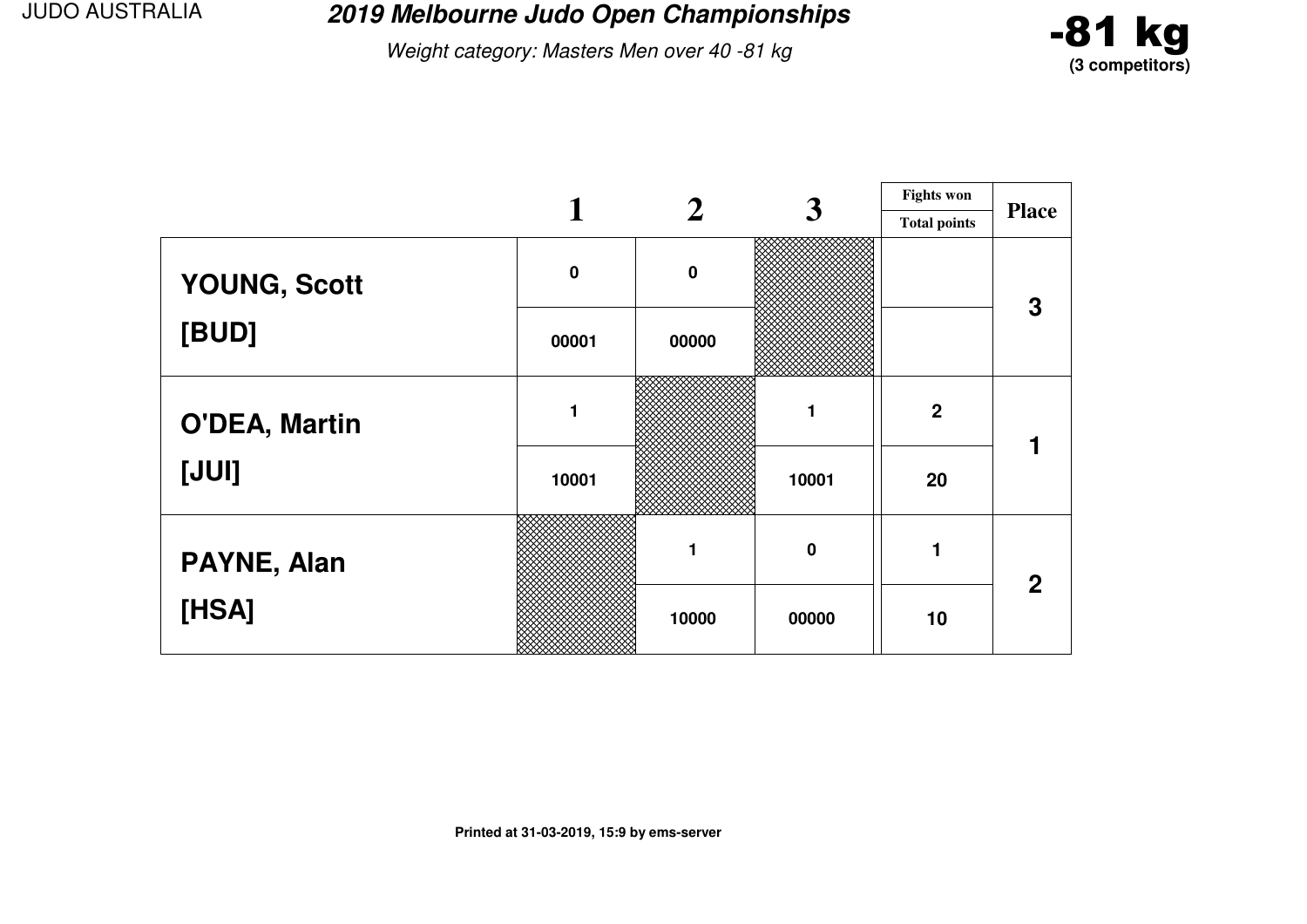**2019 Melbourne Judo Open Championships**

*Weight category: Masters Men over 40 -81 kg*

**-81 kg**
**(3 competitors)**

| | 1 | 2 | 3 | Fights won / Total points | Place |
|---|---|---|---|---|---|
| **YOUNG, Scott** | 0 | 0 | | | 3 |
| **[BUD]** | 00001 | 00000 | | | |
| **O'DEA, Martin** | 1 | | 1 | 2 | 1 |
| **[JUI]** | 10001 | | 10001 | 20 | |
| **PAYNE, Alan** | | 1 | 0 | 1 | 2 |
| **[HSA]** | | 10000 | 00000 | 10 | |

**Printed at 31-03-2019, 15:9 by ems-server**